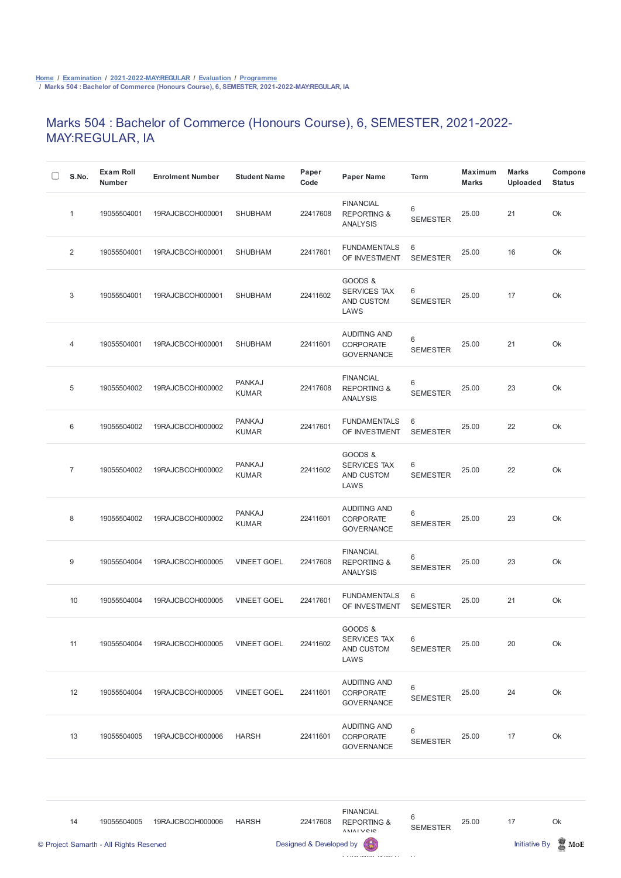Home / Examination / 2021-2022-MAY:REGULAR / Evaluation / Programme
/ Marks 504 : Bachelor of Commerce (Honours Course), 6, SEMESTER, 2021-2022-MAY:REGULAR, IA

# Marks 504 : Bachelor of Commerce (Honours Course), 6, SEMESTER, 2021-2022-MAY:REGULAR, IA

| | S.No. | Exam Roll Number | Enrolment Number | Student Name | Paper Code | Paper Name | Term | Maximum Marks | Marks Uploaded | Compone Status |
|---|---|---|---|---|---|---|---|---|---|---|
| | 1 | 19055504001 | 19RAJCBCOH000001 | SHUBHAM | 22417608 | FINANCIAL REPORTING & ANALYSIS | 6 SEMESTER | 25.00 | 21 | Ok |
| | 2 | 19055504001 | 19RAJCBCOH000001 | SHUBHAM | 22417601 | FUNDAMENTALS OF INVESTMENT | 6 SEMESTER | 25.00 | 16 | Ok |
| | 3 | 19055504001 | 19RAJCBCOH000001 | SHUBHAM | 22411602 | GOODS & SERVICES TAX AND CUSTOM LAWS | 6 SEMESTER | 25.00 | 17 | Ok |
| | 4 | 19055504001 | 19RAJCBCOH000001 | SHUBHAM | 22411601 | AUDITING AND CORPORATE GOVERNANCE | 6 SEMESTER | 25.00 | 21 | Ok |
| | 5 | 19055504002 | 19RAJCBCOH000002 | PANKAJ KUMAR | 22417608 | FINANCIAL REPORTING & ANALYSIS | 6 SEMESTER | 25.00 | 23 | Ok |
| | 6 | 19055504002 | 19RAJCBCOH000002 | PANKAJ KUMAR | 22417601 | FUNDAMENTALS OF INVESTMENT | 6 SEMESTER | 25.00 | 22 | Ok |
| | 7 | 19055504002 | 19RAJCBCOH000002 | PANKAJ KUMAR | 22411602 | GOODS & SERVICES TAX AND CUSTOM LAWS | 6 SEMESTER | 25.00 | 22 | Ok |
| | 8 | 19055504002 | 19RAJCBCOH000002 | PANKAJ KUMAR | 22411601 | AUDITING AND CORPORATE GOVERNANCE | 6 SEMESTER | 25.00 | 23 | Ok |
| | 9 | 19055504004 | 19RAJCBCOH000005 | VINEET GOEL | 22417608 | FINANCIAL REPORTING & ANALYSIS | 6 SEMESTER | 25.00 | 23 | Ok |
| | 10 | 19055504004 | 19RAJCBCOH000005 | VINEET GOEL | 22417601 | FUNDAMENTALS OF INVESTMENT | 6 SEMESTER | 25.00 | 21 | Ok |
| | 11 | 19055504004 | 19RAJCBCOH000005 | VINEET GOEL | 22411602 | GOODS & SERVICES TAX AND CUSTOM LAWS | 6 SEMESTER | 25.00 | 20 | Ok |
| | 12 | 19055504004 | 19RAJCBCOH000005 | VINEET GOEL | 22411601 | AUDITING AND CORPORATE GOVERNANCE | 6 SEMESTER | 25.00 | 24 | Ok |
| | 13 | 19055504005 | 19RAJCBCOH000006 | HARSH | 22411601 | AUDITING AND CORPORATE GOVERNANCE | 6 SEMESTER | 25.00 | 17 | Ok |
| | 14 | 19055504005 | 19RAJCBCOH000006 | HARSH | 22417608 | FINANCIAL REPORTING & ANALYSIS | 6 SEMESTER | 25.00 | 17 | Ok |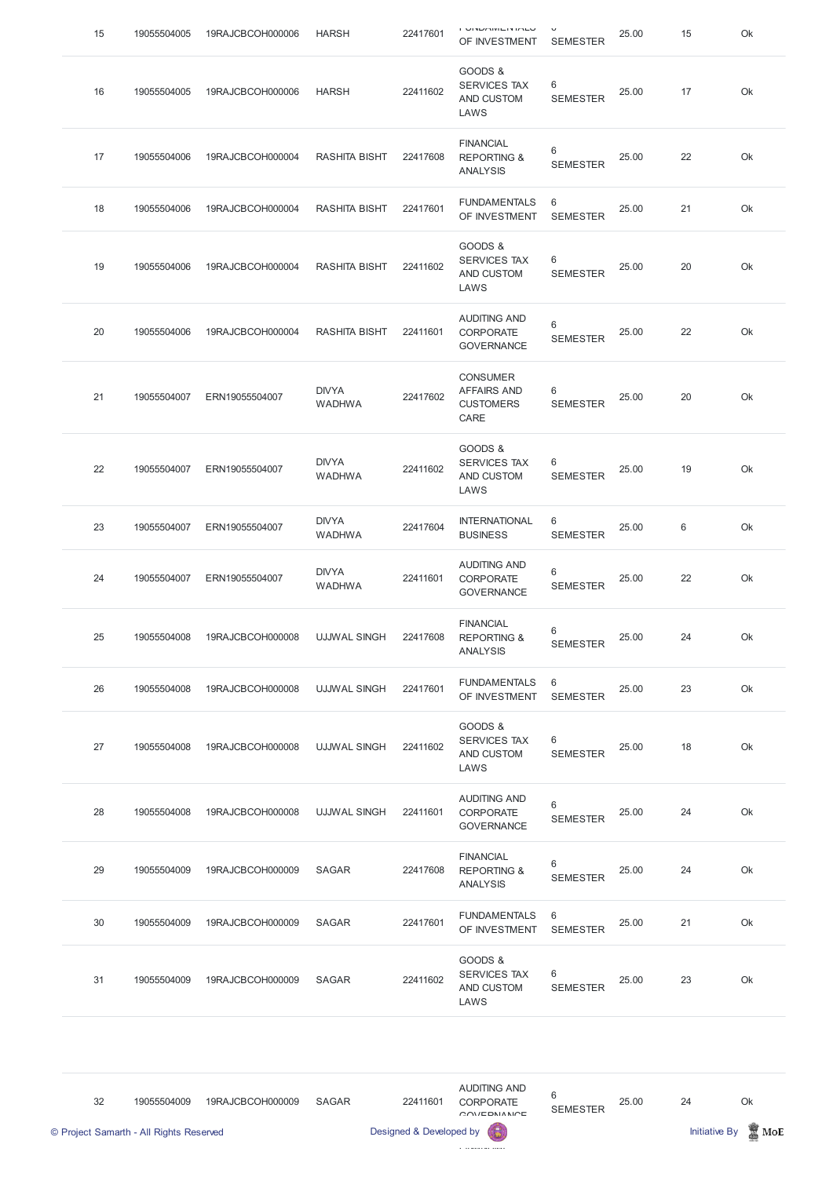| 15 | 19055504005 | 19RAJCBCOH000006 | HARSH | 22417601 | FUNDAMENTALS OF INVESTMENT | 6 SEMESTER | 25.00 | 15 | Ok |
|---|---|---|---|---|---|---|---|---|---|
| 16 | 19055504005 | 19RAJCBCOH000006 | HARSH | 22411602 | GOODS & SERVICES TAX AND CUSTOM LAWS | 6 SEMESTER | 25.00 | 17 | Ok |
| 17 | 19055504006 | 19RAJCBCOH000004 | RASHITA BISHT | 22417608 | FINANCIAL REPORTING & ANALYSIS | 6 SEMESTER | 25.00 | 22 | Ok |
| 18 | 19055504006 | 19RAJCBCOH000004 | RASHITA BISHT | 22417601 | FUNDAMENTALS OF INVESTMENT | 6 SEMESTER | 25.00 | 21 | Ok |
| 19 | 19055504006 | 19RAJCBCOH000004 | RASHITA BISHT | 22411602 | GOODS & SERVICES TAX AND CUSTOM LAWS | 6 SEMESTER | 25.00 | 20 | Ok |
| 20 | 19055504006 | 19RAJCBCOH000004 | RASHITA BISHT | 22411601 | AUDITING AND CORPORATE GOVERNANCE | 6 SEMESTER | 25.00 | 22 | Ok |
| 21 | 19055504007 | ERN19055504007 | DIVYA WADHWA | 22417602 | CONSUMER AFFAIRS AND CUSTOMERS CARE | 6 SEMESTER | 25.00 | 20 | Ok |
| 22 | 19055504007 | ERN19055504007 | DIVYA WADHWA | 22411602 | GOODS & SERVICES TAX AND CUSTOM LAWS | 6 SEMESTER | 25.00 | 19 | Ok |
| 23 | 19055504007 | ERN19055504007 | DIVYA WADHWA | 22417604 | INTERNATIONAL BUSINESS | 6 SEMESTER | 25.00 | 6 | Ok |
| 24 | 19055504007 | ERN19055504007 | DIVYA WADHWA | 22411601 | AUDITING AND CORPORATE GOVERNANCE | 6 SEMESTER | 25.00 | 22 | Ok |
| 25 | 19055504008 | 19RAJCBCOH000008 | UJJWAL SINGH | 22417608 | FINANCIAL REPORTING & ANALYSIS | 6 SEMESTER | 25.00 | 24 | Ok |
| 26 | 19055504008 | 19RAJCBCOH000008 | UJJWAL SINGH | 22417601 | FUNDAMENTALS OF INVESTMENT | 6 SEMESTER | 25.00 | 23 | Ok |
| 27 | 19055504008 | 19RAJCBCOH000008 | UJJWAL SINGH | 22411602 | GOODS & SERVICES TAX AND CUSTOM LAWS | 6 SEMESTER | 25.00 | 18 | Ok |
| 28 | 19055504008 | 19RAJCBCOH000008 | UJJWAL SINGH | 22411601 | AUDITING AND CORPORATE GOVERNANCE | 6 SEMESTER | 25.00 | 24 | Ok |
| 29 | 19055504009 | 19RAJCBCOH000009 | SAGAR | 22417608 | FINANCIAL REPORTING & ANALYSIS | 6 SEMESTER | 25.00 | 24 | Ok |
| 30 | 19055504009 | 19RAJCBCOH000009 | SAGAR | 22417601 | FUNDAMENTALS OF INVESTMENT | 6 SEMESTER | 25.00 | 21 | Ok |
| 31 | 19055504009 | 19RAJCBCOH000009 | SAGAR | 22411602 | GOODS & SERVICES TAX AND CUSTOM LAWS | 6 SEMESTER | 25.00 | 23 | Ok |
| 32 | 19055504009 | 19RAJCBCOH000009 | SAGAR | 22411601 | AUDITING AND CORPORATE GOVERNANCE | 6 SEMESTER | 25.00 | 24 | Ok |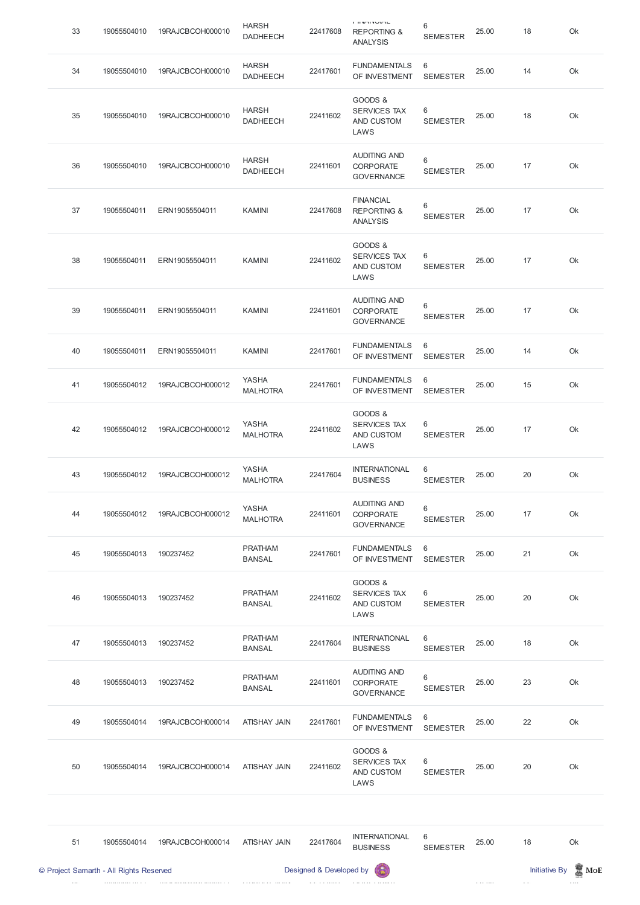| 33 | 19055504010 | 19RAJCBCOH000010 | HARSH DADHEECH | 22417608 | FINANCIAL REPORTING & ANALYSIS | 6 SEMESTER | 25.00 | 18 | Ok |
|---|---|---|---|---|---|---|---|---|---|
| 34 | 19055504010 | 19RAJCBCOH000010 | HARSH DADHEECH | 22417601 | FUNDAMENTALS OF INVESTMENT | 6 SEMESTER | 25.00 | 14 | Ok |
| 35 | 19055504010 | 19RAJCBCOH000010 | HARSH DADHEECH | 22411602 | GOODS & SERVICES TAX AND CUSTOM LAWS | 6 SEMESTER | 25.00 | 18 | Ok |
| 36 | 19055504010 | 19RAJCBCOH000010 | HARSH DADHEECH | 22411601 | AUDITING AND CORPORATE GOVERNANCE | 6 SEMESTER | 25.00 | 17 | Ok |
| 37 | 19055504011 | ERN19055504011 | KAMINI | 22417608 | FINANCIAL REPORTING & ANALYSIS | 6 SEMESTER | 25.00 | 17 | Ok |
| 38 | 19055504011 | ERN19055504011 | KAMINI | 22411602 | GOODS & SERVICES TAX AND CUSTOM LAWS | 6 SEMESTER | 25.00 | 17 | Ok |
| 39 | 19055504011 | ERN19055504011 | KAMINI | 22411601 | AUDITING AND CORPORATE GOVERNANCE | 6 SEMESTER | 25.00 | 17 | Ok |
| 40 | 19055504011 | ERN19055504011 | KAMINI | 22417601 | FUNDAMENTALS OF INVESTMENT | 6 SEMESTER | 25.00 | 14 | Ok |
| 41 | 19055504012 | 19RAJCBCOH000012 | YASHA MALHOTRA | 22417601 | FUNDAMENTALS OF INVESTMENT | 6 SEMESTER | 25.00 | 15 | Ok |
| 42 | 19055504012 | 19RAJCBCOH000012 | YASHA MALHOTRA | 22411602 | GOODS & SERVICES TAX AND CUSTOM LAWS | 6 SEMESTER | 25.00 | 17 | Ok |
| 43 | 19055504012 | 19RAJCBCOH000012 | YASHA MALHOTRA | 22417604 | INTERNATIONAL BUSINESS | 6 SEMESTER | 25.00 | 20 | Ok |
| 44 | 19055504012 | 19RAJCBCOH000012 | YASHA MALHOTRA | 22411601 | AUDITING AND CORPORATE GOVERNANCE | 6 SEMESTER | 25.00 | 17 | Ok |
| 45 | 19055504013 | 190237452 | PRATHAM BANSAL | 22417601 | FUNDAMENTALS OF INVESTMENT | 6 SEMESTER | 25.00 | 21 | Ok |
| 46 | 19055504013 | 190237452 | PRATHAM BANSAL | 22411602 | GOODS & SERVICES TAX AND CUSTOM LAWS | 6 SEMESTER | 25.00 | 20 | Ok |
| 47 | 19055504013 | 190237452 | PRATHAM BANSAL | 22417604 | INTERNATIONAL BUSINESS | 6 SEMESTER | 25.00 | 18 | Ok |
| 48 | 19055504013 | 190237452 | PRATHAM BANSAL | 22411601 | AUDITING AND CORPORATE GOVERNANCE | 6 SEMESTER | 25.00 | 23 | Ok |
| 49 | 19055504014 | 19RAJCBCOH000014 | ATISHAY JAIN | 22417601 | FUNDAMENTALS OF INVESTMENT | 6 SEMESTER | 25.00 | 22 | Ok |
| 50 | 19055504014 | 19RAJCBCOH000014 | ATISHAY JAIN | 22411602 | GOODS & SERVICES TAX AND CUSTOM LAWS | 6 SEMESTER | 25.00 | 20 | Ok |
| 51 | 19055504014 | 19RAJCBCOH000014 | ATISHAY JAIN | 22417604 | INTERNATIONAL BUSINESS | 6 SEMESTER | 25.00 | 18 | Ok |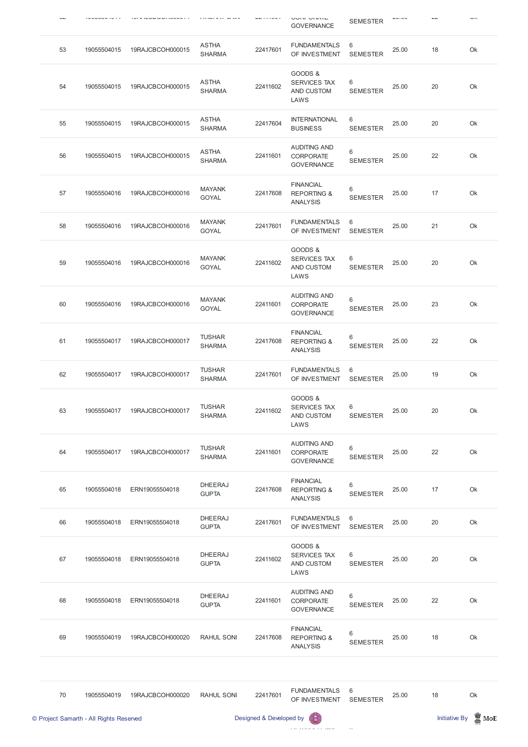| 52 | | | | | CORPORATE GOVERNANCE | SEMESTER | | | |
|---|---|---|---|---|---|---|---|---|---|
| 53 | 19055504015 | 19RAJCBCOH000015 | ASTHA SHARMA | 22417601 | FUNDAMENTALS OF INVESTMENT | 6 SEMESTER | 25.00 | 18 | Ok |
| 54 | 19055504015 | 19RAJCBCOH000015 | ASTHA SHARMA | 22411602 | GOODS & SERVICES TAX AND CUSTOM LAWS | 6 SEMESTER | 25.00 | 20 | Ok |
| 55 | 19055504015 | 19RAJCBCOH000015 | ASTHA SHARMA | 22417604 | INTERNATIONAL BUSINESS | 6 SEMESTER | 25.00 | 20 | Ok |
| 56 | 19055504015 | 19RAJCBCOH000015 | ASTHA SHARMA | 22411601 | AUDITING AND CORPORATE GOVERNANCE | 6 SEMESTER | 25.00 | 22 | Ok |
| 57 | 19055504016 | 19RAJCBCOH000016 | MAYANK GOYAL | 22417608 | FINANCIAL REPORTING & ANALYSIS | 6 SEMESTER | 25.00 | 17 | Ok |
| 58 | 19055504016 | 19RAJCBCOH000016 | MAYANK GOYAL | 22417601 | FUNDAMENTALS OF INVESTMENT | 6 SEMESTER | 25.00 | 21 | Ok |
| 59 | 19055504016 | 19RAJCBCOH000016 | MAYANK GOYAL | 22411602 | GOODS & SERVICES TAX AND CUSTOM LAWS | 6 SEMESTER | 25.00 | 20 | Ok |
| 60 | 19055504016 | 19RAJCBCOH000016 | MAYANK GOYAL | 22411601 | AUDITING AND CORPORATE GOVERNANCE | 6 SEMESTER | 25.00 | 23 | Ok |
| 61 | 19055504017 | 19RAJCBCOH000017 | TUSHAR SHARMA | 22417608 | FINANCIAL REPORTING & ANALYSIS | 6 SEMESTER | 25.00 | 22 | Ok |
| 62 | 19055504017 | 19RAJCBCOH000017 | TUSHAR SHARMA | 22417601 | FUNDAMENTALS OF INVESTMENT | 6 SEMESTER | 25.00 | 19 | Ok |
| 63 | 19055504017 | 19RAJCBCOH000017 | TUSHAR SHARMA | 22411602 | GOODS & SERVICES TAX AND CUSTOM LAWS | 6 SEMESTER | 25.00 | 20 | Ok |
| 64 | 19055504017 | 19RAJCBCOH000017 | TUSHAR SHARMA | 22411601 | AUDITING AND CORPORATE GOVERNANCE | 6 SEMESTER | 25.00 | 22 | Ok |
| 65 | 19055504018 | ERN19055504018 | DHEERAJ GUPTA | 22417608 | FINANCIAL REPORTING & ANALYSIS | 6 SEMESTER | 25.00 | 17 | Ok |
| 66 | 19055504018 | ERN19055504018 | DHEERAJ GUPTA | 22417601 | FUNDAMENTALS OF INVESTMENT | 6 SEMESTER | 25.00 | 20 | Ok |
| 67 | 19055504018 | ERN19055504018 | DHEERAJ GUPTA | 22411602 | GOODS & SERVICES TAX AND CUSTOM LAWS | 6 SEMESTER | 25.00 | 20 | Ok |
| 68 | 19055504018 | ERN19055504018 | DHEERAJ GUPTA | 22411601 | AUDITING AND CORPORATE GOVERNANCE | 6 SEMESTER | 25.00 | 22 | Ok |
| 69 | 19055504019 | 19RAJCBCOH000020 | RAHUL SONI | 22417608 | FINANCIAL REPORTING & ANALYSIS | 6 SEMESTER | 25.00 | 18 | Ok |
| 70 | 19055504019 | 19RAJCBCOH000020 | RAHUL SONI | 22417601 | FUNDAMENTALS OF INVESTMENT | 6 SEMESTER | 25.00 | 18 | Ok |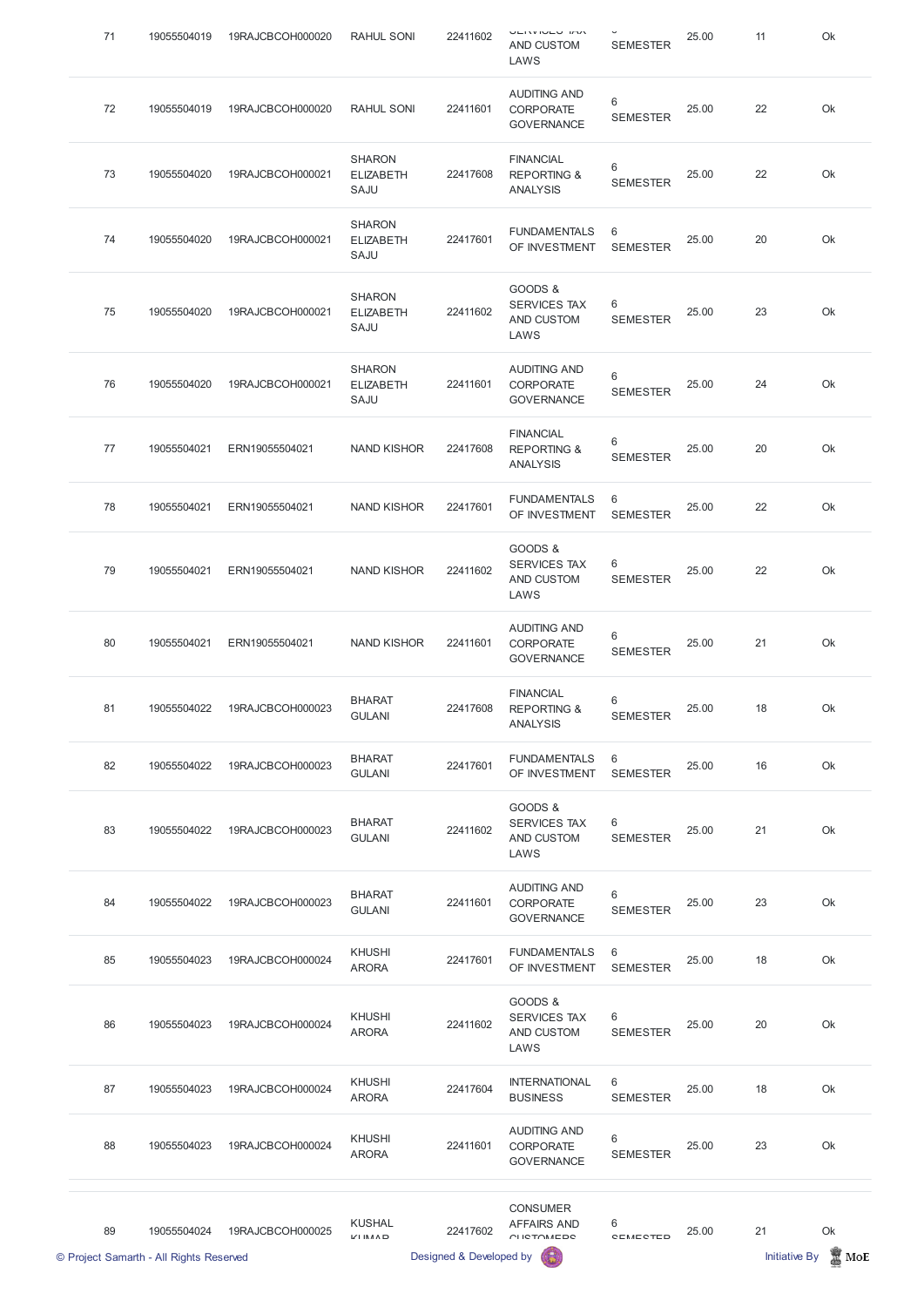| 71 | 19055504019 | 19RAJCBCOH000020 | RAHUL SONI | 22411602 | SERVICES TAX AND CUSTOM LAWS | 6 SEMESTER | 25.00 | 11 | Ok |
|---|---|---|---|---|---|---|---|---|---|
| 72 | 19055504019 | 19RAJCBCOH000020 | RAHUL SONI | 22411601 | AUDITING AND CORPORATE GOVERNANCE | 6 SEMESTER | 25.00 | 22 | Ok |
| 73 | 19055504020 | 19RAJCBCOH000021 | SHARON ELIZABETH SAJU | 22417608 | FINANCIAL REPORTING & ANALYSIS | 6 SEMESTER | 25.00 | 22 | Ok |
| 74 | 19055504020 | 19RAJCBCOH000021 | SHARON ELIZABETH SAJU | 22417601 | FUNDAMENTALS OF INVESTMENT | 6 SEMESTER | 25.00 | 20 | Ok |
| 75 | 19055504020 | 19RAJCBCOH000021 | SHARON ELIZABETH SAJU | 22411602 | GOODS & SERVICES TAX AND CUSTOM LAWS | 6 SEMESTER | 25.00 | 23 | Ok |
| 76 | 19055504020 | 19RAJCBCOH000021 | SHARON ELIZABETH SAJU | 22411601 | AUDITING AND CORPORATE GOVERNANCE | 6 SEMESTER | 25.00 | 24 | Ok |
| 77 | 19055504021 | ERN19055504021 | NAND KISHOR | 22417608 | FINANCIAL REPORTING & ANALYSIS | 6 SEMESTER | 25.00 | 20 | Ok |
| 78 | 19055504021 | ERN19055504021 | NAND KISHOR | 22417601 | FUNDAMENTALS OF INVESTMENT | 6 SEMESTER | 25.00 | 22 | Ok |
| 79 | 19055504021 | ERN19055504021 | NAND KISHOR | 22411602 | GOODS & SERVICES TAX AND CUSTOM LAWS | 6 SEMESTER | 25.00 | 22 | Ok |
| 80 | 19055504021 | ERN19055504021 | NAND KISHOR | 22411601 | AUDITING AND CORPORATE GOVERNANCE | 6 SEMESTER | 25.00 | 21 | Ok |
| 81 | 19055504022 | 19RAJCBCOH000023 | BHARAT GULANI | 22417608 | FINANCIAL REPORTING & ANALYSIS | 6 SEMESTER | 25.00 | 18 | Ok |
| 82 | 19055504022 | 19RAJCBCOH000023 | BHARAT GULANI | 22417601 | FUNDAMENTALS OF INVESTMENT | 6 SEMESTER | 25.00 | 16 | Ok |
| 83 | 19055504022 | 19RAJCBCOH000023 | BHARAT GULANI | 22411602 | GOODS & SERVICES TAX AND CUSTOM LAWS | 6 SEMESTER | 25.00 | 21 | Ok |
| 84 | 19055504022 | 19RAJCBCOH000023 | BHARAT GULANI | 22411601 | AUDITING AND CORPORATE GOVERNANCE | 6 SEMESTER | 25.00 | 23 | Ok |
| 85 | 19055504023 | 19RAJCBCOH000024 | KHUSHI ARORA | 22417601 | FUNDAMENTALS OF INVESTMENT | 6 SEMESTER | 25.00 | 18 | Ok |
| 86 | 19055504023 | 19RAJCBCOH000024 | KHUSHI ARORA | 22411602 | GOODS & SERVICES TAX AND CUSTOM LAWS | 6 SEMESTER | 25.00 | 20 | Ok |
| 87 | 19055504023 | 19RAJCBCOH000024 | KHUSHI ARORA | 22417604 | INTERNATIONAL BUSINESS | 6 SEMESTER | 25.00 | 18 | Ok |
| 88 | 19055504023 | 19RAJCBCOH000024 | KHUSHI ARORA | 22411601 | AUDITING AND CORPORATE GOVERNANCE | 6 SEMESTER | 25.00 | 23 | Ok |
| 89 | 19055504024 | 19RAJCBCOH000025 | KUSHAL KUMAR | 22417602 | CONSUMER AFFAIRS AND CUSTOMERS | 6 SEMESTER | 25.00 | 21 | Ok |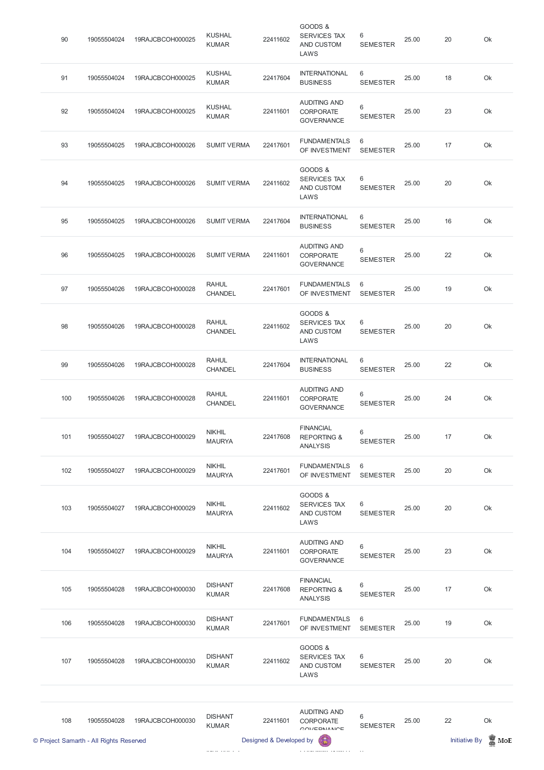| 90 | 19055504024 | 19RAJCBCOH000025 | KUSHAL KUMAR | 22411602 | GOODS & SERVICES TAX AND CUSTOM LAWS | 6 SEMESTER | 25.00 | 20 | Ok |
|---|---|---|---|---|---|---|---|---|---|
| 91 | 19055504024 | 19RAJCBCOH000025 | KUSHAL KUMAR | 22417604 | INTERNATIONAL BUSINESS | 6 SEMESTER | 25.00 | 18 | Ok |
| 92 | 19055504024 | 19RAJCBCOH000025 | KUSHAL KUMAR | 22411601 | AUDITING AND CORPORATE GOVERNANCE | 6 SEMESTER | 25.00 | 23 | Ok |
| 93 | 19055504025 | 19RAJCBCOH000026 | SUMIT VERMA | 22417601 | FUNDAMENTALS OF INVESTMENT | 6 SEMESTER | 25.00 | 17 | Ok |
| 94 | 19055504025 | 19RAJCBCOH000026 | SUMIT VERMA | 22411602 | GOODS & SERVICES TAX AND CUSTOM LAWS | 6 SEMESTER | 25.00 | 20 | Ok |
| 95 | 19055504025 | 19RAJCBCOH000026 | SUMIT VERMA | 22417604 | INTERNATIONAL BUSINESS | 6 SEMESTER | 25.00 | 16 | Ok |
| 96 | 19055504025 | 19RAJCBCOH000026 | SUMIT VERMA | 22411601 | AUDITING AND CORPORATE GOVERNANCE | 6 SEMESTER | 25.00 | 22 | Ok |
| 97 | 19055504026 | 19RAJCBCOH000028 | RAHUL CHANDEL | 22417601 | FUNDAMENTALS OF INVESTMENT | 6 SEMESTER | 25.00 | 19 | Ok |
| 98 | 19055504026 | 19RAJCBCOH000028 | RAHUL CHANDEL | 22411602 | GOODS & SERVICES TAX AND CUSTOM LAWS | 6 SEMESTER | 25.00 | 20 | Ok |
| 99 | 19055504026 | 19RAJCBCOH000028 | RAHUL CHANDEL | 22417604 | INTERNATIONAL BUSINESS | 6 SEMESTER | 25.00 | 22 | Ok |
| 100 | 19055504026 | 19RAJCBCOH000028 | RAHUL CHANDEL | 22411601 | AUDITING AND CORPORATE GOVERNANCE | 6 SEMESTER | 25.00 | 24 | Ok |
| 101 | 19055504027 | 19RAJCBCOH000029 | NIKHIL MAURYA | 22417608 | FINANCIAL REPORTING & ANALYSIS | 6 SEMESTER | 25.00 | 17 | Ok |
| 102 | 19055504027 | 19RAJCBCOH000029 | NIKHIL MAURYA | 22417601 | FUNDAMENTALS OF INVESTMENT | 6 SEMESTER | 25.00 | 20 | Ok |
| 103 | 19055504027 | 19RAJCBCOH000029 | NIKHIL MAURYA | 22411602 | GOODS & SERVICES TAX AND CUSTOM LAWS | 6 SEMESTER | 25.00 | 20 | Ok |
| 104 | 19055504027 | 19RAJCBCOH000029 | NIKHIL MAURYA | 22411601 | AUDITING AND CORPORATE GOVERNANCE | 6 SEMESTER | 25.00 | 23 | Ok |
| 105 | 19055504028 | 19RAJCBCOH000030 | DISHANT KUMAR | 22417608 | FINANCIAL REPORTING & ANALYSIS | 6 SEMESTER | 25.00 | 17 | Ok |
| 106 | 19055504028 | 19RAJCBCOH000030 | DISHANT KUMAR | 22417601 | FUNDAMENTALS OF INVESTMENT | 6 SEMESTER | 25.00 | 19 | Ok |
| 107 | 19055504028 | 19RAJCBCOH000030 | DISHANT KUMAR | 22411602 | GOODS & SERVICES TAX AND CUSTOM LAWS | 6 SEMESTER | 25.00 | 20 | Ok |
| 108 | 19055504028 | 19RAJCBCOH000030 | DISHANT KUMAR | 22411601 | AUDITING AND CORPORATE GOVERNANCE | 6 SEMESTER | 25.00 | 22 | Ok |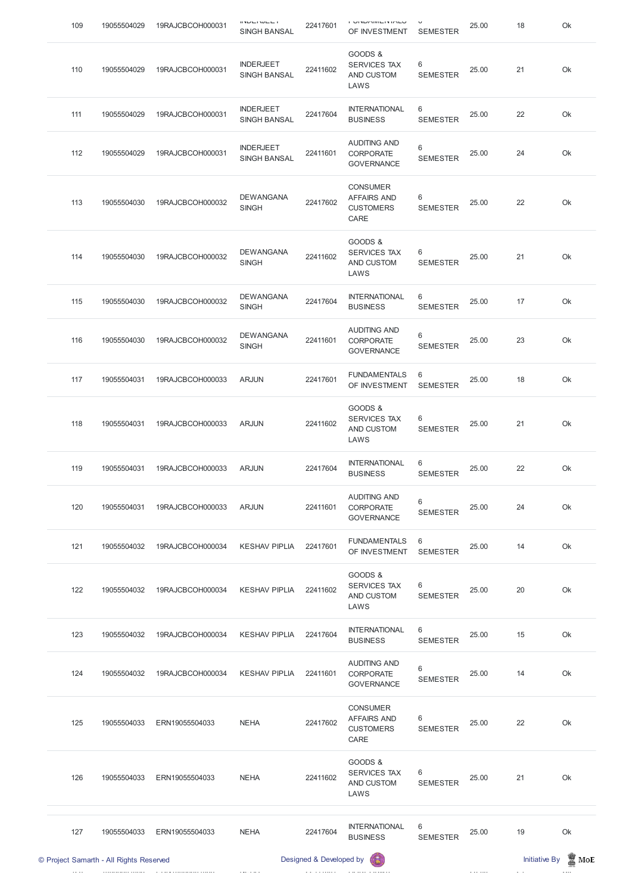| 109 | 19055504029 | 19RAJCBCOH000031 | INDERJEET SINGH BANSAL | 22417601 | FUNDAMENTALS OF INVESTMENT | 6 SEMESTER | 25.00 | 18 | Ok |
|---|---|---|---|---|---|---|---|---|---|
| 110 | 19055504029 | 19RAJCBCOH000031 | INDERJEET SINGH BANSAL | 22411602 | GOODS & SERVICES TAX AND CUSTOM LAWS | 6 SEMESTER | 25.00 | 21 | Ok |
| 111 | 19055504029 | 19RAJCBCOH000031 | INDERJEET SINGH BANSAL | 22417604 | INTERNATIONAL BUSINESS | 6 SEMESTER | 25.00 | 22 | Ok |
| 112 | 19055504029 | 19RAJCBCOH000031 | INDERJEET SINGH BANSAL | 22411601 | AUDITING AND CORPORATE GOVERNANCE | 6 SEMESTER | 25.00 | 24 | Ok |
| 113 | 19055504030 | 19RAJCBCOH000032 | DEWANGANA SINGH | 22417602 | CONSUMER AFFAIRS AND CUSTOMERS CARE | 6 SEMESTER | 25.00 | 22 | Ok |
| 114 | 19055504030 | 19RAJCBCOH000032 | DEWANGANA SINGH | 22411602 | GOODS & SERVICES TAX AND CUSTOM LAWS | 6 SEMESTER | 25.00 | 21 | Ok |
| 115 | 19055504030 | 19RAJCBCOH000032 | DEWANGANA SINGH | 22417604 | INTERNATIONAL BUSINESS | 6 SEMESTER | 25.00 | 17 | Ok |
| 116 | 19055504030 | 19RAJCBCOH000032 | DEWANGANA SINGH | 22411601 | AUDITING AND CORPORATE GOVERNANCE | 6 SEMESTER | 25.00 | 23 | Ok |
| 117 | 19055504031 | 19RAJCBCOH000033 | ARJUN | 22417601 | FUNDAMENTALS OF INVESTMENT | 6 SEMESTER | 25.00 | 18 | Ok |
| 118 | 19055504031 | 19RAJCBCOH000033 | ARJUN | 22411602 | GOODS & SERVICES TAX AND CUSTOM LAWS | 6 SEMESTER | 25.00 | 21 | Ok |
| 119 | 19055504031 | 19RAJCBCOH000033 | ARJUN | 22417604 | INTERNATIONAL BUSINESS | 6 SEMESTER | 25.00 | 22 | Ok |
| 120 | 19055504031 | 19RAJCBCOH000033 | ARJUN | 22411601 | AUDITING AND CORPORATE GOVERNANCE | 6 SEMESTER | 25.00 | 24 | Ok |
| 121 | 19055504032 | 19RAJCBCOH000034 | KESHAV PIPLIA | 22417601 | FUNDAMENTALS OF INVESTMENT | 6 SEMESTER | 25.00 | 14 | Ok |
| 122 | 19055504032 | 19RAJCBCOH000034 | KESHAV PIPLIA | 22411602 | GOODS & SERVICES TAX AND CUSTOM LAWS | 6 SEMESTER | 25.00 | 20 | Ok |
| 123 | 19055504032 | 19RAJCBCOH000034 | KESHAV PIPLIA | 22417604 | INTERNATIONAL BUSINESS | 6 SEMESTER | 25.00 | 15 | Ok |
| 124 | 19055504032 | 19RAJCBCOH000034 | KESHAV PIPLIA | 22411601 | AUDITING AND CORPORATE GOVERNANCE | 6 SEMESTER | 25.00 | 14 | Ok |
| 125 | 19055504033 | ERN19055504033 | NEHA | 22417602 | CONSUMER AFFAIRS AND CUSTOMERS CARE | 6 SEMESTER | 25.00 | 22 | Ok |
| 126 | 19055504033 | ERN19055504033 | NEHA | 22411602 | GOODS & SERVICES TAX AND CUSTOM LAWS | 6 SEMESTER | 25.00 | 21 | Ok |
| 127 | 19055504033 | ERN19055504033 | NEHA | 22417604 | INTERNATIONAL BUSINESS | 6 SEMESTER | 25.00 | 19 | Ok |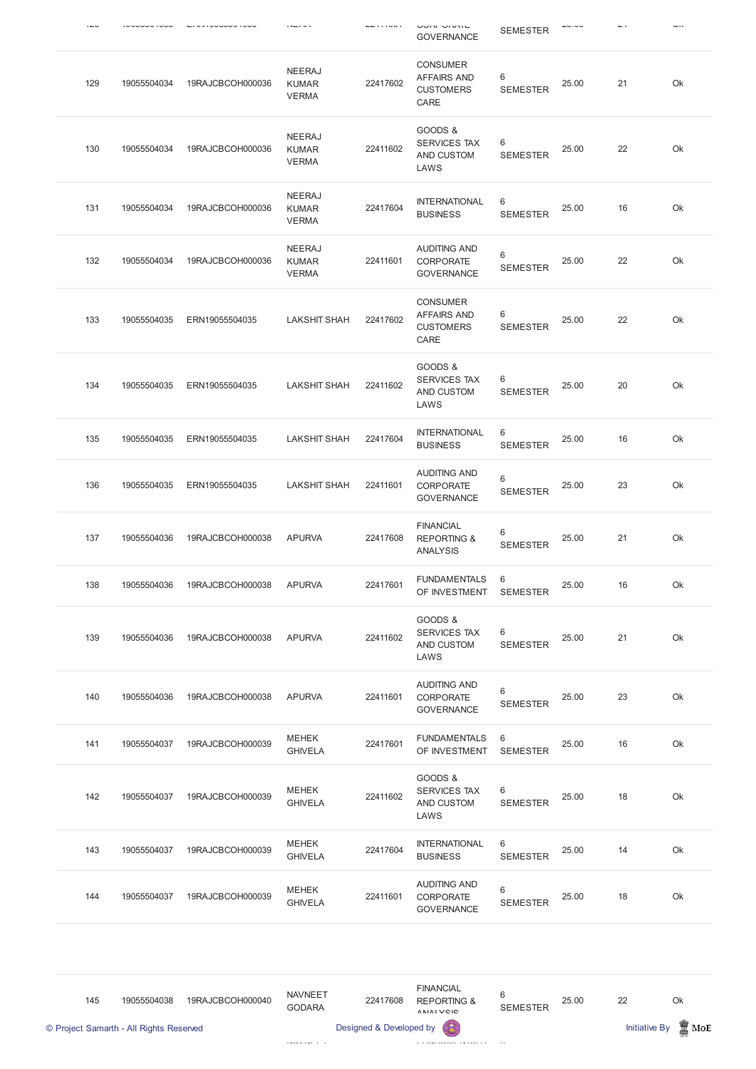| | | | | | | | | | |
|---|---|---|---|---|---|---|---|---|---|
| 129 | 19055504034 | 19RAJCBCOH000036 | NEERAJ KUMAR VERMA | 22417602 | CONSUMER AFFAIRS AND CUSTOMERS CARE | 6 SEMESTER | 25.00 | 21 | Ok |
| 130 | 19055504034 | 19RAJCBCOH000036 | NEERAJ KUMAR VERMA | 22411602 | GOODS & SERVICES TAX AND CUSTOM LAWS | 6 SEMESTER | 25.00 | 22 | Ok |
| 131 | 19055504034 | 19RAJCBCOH000036 | NEERAJ KUMAR VERMA | 22417604 | INTERNATIONAL BUSINESS | 6 SEMESTER | 25.00 | 16 | Ok |
| 132 | 19055504034 | 19RAJCBCOH000036 | NEERAJ KUMAR VERMA | 22411601 | AUDITING AND CORPORATE GOVERNANCE | 6 SEMESTER | 25.00 | 22 | Ok |
| 133 | 19055504035 | ERN19055504035 | LAKSHIT SHAH | 22417602 | CONSUMER AFFAIRS AND CUSTOMERS CARE | 6 SEMESTER | 25.00 | 22 | Ok |
| 134 | 19055504035 | ERN19055504035 | LAKSHIT SHAH | 22411602 | GOODS & SERVICES TAX AND CUSTOM LAWS | 6 SEMESTER | 25.00 | 20 | Ok |
| 135 | 19055504035 | ERN19055504035 | LAKSHIT SHAH | 22417604 | INTERNATIONAL BUSINESS | 6 SEMESTER | 25.00 | 16 | Ok |
| 136 | 19055504035 | ERN19055504035 | LAKSHIT SHAH | 22411601 | AUDITING AND CORPORATE GOVERNANCE | 6 SEMESTER | 25.00 | 23 | Ok |
| 137 | 19055504036 | 19RAJCBCOH000038 | APURVA | 22417608 | FINANCIAL REPORTING & ANALYSIS | 6 SEMESTER | 25.00 | 21 | Ok |
| 138 | 19055504036 | 19RAJCBCOH000038 | APURVA | 22417601 | FUNDAMENTALS OF INVESTMENT | 6 SEMESTER | 25.00 | 16 | Ok |
| 139 | 19055504036 | 19RAJCBCOH000038 | APURVA | 22411602 | GOODS & SERVICES TAX AND CUSTOM LAWS | 6 SEMESTER | 25.00 | 21 | Ok |
| 140 | 19055504036 | 19RAJCBCOH000038 | APURVA | 22411601 | AUDITING AND CORPORATE GOVERNANCE | 6 SEMESTER | 25.00 | 23 | Ok |
| 141 | 19055504037 | 19RAJCBCOH000039 | MEHEK GHIVELA | 22417601 | FUNDAMENTALS OF INVESTMENT | 6 SEMESTER | 25.00 | 16 | Ok |
| 142 | 19055504037 | 19RAJCBCOH000039 | MEHEK GHIVELA | 22411602 | GOODS & SERVICES TAX AND CUSTOM LAWS | 6 SEMESTER | 25.00 | 18 | Ok |
| 143 | 19055504037 | 19RAJCBCOH000039 | MEHEK GHIVELA | 22417604 | INTERNATIONAL BUSINESS | 6 SEMESTER | 25.00 | 14 | Ok |
| 144 | 19055504037 | 19RAJCBCOH000039 | MEHEK GHIVELA | 22411601 | AUDITING AND CORPORATE GOVERNANCE | 6 SEMESTER | 25.00 | 18 | Ok |
| 145 | 19055504038 | 19RAJCBCOH000040 | NAVNEET GODARA | 22417608 | FINANCIAL REPORTING & ANALYSIS | 6 SEMESTER | 25.00 | 22 | Ok |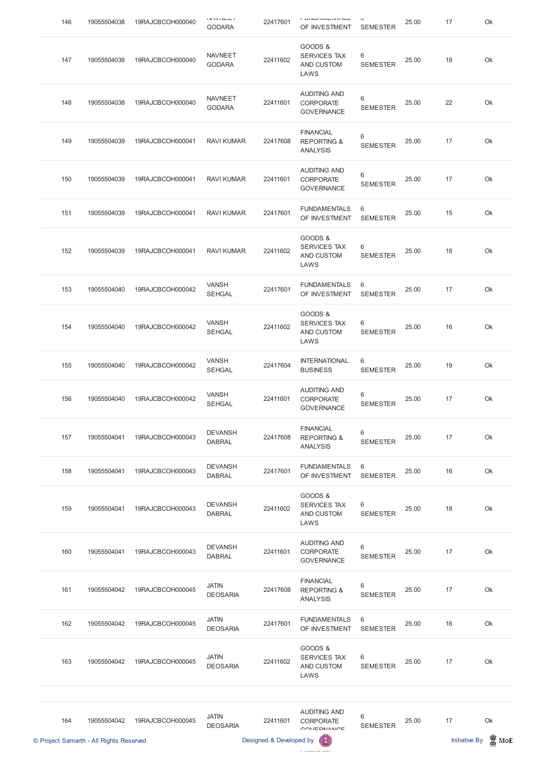| 146 | 19055504038 | 19RAJCBCOH000040 | NAVNEET GODARA | 22417601 | FUNDAMENTALS OF INVESTMENT | 6 SEMESTER | 25.00 | 17 | Ok |
|---|---|---|---|---|---|---|---|---|---|
| 147 | 19055504038 | 19RAJCBCOH000040 | NAVNEET GODARA | 22411602 | GOODS & SERVICES TAX AND CUSTOM LAWS | 6 SEMESTER | 25.00 | 18 | Ok |
| 148 | 19055504038 | 19RAJCBCOH000040 | NAVNEET GODARA | 22411601 | AUDITING AND CORPORATE GOVERNANCE | 6 SEMESTER | 25.00 | 22 | Ok |
| 149 | 19055504039 | 19RAJCBCOH000041 | RAVI KUMAR | 22417608 | FINANCIAL REPORTING & ANALYSIS | 6 SEMESTER | 25.00 | 17 | Ok |
| 150 | 19055504039 | 19RAJCBCOH000041 | RAVI KUMAR | 22411601 | AUDITING AND CORPORATE GOVERNANCE | 6 SEMESTER | 25.00 | 17 | Ok |
| 151 | 19055504039 | 19RAJCBCOH000041 | RAVI KUMAR | 22417601 | FUNDAMENTALS OF INVESTMENT | 6 SEMESTER | 25.00 | 15 | Ok |
| 152 | 19055504039 | 19RAJCBCOH000041 | RAVI KUMAR | 22411602 | GOODS & SERVICES TAX AND CUSTOM LAWS | 6 SEMESTER | 25.00 | 18 | Ok |
| 153 | 19055504040 | 19RAJCBCOH000042 | VANSH SEHGAL | 22417601 | FUNDAMENTALS OF INVESTMENT | 6 SEMESTER | 25.00 | 17 | Ok |
| 154 | 19055504040 | 19RAJCBCOH000042 | VANSH SEHGAL | 22411602 | GOODS & SERVICES TAX AND CUSTOM LAWS | 6 SEMESTER | 25.00 | 16 | Ok |
| 155 | 19055504040 | 19RAJCBCOH000042 | VANSH SEHGAL | 22417604 | INTERNATIONAL BUSINESS | 6 SEMESTER | 25.00 | 19 | Ok |
| 156 | 19055504040 | 19RAJCBCOH000042 | VANSH SEHGAL | 22411601 | AUDITING AND CORPORATE GOVERNANCE | 6 SEMESTER | 25.00 | 17 | Ok |
| 157 | 19055504041 | 19RAJCBCOH000043 | DEVANSH DABRAL | 22417608 | FINANCIAL REPORTING & ANALYSIS | 6 SEMESTER | 25.00 | 17 | Ok |
| 158 | 19055504041 | 19RAJCBCOH000043 | DEVANSH DABRAL | 22417601 | FUNDAMENTALS OF INVESTMENT | 6 SEMESTER | 25.00 | 16 | Ok |
| 159 | 19055504041 | 19RAJCBCOH000043 | DEVANSH DABRAL | 22411602 | GOODS & SERVICES TAX AND CUSTOM LAWS | 6 SEMESTER | 25.00 | 18 | Ok |
| 160 | 19055504041 | 19RAJCBCOH000043 | DEVANSH DABRAL | 22411601 | AUDITING AND CORPORATE GOVERNANCE | 6 SEMESTER | 25.00 | 17 | Ok |
| 161 | 19055504042 | 19RAJCBCOH000045 | JATIN DEOSARIA | 22417608 | FINANCIAL REPORTING & ANALYSIS | 6 SEMESTER | 25.00 | 17 | Ok |
| 162 | 19055504042 | 19RAJCBCOH000045 | JATIN DEOSARIA | 22417601 | FUNDAMENTALS OF INVESTMENT | 6 SEMESTER | 25.00 | 16 | Ok |
| 163 | 19055504042 | 19RAJCBCOH000045 | JATIN DEOSARIA | 22411602 | GOODS & SERVICES TAX AND CUSTOM LAWS | 6 SEMESTER | 25.00 | 17 | Ok |
| 164 | 19055504042 | 19RAJCBCOH000045 | JATIN DEOSARIA | 22411601 | AUDITING AND CORPORATE GOVERNANCE | 6 SEMESTER | 25.00 | 17 | Ok |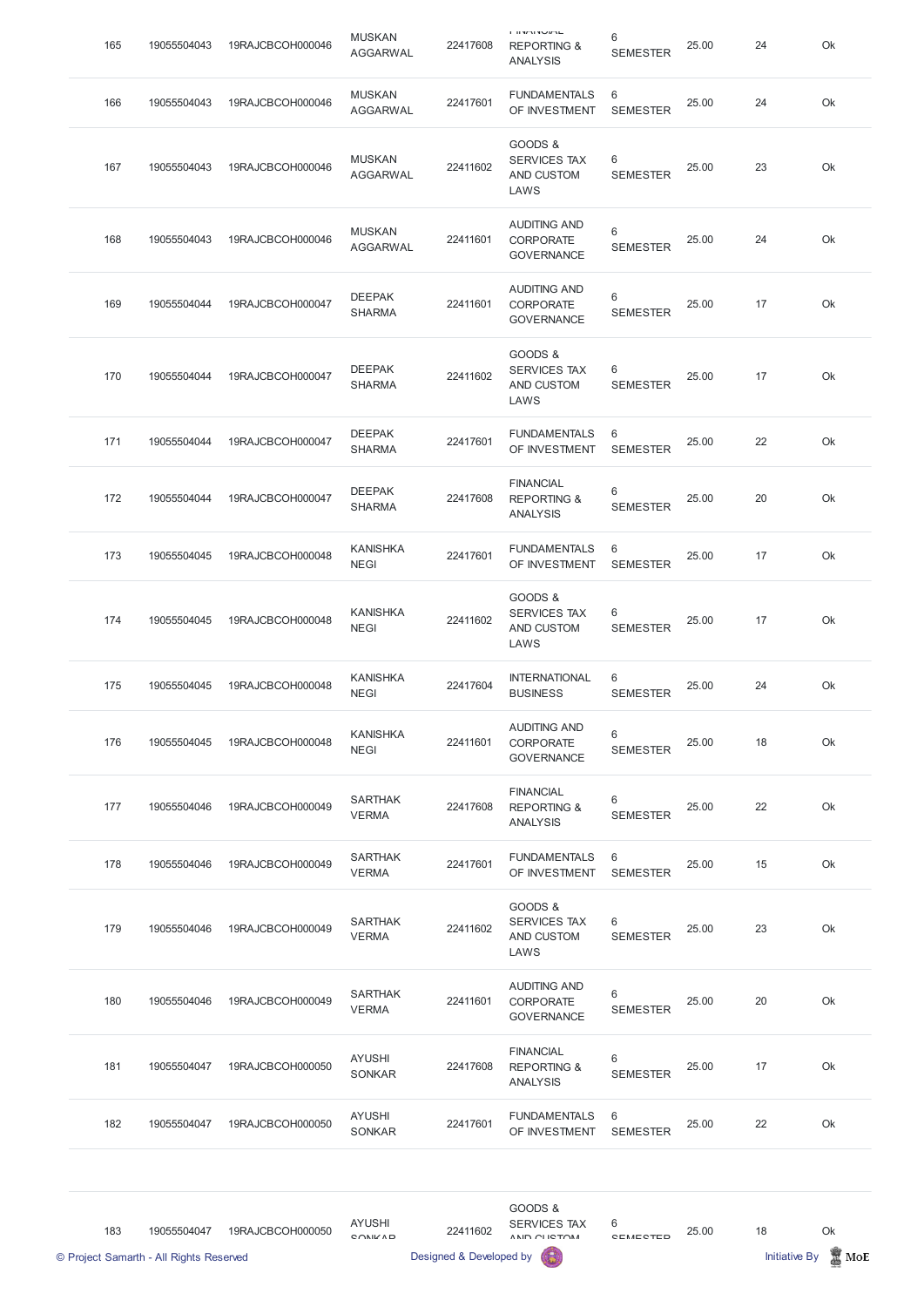| | | | | | | | | | |
|---|---|---|---|---|---|---|---|---|---|
| 165 | 19055504043 | 19RAJCBCOH000046 | MUSKAN AGGARWAL | 22417608 | FINANCIAL REPORTING & ANALYSIS | 6 SEMESTER | 25.00 | 24 | Ok |
| 166 | 19055504043 | 19RAJCBCOH000046 | MUSKAN AGGARWAL | 22417601 | FUNDAMENTALS OF INVESTMENT | 6 SEMESTER | 25.00 | 24 | Ok |
| 167 | 19055504043 | 19RAJCBCOH000046 | MUSKAN AGGARWAL | 22411602 | GOODS & SERVICES TAX AND CUSTOM LAWS | 6 SEMESTER | 25.00 | 23 | Ok |
| 168 | 19055504043 | 19RAJCBCOH000046 | MUSKAN AGGARWAL | 22411601 | AUDITING AND CORPORATE GOVERNANCE | 6 SEMESTER | 25.00 | 24 | Ok |
| 169 | 19055504044 | 19RAJCBCOH000047 | DEEPAK SHARMA | 22411601 | AUDITING AND CORPORATE GOVERNANCE | 6 SEMESTER | 25.00 | 17 | Ok |
| 170 | 19055504044 | 19RAJCBCOH000047 | DEEPAK SHARMA | 22411602 | GOODS & SERVICES TAX AND CUSTOM LAWS | 6 SEMESTER | 25.00 | 17 | Ok |
| 171 | 19055504044 | 19RAJCBCOH000047 | DEEPAK SHARMA | 22417601 | FUNDAMENTALS OF INVESTMENT | 6 SEMESTER | 25.00 | 22 | Ok |
| 172 | 19055504044 | 19RAJCBCOH000047 | DEEPAK SHARMA | 22417608 | FINANCIAL REPORTING & ANALYSIS | 6 SEMESTER | 25.00 | 20 | Ok |
| 173 | 19055504045 | 19RAJCBCOH000048 | KANISHKA NEGI | 22417601 | FUNDAMENTALS OF INVESTMENT | 6 SEMESTER | 25.00 | 17 | Ok |
| 174 | 19055504045 | 19RAJCBCOH000048 | KANISHKA NEGI | 22411602 | GOODS & SERVICES TAX AND CUSTOM LAWS | 6 SEMESTER | 25.00 | 17 | Ok |
| 175 | 19055504045 | 19RAJCBCOH000048 | KANISHKA NEGI | 22417604 | INTERNATIONAL BUSINESS | 6 SEMESTER | 25.00 | 24 | Ok |
| 176 | 19055504045 | 19RAJCBCOH000048 | KANISHKA NEGI | 22411601 | AUDITING AND CORPORATE GOVERNANCE | 6 SEMESTER | 25.00 | 18 | Ok |
| 177 | 19055504046 | 19RAJCBCOH000049 | SARTHAK VERMA | 22417608 | FINANCIAL REPORTING & ANALYSIS | 6 SEMESTER | 25.00 | 22 | Ok |
| 178 | 19055504046 | 19RAJCBCOH000049 | SARTHAK VERMA | 22417601 | FUNDAMENTALS OF INVESTMENT | 6 SEMESTER | 25.00 | 15 | Ok |
| 179 | 19055504046 | 19RAJCBCOH000049 | SARTHAK VERMA | 22411602 | GOODS & SERVICES TAX AND CUSTOM LAWS | 6 SEMESTER | 25.00 | 23 | Ok |
| 180 | 19055504046 | 19RAJCBCOH000049 | SARTHAK VERMA | 22411601 | AUDITING AND CORPORATE GOVERNANCE | 6 SEMESTER | 25.00 | 20 | Ok |
| 181 | 19055504047 | 19RAJCBCOH000050 | AYUSHI SONKAR | 22417608 | FINANCIAL REPORTING & ANALYSIS | 6 SEMESTER | 25.00 | 17 | Ok |
| 182 | 19055504047 | 19RAJCBCOH000050 | AYUSHI SONKAR | 22417601 | FUNDAMENTALS OF INVESTMENT | 6 SEMESTER | 25.00 | 22 | Ok |
| 183 | 19055504047 | 19RAJCBCOH000050 | AYUSHI SONKAR | 22411602 | GOODS & SERVICES TAX AND CUSTOM | 6 SEMESTER | 25.00 | 18 | Ok |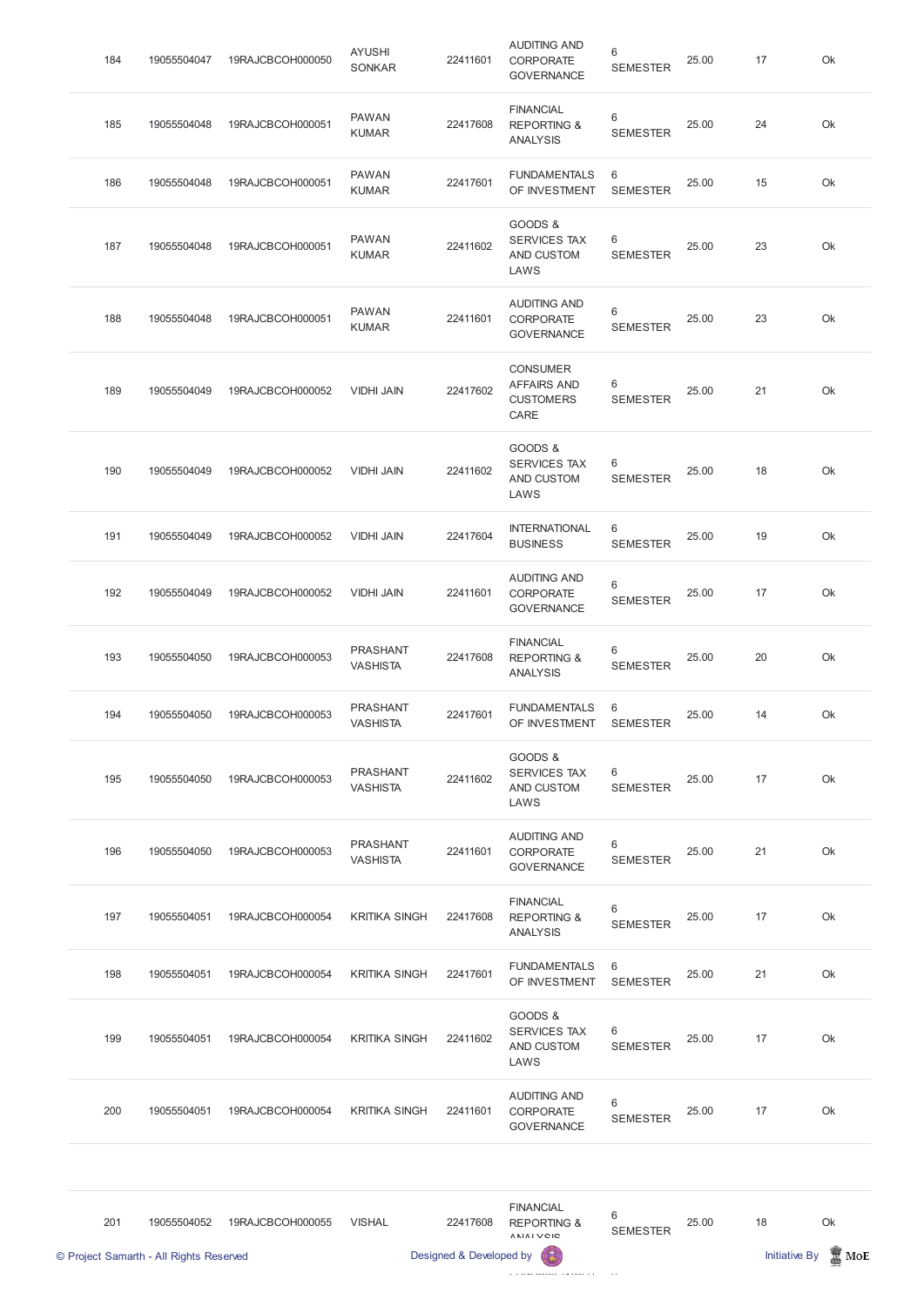| | | | | | | | | | |
|---|---|---|---|---|---|---|---|---|---|
| 184 | 19055504047 | 19RAJCBCOH000050 | AYUSHI SONKAR | 22411601 | AUDITING AND CORPORATE GOVERNANCE | 6 SEMESTER | 25.00 | 17 | Ok |
| 185 | 19055504048 | 19RAJCBCOH000051 | PAWAN KUMAR | 22417608 | FINANCIAL REPORTING & ANALYSIS | 6 SEMESTER | 25.00 | 24 | Ok |
| 186 | 19055504048 | 19RAJCBCOH000051 | PAWAN KUMAR | 22417601 | FUNDAMENTALS OF INVESTMENT | 6 SEMESTER | 25.00 | 15 | Ok |
| 187 | 19055504048 | 19RAJCBCOH000051 | PAWAN KUMAR | 22411602 | GOODS & SERVICES TAX AND CUSTOM LAWS | 6 SEMESTER | 25.00 | 23 | Ok |
| 188 | 19055504048 | 19RAJCBCOH000051 | PAWAN KUMAR | 22411601 | AUDITING AND CORPORATE GOVERNANCE | 6 SEMESTER | 25.00 | 23 | Ok |
| 189 | 19055504049 | 19RAJCBCOH000052 | VIDHI JAIN | 22417602 | CONSUMER AFFAIRS AND CUSTOMERS CARE | 6 SEMESTER | 25.00 | 21 | Ok |
| 190 | 19055504049 | 19RAJCBCOH000052 | VIDHI JAIN | 22411602 | GOODS & SERVICES TAX AND CUSTOM LAWS | 6 SEMESTER | 25.00 | 18 | Ok |
| 191 | 19055504049 | 19RAJCBCOH000052 | VIDHI JAIN | 22417604 | INTERNATIONAL BUSINESS | 6 SEMESTER | 25.00 | 19 | Ok |
| 192 | 19055504049 | 19RAJCBCOH000052 | VIDHI JAIN | 22411601 | AUDITING AND CORPORATE GOVERNANCE | 6 SEMESTER | 25.00 | 17 | Ok |
| 193 | 19055504050 | 19RAJCBCOH000053 | PRASHANT VASHISTA | 22417608 | FINANCIAL REPORTING & ANALYSIS | 6 SEMESTER | 25.00 | 20 | Ok |
| 194 | 19055504050 | 19RAJCBCOH000053 | PRASHANT VASHISTA | 22417601 | FUNDAMENTALS OF INVESTMENT | 6 SEMESTER | 25.00 | 14 | Ok |
| 195 | 19055504050 | 19RAJCBCOH000053 | PRASHANT VASHISTA | 22411602 | GOODS & SERVICES TAX AND CUSTOM LAWS | 6 SEMESTER | 25.00 | 17 | Ok |
| 196 | 19055504050 | 19RAJCBCOH000053 | PRASHANT VASHISTA | 22411601 | AUDITING AND CORPORATE GOVERNANCE | 6 SEMESTER | 25.00 | 21 | Ok |
| 197 | 19055504051 | 19RAJCBCOH000054 | KRITIKA SINGH | 22417608 | FINANCIAL REPORTING & ANALYSIS | 6 SEMESTER | 25.00 | 17 | Ok |
| 198 | 19055504051 | 19RAJCBCOH000054 | KRITIKA SINGH | 22417601 | FUNDAMENTALS OF INVESTMENT | 6 SEMESTER | 25.00 | 21 | Ok |
| 199 | 19055504051 | 19RAJCBCOH000054 | KRITIKA SINGH | 22411602 | GOODS & SERVICES TAX AND CUSTOM LAWS | 6 SEMESTER | 25.00 | 17 | Ok |
| 200 | 19055504051 | 19RAJCBCOH000054 | KRITIKA SINGH | 22411601 | AUDITING AND CORPORATE GOVERNANCE | 6 SEMESTER | 25.00 | 17 | Ok |
| 201 | 19055504052 | 19RAJCBCOH000055 | VISHAL | 22417608 | FINANCIAL REPORTING & ANALYSIS | 6 SEMESTER | 25.00 | 18 | Ok |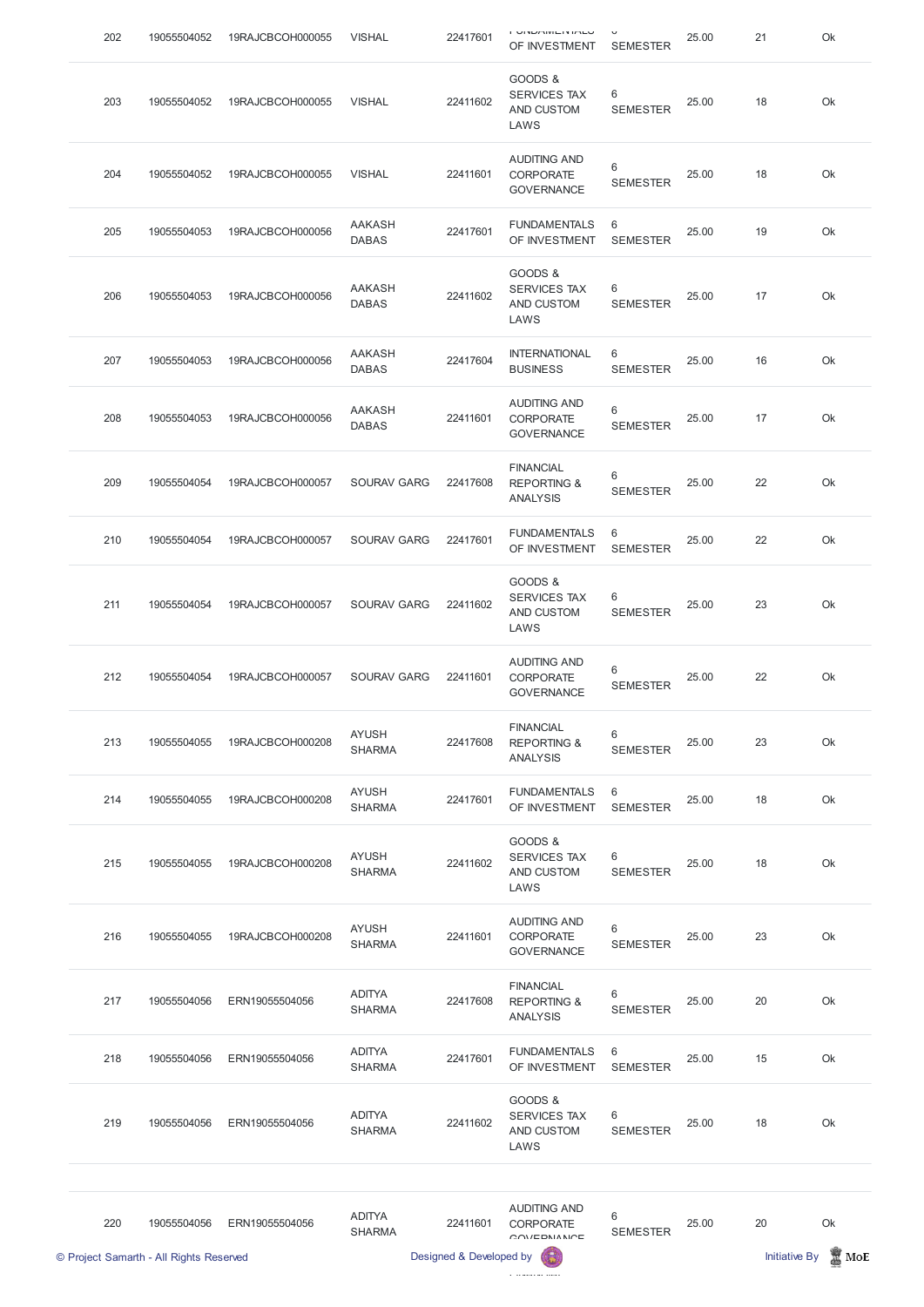| 202 | 19055504052 | 19RAJCBCOH000055 | VISHAL | 22417601 | FUNDAMENTALS OF INVESTMENT | 6 SEMESTER | 25.00 | 21 | Ok |
|---|---|---|---|---|---|---|---|---|---|
| 203 | 19055504052 | 19RAJCBCOH000055 | VISHAL | 22411602 | GOODS & SERVICES TAX AND CUSTOM LAWS | 6 SEMESTER | 25.00 | 18 | Ok |
| 204 | 19055504052 | 19RAJCBCOH000055 | VISHAL | 22411601 | AUDITING AND CORPORATE GOVERNANCE | 6 SEMESTER | 25.00 | 18 | Ok |
| 205 | 19055504053 | 19RAJCBCOH000056 | AAKASH DABAS | 22417601 | FUNDAMENTALS OF INVESTMENT | 6 SEMESTER | 25.00 | 19 | Ok |
| 206 | 19055504053 | 19RAJCBCOH000056 | AAKASH DABAS | 22411602 | GOODS & SERVICES TAX AND CUSTOM LAWS | 6 SEMESTER | 25.00 | 17 | Ok |
| 207 | 19055504053 | 19RAJCBCOH000056 | AAKASH DABAS | 22417604 | INTERNATIONAL BUSINESS | 6 SEMESTER | 25.00 | 16 | Ok |
| 208 | 19055504053 | 19RAJCBCOH000056 | AAKASH DABAS | 22411601 | AUDITING AND CORPORATE GOVERNANCE | 6 SEMESTER | 25.00 | 17 | Ok |
| 209 | 19055504054 | 19RAJCBCOH000057 | SOURAV GARG | 22417608 | FINANCIAL REPORTING & ANALYSIS | 6 SEMESTER | 25.00 | 22 | Ok |
| 210 | 19055504054 | 19RAJCBCOH000057 | SOURAV GARG | 22417601 | FUNDAMENTALS OF INVESTMENT | 6 SEMESTER | 25.00 | 22 | Ok |
| 211 | 19055504054 | 19RAJCBCOH000057 | SOURAV GARG | 22411602 | GOODS & SERVICES TAX AND CUSTOM LAWS | 6 SEMESTER | 25.00 | 23 | Ok |
| 212 | 19055504054 | 19RAJCBCOH000057 | SOURAV GARG | 22411601 | AUDITING AND CORPORATE GOVERNANCE | 6 SEMESTER | 25.00 | 22 | Ok |
| 213 | 19055504055 | 19RAJCBCOH000208 | AYUSH SHARMA | 22417608 | FINANCIAL REPORTING & ANALYSIS | 6 SEMESTER | 25.00 | 23 | Ok |
| 214 | 19055504055 | 19RAJCBCOH000208 | AYUSH SHARMA | 22417601 | FUNDAMENTALS OF INVESTMENT | 6 SEMESTER | 25.00 | 18 | Ok |
| 215 | 19055504055 | 19RAJCBCOH000208 | AYUSH SHARMA | 22411602 | GOODS & SERVICES TAX AND CUSTOM LAWS | 6 SEMESTER | 25.00 | 18 | Ok |
| 216 | 19055504055 | 19RAJCBCOH000208 | AYUSH SHARMA | 22411601 | AUDITING AND CORPORATE GOVERNANCE | 6 SEMESTER | 25.00 | 23 | Ok |
| 217 | 19055504056 | ERN19055504056 | ADITYA SHARMA | 22417608 | FINANCIAL REPORTING & ANALYSIS | 6 SEMESTER | 25.00 | 20 | Ok |
| 218 | 19055504056 | ERN19055504056 | ADITYA SHARMA | 22417601 | FUNDAMENTALS OF INVESTMENT | 6 SEMESTER | 25.00 | 15 | Ok |
| 219 | 19055504056 | ERN19055504056 | ADITYA SHARMA | 22411602 | GOODS & SERVICES TAX AND CUSTOM LAWS | 6 SEMESTER | 25.00 | 18 | Ok |
| 220 | 19055504056 | ERN19055504056 | ADITYA SHARMA | 22411601 | AUDITING AND CORPORATE GOVERNANCE | 6 SEMESTER | 25.00 | 20 | Ok |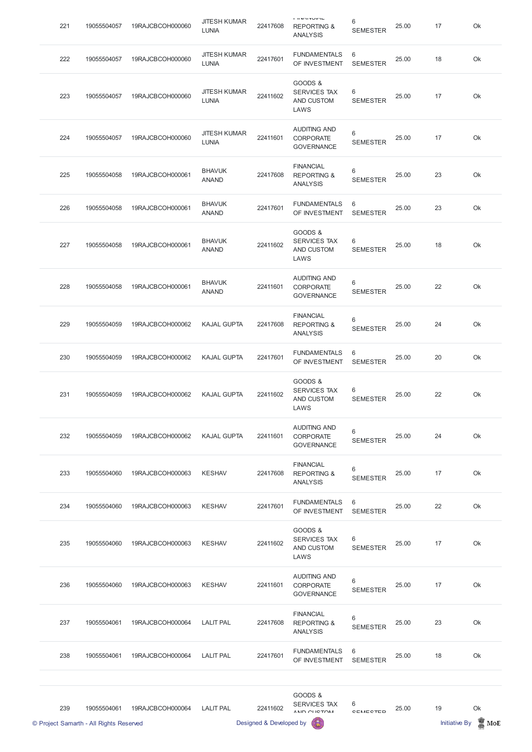| 221 | 19055504057 | 19RAJCBCOH000060 | JITESH KUMAR LUNIA | 22417608 | FINANCIAL REPORTING & ANALYSIS | 6 SEMESTER | 25.00 | 17 | Ok |
|---|---|---|---|---|---|---|---|---|---|
| 222 | 19055504057 | 19RAJCBCOH000060 | JITESH KUMAR LUNIA | 22417601 | FUNDAMENTALS OF INVESTMENT | 6 SEMESTER | 25.00 | 18 | Ok |
| 223 | 19055504057 | 19RAJCBCOH000060 | JITESH KUMAR LUNIA | 22411602 | GOODS & SERVICES TAX AND CUSTOM LAWS | 6 SEMESTER | 25.00 | 17 | Ok |
| 224 | 19055504057 | 19RAJCBCOH000060 | JITESH KUMAR LUNIA | 22411601 | AUDITING AND CORPORATE GOVERNANCE | 6 SEMESTER | 25.00 | 17 | Ok |
| 225 | 19055504058 | 19RAJCBCOH000061 | BHAVUK ANAND | 22417608 | FINANCIAL REPORTING & ANALYSIS | 6 SEMESTER | 25.00 | 23 | Ok |
| 226 | 19055504058 | 19RAJCBCOH000061 | BHAVUK ANAND | 22417601 | FUNDAMENTALS OF INVESTMENT | 6 SEMESTER | 25.00 | 23 | Ok |
| 227 | 19055504058 | 19RAJCBCOH000061 | BHAVUK ANAND | 22411602 | GOODS & SERVICES TAX AND CUSTOM LAWS | 6 SEMESTER | 25.00 | 18 | Ok |
| 228 | 19055504058 | 19RAJCBCOH000061 | BHAVUK ANAND | 22411601 | AUDITING AND CORPORATE GOVERNANCE | 6 SEMESTER | 25.00 | 22 | Ok |
| 229 | 19055504059 | 19RAJCBCOH000062 | KAJAL GUPTA | 22417608 | FINANCIAL REPORTING & ANALYSIS | 6 SEMESTER | 25.00 | 24 | Ok |
| 230 | 19055504059 | 19RAJCBCOH000062 | KAJAL GUPTA | 22417601 | FUNDAMENTALS OF INVESTMENT | 6 SEMESTER | 25.00 | 20 | Ok |
| 231 | 19055504059 | 19RAJCBCOH000062 | KAJAL GUPTA | 22411602 | GOODS & SERVICES TAX AND CUSTOM LAWS | 6 SEMESTER | 25.00 | 22 | Ok |
| 232 | 19055504059 | 19RAJCBCOH000062 | KAJAL GUPTA | 22411601 | AUDITING AND CORPORATE GOVERNANCE | 6 SEMESTER | 25.00 | 24 | Ok |
| 233 | 19055504060 | 19RAJCBCOH000063 | KESHAV | 22417608 | FINANCIAL REPORTING & ANALYSIS | 6 SEMESTER | 25.00 | 17 | Ok |
| 234 | 19055504060 | 19RAJCBCOH000063 | KESHAV | 22417601 | FUNDAMENTALS OF INVESTMENT | 6 SEMESTER | 25.00 | 22 | Ok |
| 235 | 19055504060 | 19RAJCBCOH000063 | KESHAV | 22411602 | GOODS & SERVICES TAX AND CUSTOM LAWS | 6 SEMESTER | 25.00 | 17 | Ok |
| 236 | 19055504060 | 19RAJCBCOH000063 | KESHAV | 22411601 | AUDITING AND CORPORATE GOVERNANCE | 6 SEMESTER | 25.00 | 17 | Ok |
| 237 | 19055504061 | 19RAJCBCOH000064 | LALIT PAL | 22417608 | FINANCIAL REPORTING & ANALYSIS | 6 SEMESTER | 25.00 | 23 | Ok |
| 238 | 19055504061 | 19RAJCBCOH000064 | LALIT PAL | 22417601 | FUNDAMENTALS OF INVESTMENT | 6 SEMESTER | 25.00 | 18 | Ok |
| 239 | 19055504061 | 19RAJCBCOH000064 | LALIT PAL | 22411602 | GOODS & SERVICES TAX AND CUSTOM | 6 SEMESTER | 25.00 | 19 | Ok |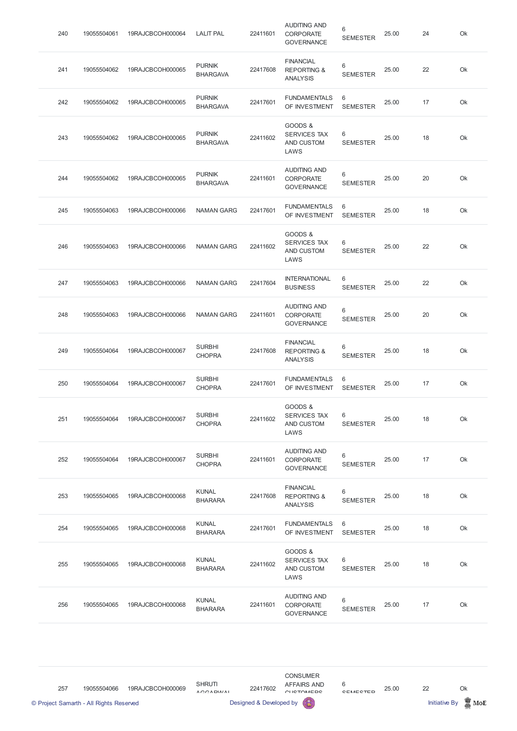| 240 | 19055504061 | 19RAJCBCOH000064 | LALIT PAL | 22411601 | AUDITING AND CORPORATE GOVERNANCE | 6 SEMESTER | 25.00 | 24 | Ok |
|---|---|---|---|---|---|---|---|---|---|
| 241 | 19055504062 | 19RAJCBCOH000065 | PURNIK BHARGAVA | 22417608 | FINANCIAL REPORTING & ANALYSIS | 6 SEMESTER | 25.00 | 22 | Ok |
| 242 | 19055504062 | 19RAJCBCOH000065 | PURNIK BHARGAVA | 22417601 | FUNDAMENTALS OF INVESTMENT | 6 SEMESTER | 25.00 | 17 | Ok |
| 243 | 19055504062 | 19RAJCBCOH000065 | PURNIK BHARGAVA | 22411602 | GOODS & SERVICES TAX AND CUSTOM LAWS | 6 SEMESTER | 25.00 | 18 | Ok |
| 244 | 19055504062 | 19RAJCBCOH000065 | PURNIK BHARGAVA | 22411601 | AUDITING AND CORPORATE GOVERNANCE | 6 SEMESTER | 25.00 | 20 | Ok |
| 245 | 19055504063 | 19RAJCBCOH000066 | NAMAN GARG | 22417601 | FUNDAMENTALS OF INVESTMENT | 6 SEMESTER | 25.00 | 18 | Ok |
| 246 | 19055504063 | 19RAJCBCOH000066 | NAMAN GARG | 22411602 | GOODS & SERVICES TAX AND CUSTOM LAWS | 6 SEMESTER | 25.00 | 22 | Ok |
| 247 | 19055504063 | 19RAJCBCOH000066 | NAMAN GARG | 22417604 | INTERNATIONAL BUSINESS | 6 SEMESTER | 25.00 | 22 | Ok |
| 248 | 19055504063 | 19RAJCBCOH000066 | NAMAN GARG | 22411601 | AUDITING AND CORPORATE GOVERNANCE | 6 SEMESTER | 25.00 | 20 | Ok |
| 249 | 19055504064 | 19RAJCBCOH000067 | SURBHI CHOPRA | 22417608 | FINANCIAL REPORTING & ANALYSIS | 6 SEMESTER | 25.00 | 18 | Ok |
| 250 | 19055504064 | 19RAJCBCOH000067 | SURBHI CHOPRA | 22417601 | FUNDAMENTALS OF INVESTMENT | 6 SEMESTER | 25.00 | 17 | Ok |
| 251 | 19055504064 | 19RAJCBCOH000067 | SURBHI CHOPRA | 22411602 | GOODS & SERVICES TAX AND CUSTOM LAWS | 6 SEMESTER | 25.00 | 18 | Ok |
| 252 | 19055504064 | 19RAJCBCOH000067 | SURBHI CHOPRA | 22411601 | AUDITING AND CORPORATE GOVERNANCE | 6 SEMESTER | 25.00 | 17 | Ok |
| 253 | 19055504065 | 19RAJCBCOH000068 | KUNAL BHARARA | 22417608 | FINANCIAL REPORTING & ANALYSIS | 6 SEMESTER | 25.00 | 18 | Ok |
| 254 | 19055504065 | 19RAJCBCOH000068 | KUNAL BHARARA | 22417601 | FUNDAMENTALS OF INVESTMENT | 6 SEMESTER | 25.00 | 18 | Ok |
| 255 | 19055504065 | 19RAJCBCOH000068 | KUNAL BHARARA | 22411602 | GOODS & SERVICES TAX AND CUSTOM LAWS | 6 SEMESTER | 25.00 | 18 | Ok |
| 256 | 19055504065 | 19RAJCBCOH000068 | KUNAL BHARARA | 22411601 | AUDITING AND CORPORATE GOVERNANCE | 6 SEMESTER | 25.00 | 17 | Ok |
| 257 | 19055504066 | 19RAJCBCOH000069 | SHRUTI AGGARWAL | 22417602 | CONSUMER AFFAIRS AND CUSTOMERS | 6 SEMESTER | 25.00 | 22 | Ok |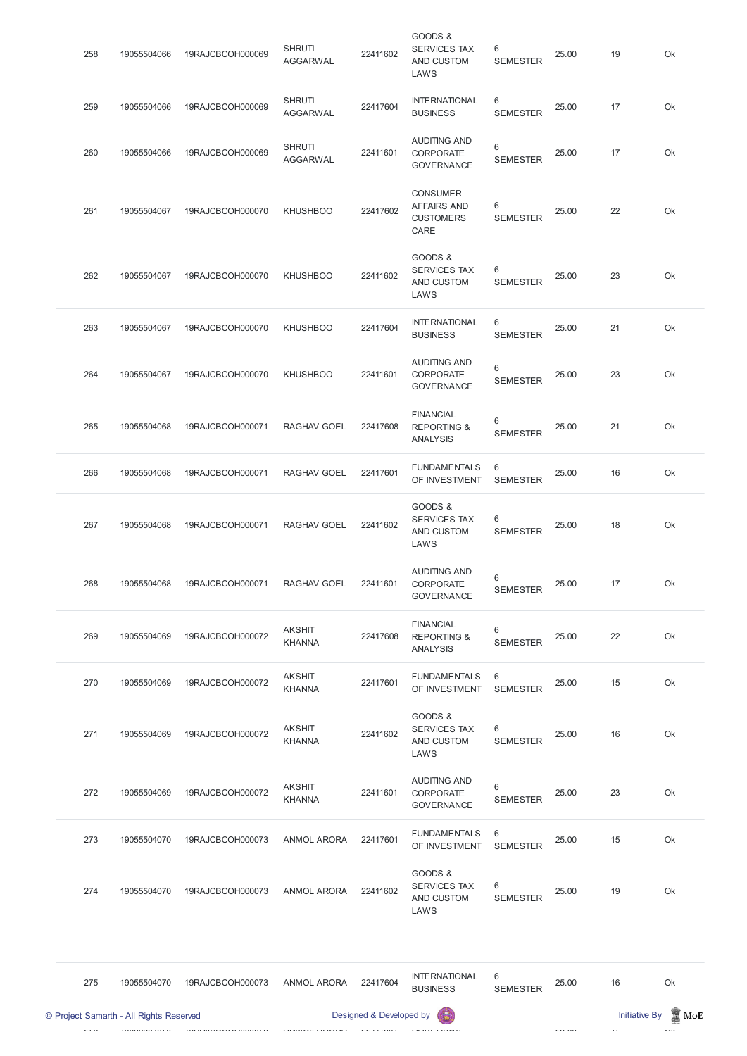| 258 | 19055504066 | 19RAJCBCOH000069 | SHRUTI AGGARWAL | 22411602 | GOODS & SERVICES TAX AND CUSTOM LAWS | 6 SEMESTER | 25.00 | 19 | Ok |
|---|---|---|---|---|---|---|---|---|---|
| 259 | 19055504066 | 19RAJCBCOH000069 | SHRUTI AGGARWAL | 22417604 | INTERNATIONAL BUSINESS | 6 SEMESTER | 25.00 | 17 | Ok |
| 260 | 19055504066 | 19RAJCBCOH000069 | SHRUTI AGGARWAL | 22411601 | AUDITING AND CORPORATE GOVERNANCE | 6 SEMESTER | 25.00 | 17 | Ok |
| 261 | 19055504067 | 19RAJCBCOH000070 | KHUSHBOO | 22417602 | CONSUMER AFFAIRS AND CUSTOMERS CARE | 6 SEMESTER | 25.00 | 22 | Ok |
| 262 | 19055504067 | 19RAJCBCOH000070 | KHUSHBOO | 22411602 | GOODS & SERVICES TAX AND CUSTOM LAWS | 6 SEMESTER | 25.00 | 23 | Ok |
| 263 | 19055504067 | 19RAJCBCOH000070 | KHUSHBOO | 22417604 | INTERNATIONAL BUSINESS | 6 SEMESTER | 25.00 | 21 | Ok |
| 264 | 19055504067 | 19RAJCBCOH000070 | KHUSHBOO | 22411601 | AUDITING AND CORPORATE GOVERNANCE | 6 SEMESTER | 25.00 | 23 | Ok |
| 265 | 19055504068 | 19RAJCBCOH000071 | RAGHAV GOEL | 22417608 | FINANCIAL REPORTING & ANALYSIS | 6 SEMESTER | 25.00 | 21 | Ok |
| 266 | 19055504068 | 19RAJCBCOH000071 | RAGHAV GOEL | 22417601 | FUNDAMENTALS OF INVESTMENT | 6 SEMESTER | 25.00 | 16 | Ok |
| 267 | 19055504068 | 19RAJCBCOH000071 | RAGHAV GOEL | 22411602 | GOODS & SERVICES TAX AND CUSTOM LAWS | 6 SEMESTER | 25.00 | 18 | Ok |
| 268 | 19055504068 | 19RAJCBCOH000071 | RAGHAV GOEL | 22411601 | AUDITING AND CORPORATE GOVERNANCE | 6 SEMESTER | 25.00 | 17 | Ok |
| 269 | 19055504069 | 19RAJCBCOH000072 | AKSHIT KHANNA | 22417608 | FINANCIAL REPORTING & ANALYSIS | 6 SEMESTER | 25.00 | 22 | Ok |
| 270 | 19055504069 | 19RAJCBCOH000072 | AKSHIT KHANNA | 22417601 | FUNDAMENTALS OF INVESTMENT | 6 SEMESTER | 25.00 | 15 | Ok |
| 271 | 19055504069 | 19RAJCBCOH000072 | AKSHIT KHANNA | 22411602 | GOODS & SERVICES TAX AND CUSTOM LAWS | 6 SEMESTER | 25.00 | 16 | Ok |
| 272 | 19055504069 | 19RAJCBCOH000072 | AKSHIT KHANNA | 22411601 | AUDITING AND CORPORATE GOVERNANCE | 6 SEMESTER | 25.00 | 23 | Ok |
| 273 | 19055504070 | 19RAJCBCOH000073 | ANMOL ARORA | 22417601 | FUNDAMENTALS OF INVESTMENT | 6 SEMESTER | 25.00 | 15 | Ok |
| 274 | 19055504070 | 19RAJCBCOH000073 | ANMOL ARORA | 22411602 | GOODS & SERVICES TAX AND CUSTOM LAWS | 6 SEMESTER | 25.00 | 19 | Ok |
| 275 | 19055504070 | 19RAJCBCOH000073 | ANMOL ARORA | 22417604 | INTERNATIONAL BUSINESS | 6 SEMESTER | 25.00 | 16 | Ok |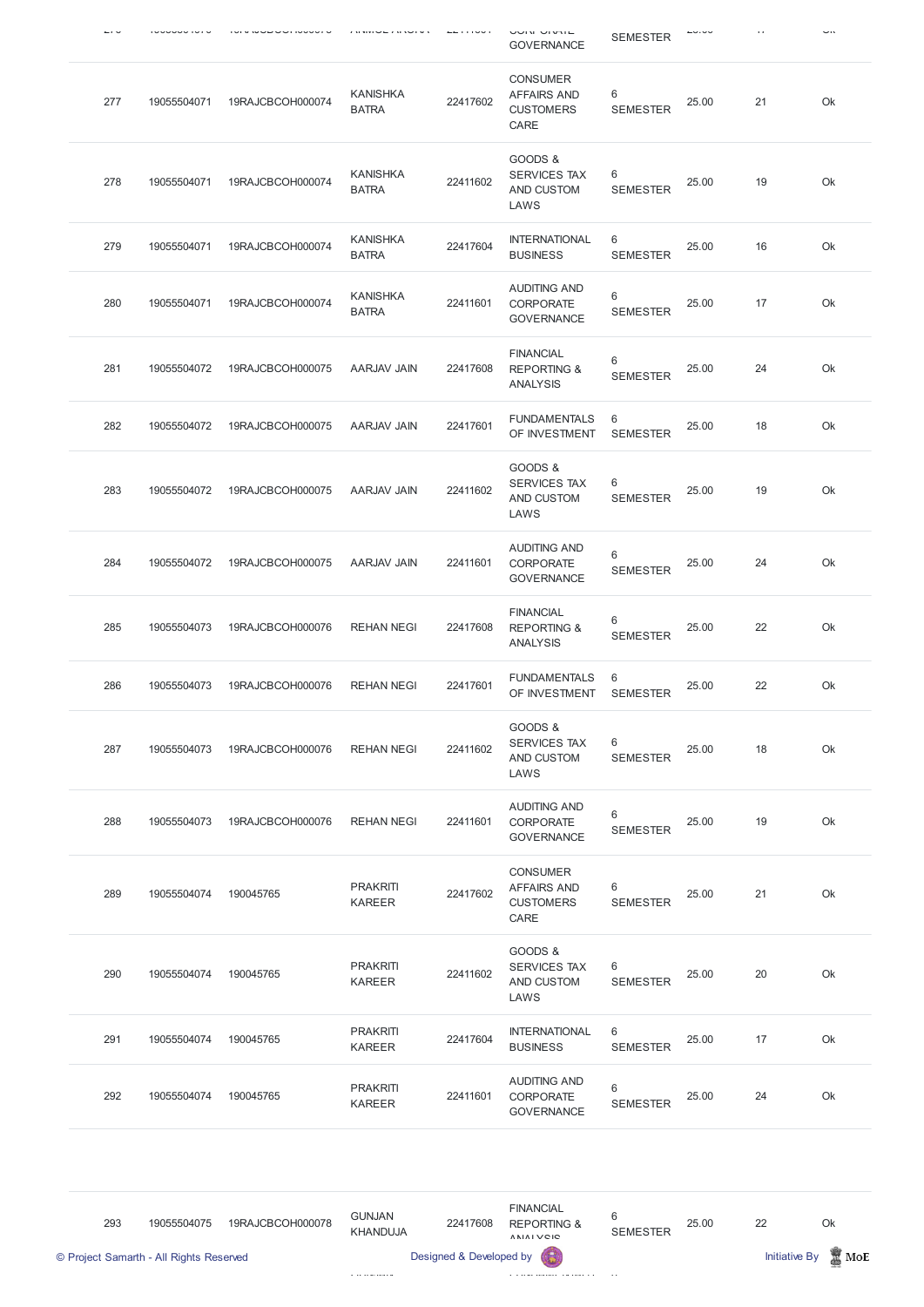| 277 | 19055504071 | 19RAJCBCOH000074 | KANISHKA BATRA | 22417602 | CONSUMER AFFAIRS AND CUSTOMERS CARE | 6 SEMESTER | 25.00 | 21 | Ok |
|---|---|---|---|---|---|---|---|---|---|
| 278 | 19055504071 | 19RAJCBCOH000074 | KANISHKA BATRA | 22411602 | GOODS & SERVICES TAX AND CUSTOM LAWS | 6 SEMESTER | 25.00 | 19 | Ok |
| 279 | 19055504071 | 19RAJCBCOH000074 | KANISHKA BATRA | 22417604 | INTERNATIONAL BUSINESS | 6 SEMESTER | 25.00 | 16 | Ok |
| 280 | 19055504071 | 19RAJCBCOH000074 | KANISHKA BATRA | 22411601 | AUDITING AND CORPORATE GOVERNANCE | 6 SEMESTER | 25.00 | 17 | Ok |
| 281 | 19055504072 | 19RAJCBCOH000075 | AARJAV JAIN | 22417608 | FINANCIAL REPORTING & ANALYSIS | 6 SEMESTER | 25.00 | 24 | Ok |
| 282 | 19055504072 | 19RAJCBCOH000075 | AARJAV JAIN | 22417601 | FUNDAMENTALS OF INVESTMENT | 6 SEMESTER | 25.00 | 18 | Ok |
| 283 | 19055504072 | 19RAJCBCOH000075 | AARJAV JAIN | 22411602 | GOODS & SERVICES TAX AND CUSTOM LAWS | 6 SEMESTER | 25.00 | 19 | Ok |
| 284 | 19055504072 | 19RAJCBCOH000075 | AARJAV JAIN | 22411601 | AUDITING AND CORPORATE GOVERNANCE | 6 SEMESTER | 25.00 | 24 | Ok |
| 285 | 19055504073 | 19RAJCBCOH000076 | REHAN NEGI | 22417608 | FINANCIAL REPORTING & ANALYSIS | 6 SEMESTER | 25.00 | 22 | Ok |
| 286 | 19055504073 | 19RAJCBCOH000076 | REHAN NEGI | 22417601 | FUNDAMENTALS OF INVESTMENT | 6 SEMESTER | 25.00 | 22 | Ok |
| 287 | 19055504073 | 19RAJCBCOH000076 | REHAN NEGI | 22411602 | GOODS & SERVICES TAX AND CUSTOM LAWS | 6 SEMESTER | 25.00 | 18 | Ok |
| 288 | 19055504073 | 19RAJCBCOH000076 | REHAN NEGI | 22411601 | AUDITING AND CORPORATE GOVERNANCE | 6 SEMESTER | 25.00 | 19 | Ok |
| 289 | 19055504074 | 190045765 | PRAKRITI KAREER | 22417602 | CONSUMER AFFAIRS AND CUSTOMERS CARE | 6 SEMESTER | 25.00 | 21 | Ok |
| 290 | 19055504074 | 190045765 | PRAKRITI KAREER | 22411602 | GOODS & SERVICES TAX AND CUSTOM LAWS | 6 SEMESTER | 25.00 | 20 | Ok |
| 291 | 19055504074 | 190045765 | PRAKRITI KAREER | 22417604 | INTERNATIONAL BUSINESS | 6 SEMESTER | 25.00 | 17 | Ok |
| 292 | 19055504074 | 190045765 | PRAKRITI KAREER | 22411601 | AUDITING AND CORPORATE GOVERNANCE | 6 SEMESTER | 25.00 | 24 | Ok |
| 293 | 19055504075 | 19RAJCBCOH000078 | GUNJAN KHANDUJA | 22417608 | FINANCIAL REPORTING & ANALYSIS | 6 SEMESTER | 25.00 | 22 | Ok |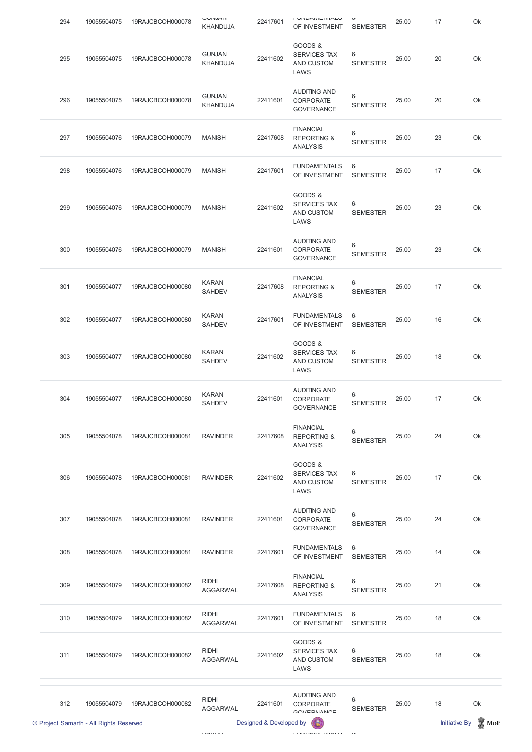| 294 | 19055504075 | 19RAJCBCOH000078 | GUNJAN KHANDUJA | 22417601 | FUNDAMENTALS OF INVESTMENT | 6 SEMESTER | 25.00 | 17 | Ok |
|---|---|---|---|---|---|---|---|---|---|
| 295 | 19055504075 | 19RAJCBCOH000078 | GUNJAN KHANDUJA | 22411602 | GOODS & SERVICES TAX AND CUSTOM LAWS | 6 SEMESTER | 25.00 | 20 | Ok |
| 296 | 19055504075 | 19RAJCBCOH000078 | GUNJAN KHANDUJA | 22411601 | AUDITING AND CORPORATE GOVERNANCE | 6 SEMESTER | 25.00 | 20 | Ok |
| 297 | 19055504076 | 19RAJCBCOH000079 | MANISH | 22417608 | FINANCIAL REPORTING & ANALYSIS | 6 SEMESTER | 25.00 | 23 | Ok |
| 298 | 19055504076 | 19RAJCBCOH000079 | MANISH | 22417601 | FUNDAMENTALS OF INVESTMENT | 6 SEMESTER | 25.00 | 17 | Ok |
| 299 | 19055504076 | 19RAJCBCOH000079 | MANISH | 22411602 | GOODS & SERVICES TAX AND CUSTOM LAWS | 6 SEMESTER | 25.00 | 23 | Ok |
| 300 | 19055504076 | 19RAJCBCOH000079 | MANISH | 22411601 | AUDITING AND CORPORATE GOVERNANCE | 6 SEMESTER | 25.00 | 23 | Ok |
| 301 | 19055504077 | 19RAJCBCOH000080 | KARAN SAHDEV | 22417608 | FINANCIAL REPORTING & ANALYSIS | 6 SEMESTER | 25.00 | 17 | Ok |
| 302 | 19055504077 | 19RAJCBCOH000080 | KARAN SAHDEV | 22417601 | FUNDAMENTALS OF INVESTMENT | 6 SEMESTER | 25.00 | 16 | Ok |
| 303 | 19055504077 | 19RAJCBCOH000080 | KARAN SAHDEV | 22411602 | GOODS & SERVICES TAX AND CUSTOM LAWS | 6 SEMESTER | 25.00 | 18 | Ok |
| 304 | 19055504077 | 19RAJCBCOH000080 | KARAN SAHDEV | 22411601 | AUDITING AND CORPORATE GOVERNANCE | 6 SEMESTER | 25.00 | 17 | Ok |
| 305 | 19055504078 | 19RAJCBCOH000081 | RAVINDER | 22417608 | FINANCIAL REPORTING & ANALYSIS | 6 SEMESTER | 25.00 | 24 | Ok |
| 306 | 19055504078 | 19RAJCBCOH000081 | RAVINDER | 22411602 | GOODS & SERVICES TAX AND CUSTOM LAWS | 6 SEMESTER | 25.00 | 17 | Ok |
| 307 | 19055504078 | 19RAJCBCOH000081 | RAVINDER | 22411601 | AUDITING AND CORPORATE GOVERNANCE | 6 SEMESTER | 25.00 | 24 | Ok |
| 308 | 19055504078 | 19RAJCBCOH000081 | RAVINDER | 22417601 | FUNDAMENTALS OF INVESTMENT | 6 SEMESTER | 25.00 | 14 | Ok |
| 309 | 19055504079 | 19RAJCBCOH000082 | RIDHI AGGARWAL | 22417608 | FINANCIAL REPORTING & ANALYSIS | 6 SEMESTER | 25.00 | 21 | Ok |
| 310 | 19055504079 | 19RAJCBCOH000082 | RIDHI AGGARWAL | 22417601 | FUNDAMENTALS OF INVESTMENT | 6 SEMESTER | 25.00 | 18 | Ok |
| 311 | 19055504079 | 19RAJCBCOH000082 | RIDHI AGGARWAL | 22411602 | GOODS & SERVICES TAX AND CUSTOM LAWS | 6 SEMESTER | 25.00 | 18 | Ok |
| 312 | 19055504079 | 19RAJCBCOH000082 | RIDHI AGGARWAL | 22411601 | AUDITING AND CORPORATE GOVERNANCE | 6 SEMESTER | 25.00 | 18 | Ok |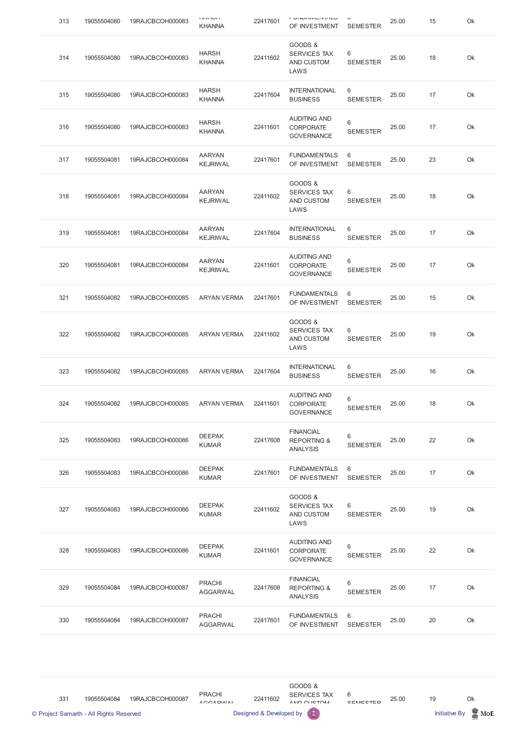| | | | | | | | | | |
|---|---|---|---|---|---|---|---|---|---|
| 313 | 19055504080 | 19RAJCBCOH000083 | HARSH KHANNA | 22417601 | FUNDAMENTALS OF INVESTMENT | 6 SEMESTER | 25.00 | 15 | Ok |
| 314 | 19055504080 | 19RAJCBCOH000083 | HARSH KHANNA | 22411602 | GOODS & SERVICES TAX AND CUSTOM LAWS | 6 SEMESTER | 25.00 | 18 | Ok |
| 315 | 19055504080 | 19RAJCBCOH000083 | HARSH KHANNA | 22417604 | INTERNATIONAL BUSINESS | 6 SEMESTER | 25.00 | 17 | Ok |
| 316 | 19055504080 | 19RAJCBCOH000083 | HARSH KHANNA | 22411601 | AUDITING AND CORPORATE GOVERNANCE | 6 SEMESTER | 25.00 | 17 | Ok |
| 317 | 19055504081 | 19RAJCBCOH000084 | AARYAN KEJRIWAL | 22417601 | FUNDAMENTALS OF INVESTMENT | 6 SEMESTER | 25.00 | 23 | Ok |
| 318 | 19055504081 | 19RAJCBCOH000084 | AARYAN KEJRIWAL | 22411602 | GOODS & SERVICES TAX AND CUSTOM LAWS | 6 SEMESTER | 25.00 | 18 | Ok |
| 319 | 19055504081 | 19RAJCBCOH000084 | AARYAN KEJRIWAL | 22417604 | INTERNATIONAL BUSINESS | 6 SEMESTER | 25.00 | 17 | Ok |
| 320 | 19055504081 | 19RAJCBCOH000084 | AARYAN KEJRIWAL | 22411601 | AUDITING AND CORPORATE GOVERNANCE | 6 SEMESTER | 25.00 | 17 | Ok |
| 321 | 19055504082 | 19RAJCBCOH000085 | ARYAN VERMA | 22417601 | FUNDAMENTALS OF INVESTMENT | 6 SEMESTER | 25.00 | 15 | Ok |
| 322 | 19055504082 | 19RAJCBCOH000085 | ARYAN VERMA | 22411602 | GOODS & SERVICES TAX AND CUSTOM LAWS | 6 SEMESTER | 25.00 | 19 | Ok |
| 323 | 19055504082 | 19RAJCBCOH000085 | ARYAN VERMA | 22417604 | INTERNATIONAL BUSINESS | 6 SEMESTER | 25.00 | 16 | Ok |
| 324 | 19055504082 | 19RAJCBCOH000085 | ARYAN VERMA | 22411601 | AUDITING AND CORPORATE GOVERNANCE | 6 SEMESTER | 25.00 | 18 | Ok |
| 325 | 19055504083 | 19RAJCBCOH000086 | DEEPAK KUMAR | 22417608 | FINANCIAL REPORTING & ANALYSIS | 6 SEMESTER | 25.00 | 22 | Ok |
| 326 | 19055504083 | 19RAJCBCOH000086 | DEEPAK KUMAR | 22417601 | FUNDAMENTALS OF INVESTMENT | 6 SEMESTER | 25.00 | 17 | Ok |
| 327 | 19055504083 | 19RAJCBCOH000086 | DEEPAK KUMAR | 22411602 | GOODS & SERVICES TAX AND CUSTOM LAWS | 6 SEMESTER | 25.00 | 19 | Ok |
| 328 | 19055504083 | 19RAJCBCOH000086 | DEEPAK KUMAR | 22411601 | AUDITING AND CORPORATE GOVERNANCE | 6 SEMESTER | 25.00 | 22 | Ok |
| 329 | 19055504084 | 19RAJCBCOH000087 | PRACHI AGGARWAL | 22417608 | FINANCIAL REPORTING & ANALYSIS | 6 SEMESTER | 25.00 | 17 | Ok |
| 330 | 19055504084 | 19RAJCBCOH000087 | PRACHI AGGARWAL | 22417601 | FUNDAMENTALS OF INVESTMENT | 6 SEMESTER | 25.00 | 20 | Ok |
| 331 | 19055504084 | 19RAJCBCOH000087 | PRACHI AGGARWAL | 22411602 | GOODS & SERVICES TAX AND CUSTOM | 6 SEMESTER | 25.00 | 19 | Ok |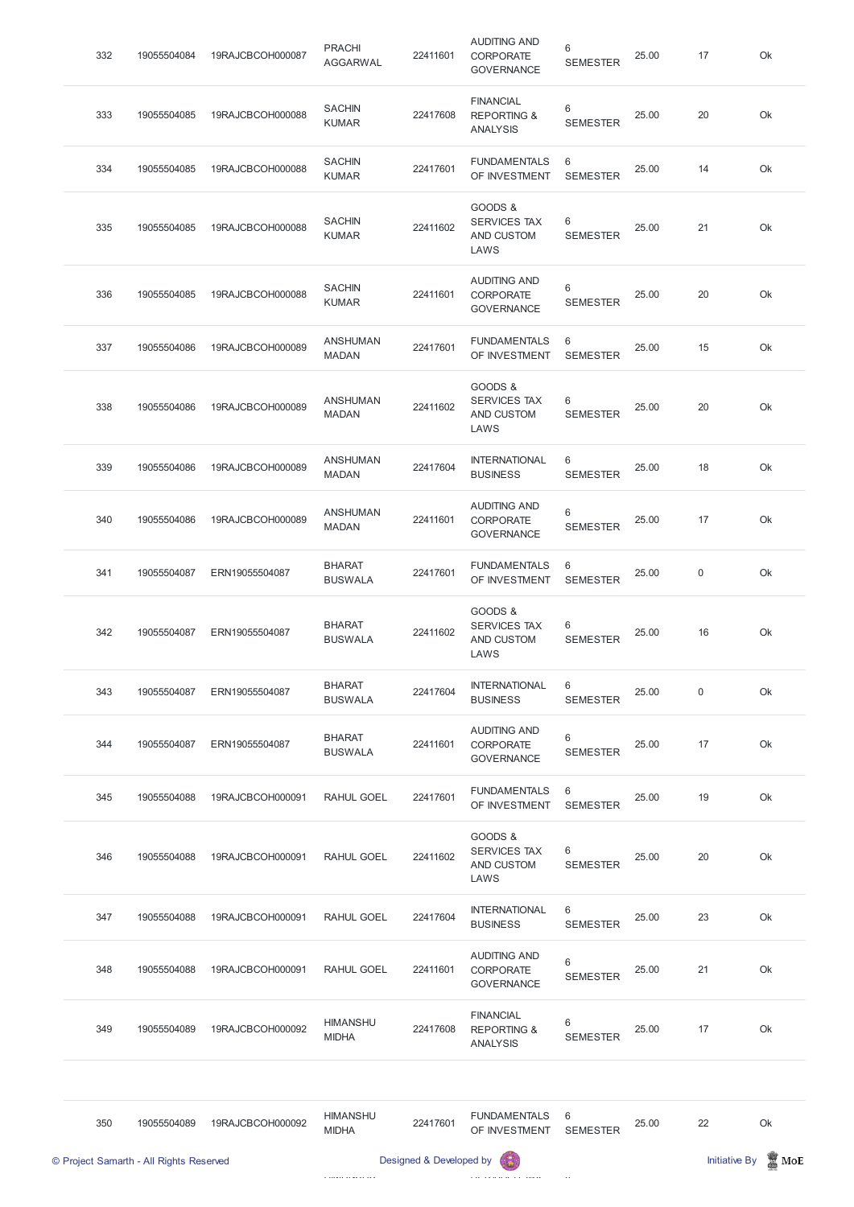| | | | | | | | | | |
|---|---|---|---|---|---|---|---|---|---|
| 332 | 19055504084 | 19RAJCBCOH000087 | PRACHI AGGARWAL | 22411601 | AUDITING AND CORPORATE GOVERNANCE | 6 SEMESTER | 25.00 | 17 | Ok |
| 333 | 19055504085 | 19RAJCBCOH000088 | SACHIN KUMAR | 22417608 | FINANCIAL REPORTING & ANALYSIS | 6 SEMESTER | 25.00 | 20 | Ok |
| 334 | 19055504085 | 19RAJCBCOH000088 | SACHIN KUMAR | 22417601 | FUNDAMENTALS OF INVESTMENT | 6 SEMESTER | 25.00 | 14 | Ok |
| 335 | 19055504085 | 19RAJCBCOH000088 | SACHIN KUMAR | 22411602 | GOODS & SERVICES TAX AND CUSTOM LAWS | 6 SEMESTER | 25.00 | 21 | Ok |
| 336 | 19055504085 | 19RAJCBCOH000088 | SACHIN KUMAR | 22411601 | AUDITING AND CORPORATE GOVERNANCE | 6 SEMESTER | 25.00 | 20 | Ok |
| 337 | 19055504086 | 19RAJCBCOH000089 | ANSHUMAN MADAN | 22417601 | FUNDAMENTALS OF INVESTMENT | 6 SEMESTER | 25.00 | 15 | Ok |
| 338 | 19055504086 | 19RAJCBCOH000089 | ANSHUMAN MADAN | 22411602 | GOODS & SERVICES TAX AND CUSTOM LAWS | 6 SEMESTER | 25.00 | 20 | Ok |
| 339 | 19055504086 | 19RAJCBCOH000089 | ANSHUMAN MADAN | 22417604 | INTERNATIONAL BUSINESS | 6 SEMESTER | 25.00 | 18 | Ok |
| 340 | 19055504086 | 19RAJCBCOH000089 | ANSHUMAN MADAN | 22411601 | AUDITING AND CORPORATE GOVERNANCE | 6 SEMESTER | 25.00 | 17 | Ok |
| 341 | 19055504087 | ERN19055504087 | BHARAT BUSWALA | 22417601 | FUNDAMENTALS OF INVESTMENT | 6 SEMESTER | 25.00 | 0 | Ok |
| 342 | 19055504087 | ERN19055504087 | BHARAT BUSWALA | 22411602 | GOODS & SERVICES TAX AND CUSTOM LAWS | 6 SEMESTER | 25.00 | 16 | Ok |
| 343 | 19055504087 | ERN19055504087 | BHARAT BUSWALA | 22417604 | INTERNATIONAL BUSINESS | 6 SEMESTER | 25.00 | 0 | Ok |
| 344 | 19055504087 | ERN19055504087 | BHARAT BUSWALA | 22411601 | AUDITING AND CORPORATE GOVERNANCE | 6 SEMESTER | 25.00 | 17 | Ok |
| 345 | 19055504088 | 19RAJCBCOH000091 | RAHUL GOEL | 22417601 | FUNDAMENTALS OF INVESTMENT | 6 SEMESTER | 25.00 | 19 | Ok |
| 346 | 19055504088 | 19RAJCBCOH000091 | RAHUL GOEL | 22411602 | GOODS & SERVICES TAX AND CUSTOM LAWS | 6 SEMESTER | 25.00 | 20 | Ok |
| 347 | 19055504088 | 19RAJCBCOH000091 | RAHUL GOEL | 22417604 | INTERNATIONAL BUSINESS | 6 SEMESTER | 25.00 | 23 | Ok |
| 348 | 19055504088 | 19RAJCBCOH000091 | RAHUL GOEL | 22411601 | AUDITING AND CORPORATE GOVERNANCE | 6 SEMESTER | 25.00 | 21 | Ok |
| 349 | 19055504089 | 19RAJCBCOH000092 | HIMANSHU MIDHA | 22417608 | FINANCIAL REPORTING & ANALYSIS | 6 SEMESTER | 25.00 | 17 | Ok |
| 350 | 19055504089 | 19RAJCBCOH000092 | HIMANSHU MIDHA | 22417601 | FUNDAMENTALS OF INVESTMENT | 6 SEMESTER | 25.00 | 22 | Ok |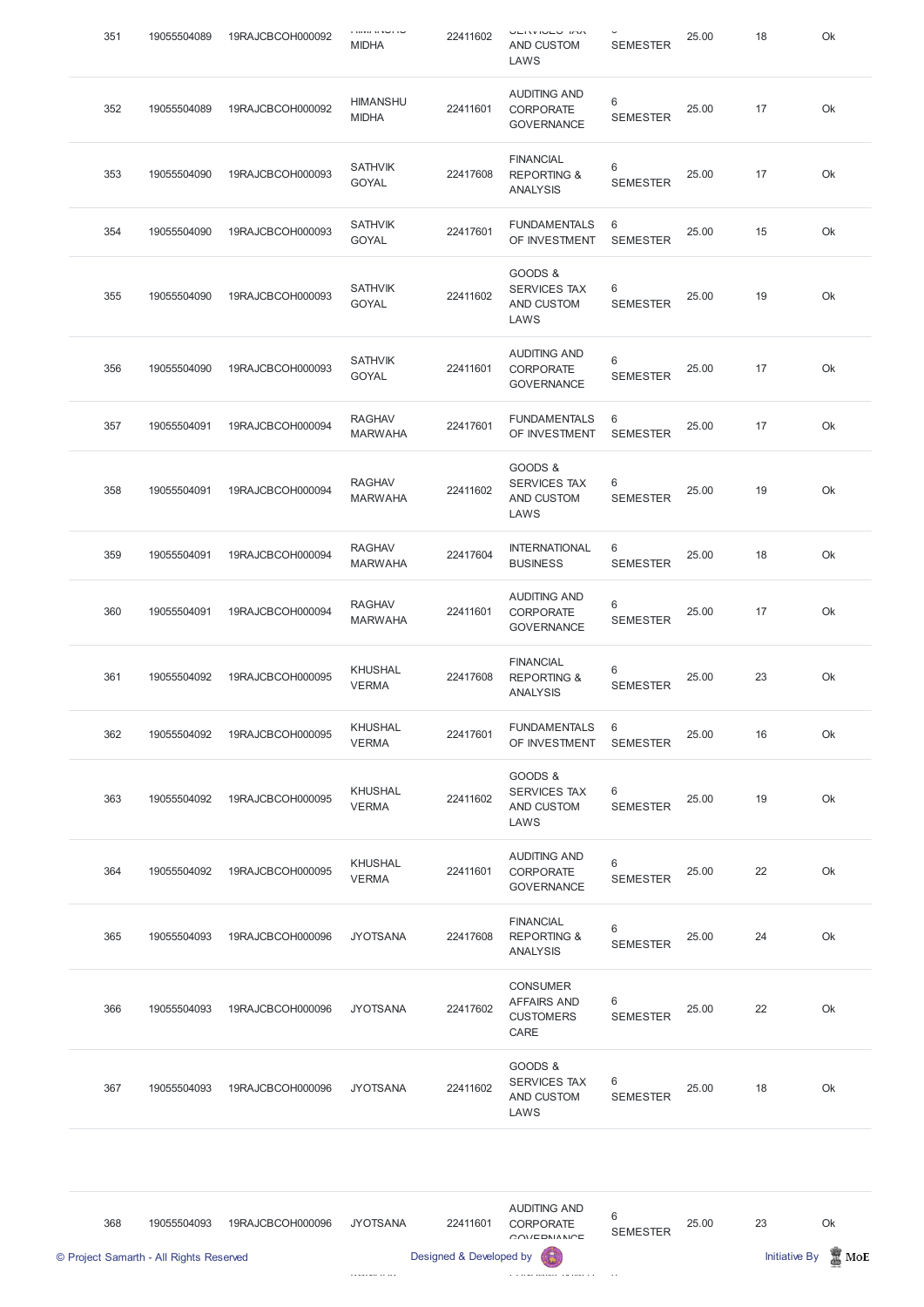| 351 | 19055504089 | 19RAJCBCOH000092 | HIMANSHU MIDHA | 22411602 | GOODS & SERVICES TAX AND CUSTOM LAWS | 6 SEMESTER | 25.00 | 18 | Ok |
|---|---|---|---|---|---|---|---|---|---|
| 352 | 19055504089 | 19RAJCBCOH000092 | HIMANSHU MIDHA | 22411601 | AUDITING AND CORPORATE GOVERNANCE | 6 SEMESTER | 25.00 | 17 | Ok |
| 353 | 19055504090 | 19RAJCBCOH000093 | SATHVIK GOYAL | 22417608 | FINANCIAL REPORTING & ANALYSIS | 6 SEMESTER | 25.00 | 17 | Ok |
| 354 | 19055504090 | 19RAJCBCOH000093 | SATHVIK GOYAL | 22417601 | FUNDAMENTALS OF INVESTMENT | 6 SEMESTER | 25.00 | 15 | Ok |
| 355 | 19055504090 | 19RAJCBCOH000093 | SATHVIK GOYAL | 22411602 | GOODS & SERVICES TAX AND CUSTOM LAWS | 6 SEMESTER | 25.00 | 19 | Ok |
| 356 | 19055504090 | 19RAJCBCOH000093 | SATHVIK GOYAL | 22411601 | AUDITING AND CORPORATE GOVERNANCE | 6 SEMESTER | 25.00 | 17 | Ok |
| 357 | 19055504091 | 19RAJCBCOH000094 | RAGHAV MARWAHA | 22417601 | FUNDAMENTALS OF INVESTMENT | 6 SEMESTER | 25.00 | 17 | Ok |
| 358 | 19055504091 | 19RAJCBCOH000094 | RAGHAV MARWAHA | 22411602 | GOODS & SERVICES TAX AND CUSTOM LAWS | 6 SEMESTER | 25.00 | 19 | Ok |
| 359 | 19055504091 | 19RAJCBCOH000094 | RAGHAV MARWAHA | 22417604 | INTERNATIONAL BUSINESS | 6 SEMESTER | 25.00 | 18 | Ok |
| 360 | 19055504091 | 19RAJCBCOH000094 | RAGHAV MARWAHA | 22411601 | AUDITING AND CORPORATE GOVERNANCE | 6 SEMESTER | 25.00 | 17 | Ok |
| 361 | 19055504092 | 19RAJCBCOH000095 | KHUSHAL VERMA | 22417608 | FINANCIAL REPORTING & ANALYSIS | 6 SEMESTER | 25.00 | 23 | Ok |
| 362 | 19055504092 | 19RAJCBCOH000095 | KHUSHAL VERMA | 22417601 | FUNDAMENTALS OF INVESTMENT | 6 SEMESTER | 25.00 | 16 | Ok |
| 363 | 19055504092 | 19RAJCBCOH000095 | KHUSHAL VERMA | 22411602 | GOODS & SERVICES TAX AND CUSTOM LAWS | 6 SEMESTER | 25.00 | 19 | Ok |
| 364 | 19055504092 | 19RAJCBCOH000095 | KHUSHAL VERMA | 22411601 | AUDITING AND CORPORATE GOVERNANCE | 6 SEMESTER | 25.00 | 22 | Ok |
| 365 | 19055504093 | 19RAJCBCOH000096 | JYOTSANA | 22417608 | FINANCIAL REPORTING & ANALYSIS | 6 SEMESTER | 25.00 | 24 | Ok |
| 366 | 19055504093 | 19RAJCBCOH000096 | JYOTSANA | 22417602 | CONSUMER AFFAIRS AND CUSTOMERS CARE | 6 SEMESTER | 25.00 | 22 | Ok |
| 367 | 19055504093 | 19RAJCBCOH000096 | JYOTSANA | 22411602 | GOODS & SERVICES TAX AND CUSTOM LAWS | 6 SEMESTER | 25.00 | 18 | Ok |
| 368 | 19055504093 | 19RAJCBCOH000096 | JYOTSANA | 22411601 | AUDITING AND CORPORATE GOVERNANCE | 6 SEMESTER | 25.00 | 23 | Ok |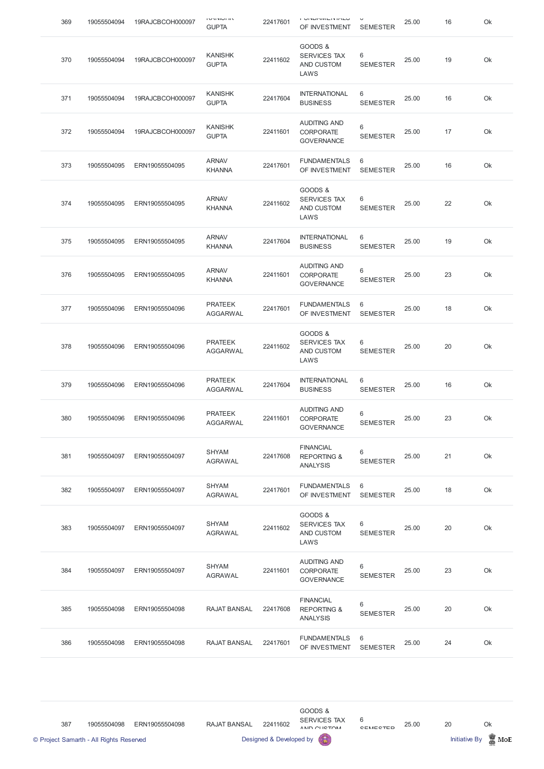| 369 | 19055504094 | 19RAJCBCOH000097 | KANISHK GUPTA | 22417601 | FUNDAMENTALS OF INVESTMENT | 6 SEMESTER | 25.00 | 16 | Ok |
|---|---|---|---|---|---|---|---|---|---|
| 370 | 19055504094 | 19RAJCBCOH000097 | KANISHK GUPTA | 22411602 | GOODS & SERVICES TAX AND CUSTOM LAWS | 6 SEMESTER | 25.00 | 19 | Ok |
| 371 | 19055504094 | 19RAJCBCOH000097 | KANISHK GUPTA | 22417604 | INTERNATIONAL BUSINESS | 6 SEMESTER | 25.00 | 16 | Ok |
| 372 | 19055504094 | 19RAJCBCOH000097 | KANISHK GUPTA | 22411601 | AUDITING AND CORPORATE GOVERNANCE | 6 SEMESTER | 25.00 | 17 | Ok |
| 373 | 19055504095 | ERN19055504095 | ARNAV KHANNA | 22417601 | FUNDAMENTALS OF INVESTMENT | 6 SEMESTER | 25.00 | 16 | Ok |
| 374 | 19055504095 | ERN19055504095 | ARNAV KHANNA | 22411602 | GOODS & SERVICES TAX AND CUSTOM LAWS | 6 SEMESTER | 25.00 | 22 | Ok |
| 375 | 19055504095 | ERN19055504095 | ARNAV KHANNA | 22417604 | INTERNATIONAL BUSINESS | 6 SEMESTER | 25.00 | 19 | Ok |
| 376 | 19055504095 | ERN19055504095 | ARNAV KHANNA | 22411601 | AUDITING AND CORPORATE GOVERNANCE | 6 SEMESTER | 25.00 | 23 | Ok |
| 377 | 19055504096 | ERN19055504096 | PRATEEK AGGARWAL | 22417601 | FUNDAMENTALS OF INVESTMENT | 6 SEMESTER | 25.00 | 18 | Ok |
| 378 | 19055504096 | ERN19055504096 | PRATEEK AGGARWAL | 22411602 | GOODS & SERVICES TAX AND CUSTOM LAWS | 6 SEMESTER | 25.00 | 20 | Ok |
| 379 | 19055504096 | ERN19055504096 | PRATEEK AGGARWAL | 22417604 | INTERNATIONAL BUSINESS | 6 SEMESTER | 25.00 | 16 | Ok |
| 380 | 19055504096 | ERN19055504096 | PRATEEK AGGARWAL | 22411601 | AUDITING AND CORPORATE GOVERNANCE | 6 SEMESTER | 25.00 | 23 | Ok |
| 381 | 19055504097 | ERN19055504097 | SHYAM AGRAWAL | 22417608 | FINANCIAL REPORTING & ANALYSIS | 6 SEMESTER | 25.00 | 21 | Ok |
| 382 | 19055504097 | ERN19055504097 | SHYAM AGRAWAL | 22417601 | FUNDAMENTALS OF INVESTMENT | 6 SEMESTER | 25.00 | 18 | Ok |
| 383 | 19055504097 | ERN19055504097 | SHYAM AGRAWAL | 22411602 | GOODS & SERVICES TAX AND CUSTOM LAWS | 6 SEMESTER | 25.00 | 20 | Ok |
| 384 | 19055504097 | ERN19055504097 | SHYAM AGRAWAL | 22411601 | AUDITING AND CORPORATE GOVERNANCE | 6 SEMESTER | 25.00 | 23 | Ok |
| 385 | 19055504098 | ERN19055504098 | RAJAT BANSAL | 22417608 | FINANCIAL REPORTING & ANALYSIS | 6 SEMESTER | 25.00 | 20 | Ok |
| 386 | 19055504098 | ERN19055504098 | RAJAT BANSAL | 22417601 | FUNDAMENTALS OF INVESTMENT | 6 SEMESTER | 25.00 | 24 | Ok |
| 387 | 19055504098 | ERN19055504098 | RAJAT BANSAL | 22411602 | GOODS & SERVICES TAX AND CUSTOM | 6 SEMESTER | 25.00 | 20 | Ok |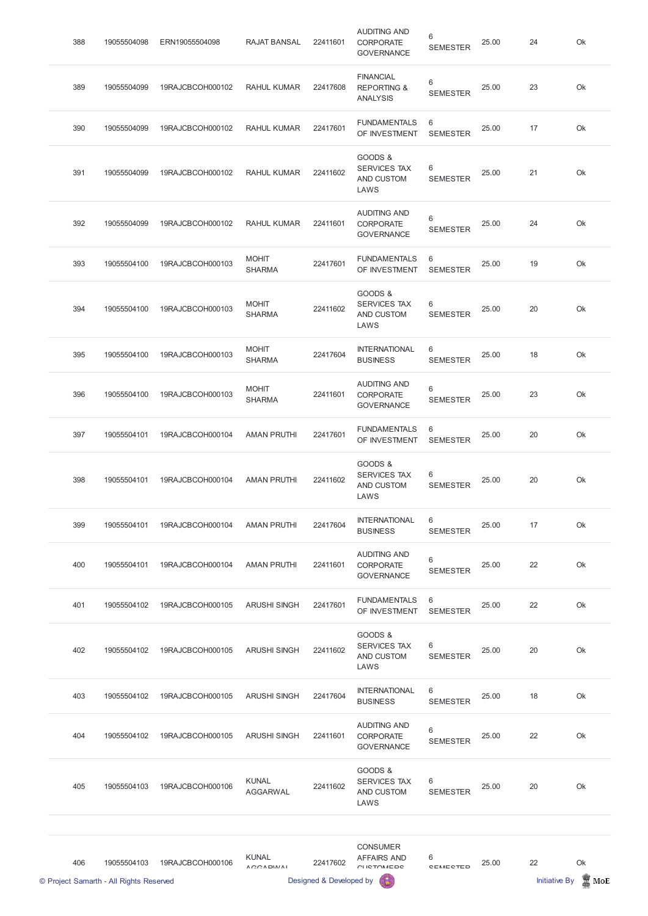| 388 | 19055504098 | ERN19055504098 | RAJAT BANSAL | 22411601 | AUDITING AND CORPORATE GOVERNANCE | 6 SEMESTER | 25.00 | 24 | Ok |
|---|---|---|---|---|---|---|---|---|---|
| 389 | 19055504099 | 19RAJCBCOH000102 | RAHUL KUMAR | 22417608 | FINANCIAL REPORTING & ANALYSIS | 6 SEMESTER | 25.00 | 23 | Ok |
| 390 | 19055504099 | 19RAJCBCOH000102 | RAHUL KUMAR | 22417601 | FUNDAMENTALS OF INVESTMENT | 6 SEMESTER | 25.00 | 17 | Ok |
| 391 | 19055504099 | 19RAJCBCOH000102 | RAHUL KUMAR | 22411602 | GOODS & SERVICES TAX AND CUSTOM LAWS | 6 SEMESTER | 25.00 | 21 | Ok |
| 392 | 19055504099 | 19RAJCBCOH000102 | RAHUL KUMAR | 22411601 | AUDITING AND CORPORATE GOVERNANCE | 6 SEMESTER | 25.00 | 24 | Ok |
| 393 | 19055504100 | 19RAJCBCOH000103 | MOHIT SHARMA | 22417601 | FUNDAMENTALS OF INVESTMENT | 6 SEMESTER | 25.00 | 19 | Ok |
| 394 | 19055504100 | 19RAJCBCOH000103 | MOHIT SHARMA | 22411602 | GOODS & SERVICES TAX AND CUSTOM LAWS | 6 SEMESTER | 25.00 | 20 | Ok |
| 395 | 19055504100 | 19RAJCBCOH000103 | MOHIT SHARMA | 22417604 | INTERNATIONAL BUSINESS | 6 SEMESTER | 25.00 | 18 | Ok |
| 396 | 19055504100 | 19RAJCBCOH000103 | MOHIT SHARMA | 22411601 | AUDITING AND CORPORATE GOVERNANCE | 6 SEMESTER | 25.00 | 23 | Ok |
| 397 | 19055504101 | 19RAJCBCOH000104 | AMAN PRUTHI | 22417601 | FUNDAMENTALS OF INVESTMENT | 6 SEMESTER | 25.00 | 20 | Ok |
| 398 | 19055504101 | 19RAJCBCOH000104 | AMAN PRUTHI | 22411602 | GOODS & SERVICES TAX AND CUSTOM LAWS | 6 SEMESTER | 25.00 | 20 | Ok |
| 399 | 19055504101 | 19RAJCBCOH000104 | AMAN PRUTHI | 22417604 | INTERNATIONAL BUSINESS | 6 SEMESTER | 25.00 | 17 | Ok |
| 400 | 19055504101 | 19RAJCBCOH000104 | AMAN PRUTHI | 22411601 | AUDITING AND CORPORATE GOVERNANCE | 6 SEMESTER | 25.00 | 22 | Ok |
| 401 | 19055504102 | 19RAJCBCOH000105 | ARUSHI SINGH | 22417601 | FUNDAMENTALS OF INVESTMENT | 6 SEMESTER | 25.00 | 22 | Ok |
| 402 | 19055504102 | 19RAJCBCOH000105 | ARUSHI SINGH | 22411602 | GOODS & SERVICES TAX AND CUSTOM LAWS | 6 SEMESTER | 25.00 | 20 | Ok |
| 403 | 19055504102 | 19RAJCBCOH000105 | ARUSHI SINGH | 22417604 | INTERNATIONAL BUSINESS | 6 SEMESTER | 25.00 | 18 | Ok |
| 404 | 19055504102 | 19RAJCBCOH000105 | ARUSHI SINGH | 22411601 | AUDITING AND CORPORATE GOVERNANCE | 6 SEMESTER | 25.00 | 22 | Ok |
| 405 | 19055504103 | 19RAJCBCOH000106 | KUNAL AGGARWAL | 22411602 | GOODS & SERVICES TAX AND CUSTOM LAWS | 6 SEMESTER | 25.00 | 20 | Ok |
| 406 | 19055504103 | 19RAJCBCOH000106 | KUNAL AGGARWAL | 22417602 | CONSUMER AFFAIRS AND CUSTOMERS | 6 SEMESTER | 25.00 | 22 | Ok |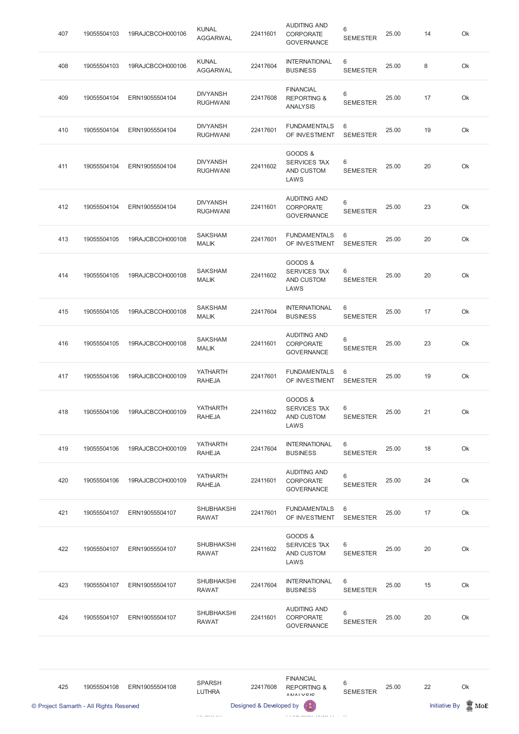| 407 | 19055504103 | 19RAJCBCOH000106 | KUNAL AGGARWAL | 22411601 | AUDITING AND CORPORATE GOVERNANCE | 6 SEMESTER | 25.00 | 14 | Ok |
|---|---|---|---|---|---|---|---|---|---|
| 408 | 19055504103 | 19RAJCBCOH000106 | KUNAL AGGARWAL | 22417604 | INTERNATIONAL BUSINESS | 6 SEMESTER | 25.00 | 8 | Ok |
| 409 | 19055504104 | ERN19055504104 | DIVYANSH RUGHWANI | 22417608 | FINANCIAL REPORTING & ANALYSIS | 6 SEMESTER | 25.00 | 17 | Ok |
| 410 | 19055504104 | ERN19055504104 | DIVYANSH RUGHWANI | 22417601 | FUNDAMENTALS OF INVESTMENT | 6 SEMESTER | 25.00 | 19 | Ok |
| 411 | 19055504104 | ERN19055504104 | DIVYANSH RUGHWANI | 22411602 | GOODS & SERVICES TAX AND CUSTOM LAWS | 6 SEMESTER | 25.00 | 20 | Ok |
| 412 | 19055504104 | ERN19055504104 | DIVYANSH RUGHWANI | 22411601 | AUDITING AND CORPORATE GOVERNANCE | 6 SEMESTER | 25.00 | 23 | Ok |
| 413 | 19055504105 | 19RAJCBCOH000108 | SAKSHAM MALIK | 22417601 | FUNDAMENTALS OF INVESTMENT | 6 SEMESTER | 25.00 | 20 | Ok |
| 414 | 19055504105 | 19RAJCBCOH000108 | SAKSHAM MALIK | 22411602 | GOODS & SERVICES TAX AND CUSTOM LAWS | 6 SEMESTER | 25.00 | 20 | Ok |
| 415 | 19055504105 | 19RAJCBCOH000108 | SAKSHAM MALIK | 22417604 | INTERNATIONAL BUSINESS | 6 SEMESTER | 25.00 | 17 | Ok |
| 416 | 19055504105 | 19RAJCBCOH000108 | SAKSHAM MALIK | 22411601 | AUDITING AND CORPORATE GOVERNANCE | 6 SEMESTER | 25.00 | 23 | Ok |
| 417 | 19055504106 | 19RAJCBCOH000109 | YATHARTH RAHEJA | 22417601 | FUNDAMENTALS OF INVESTMENT | 6 SEMESTER | 25.00 | 19 | Ok |
| 418 | 19055504106 | 19RAJCBCOH000109 | YATHARTH RAHEJA | 22411602 | GOODS & SERVICES TAX AND CUSTOM LAWS | 6 SEMESTER | 25.00 | 21 | Ok |
| 419 | 19055504106 | 19RAJCBCOH000109 | YATHARTH RAHEJA | 22417604 | INTERNATIONAL BUSINESS | 6 SEMESTER | 25.00 | 18 | Ok |
| 420 | 19055504106 | 19RAJCBCOH000109 | YATHARTH RAHEJA | 22411601 | AUDITING AND CORPORATE GOVERNANCE | 6 SEMESTER | 25.00 | 24 | Ok |
| 421 | 19055504107 | ERN19055504107 | SHUBHAKSHI RAWAT | 22417601 | FUNDAMENTALS OF INVESTMENT | 6 SEMESTER | 25.00 | 17 | Ok |
| 422 | 19055504107 | ERN19055504107 | SHUBHAKSHI RAWAT | 22411602 | GOODS & SERVICES TAX AND CUSTOM LAWS | 6 SEMESTER | 25.00 | 20 | Ok |
| 423 | 19055504107 | ERN19055504107 | SHUBHAKSHI RAWAT | 22417604 | INTERNATIONAL BUSINESS | 6 SEMESTER | 25.00 | 15 | Ok |
| 424 | 19055504107 | ERN19055504107 | SHUBHAKSHI RAWAT | 22411601 | AUDITING AND CORPORATE GOVERNANCE | 6 SEMESTER | 25.00 | 20 | Ok |
| 425 | 19055504108 | ERN19055504108 | SPARSH LUTHRA | 22417608 | FINANCIAL REPORTING & ANALYSIS | 6 SEMESTER | 25.00 | 22 | Ok |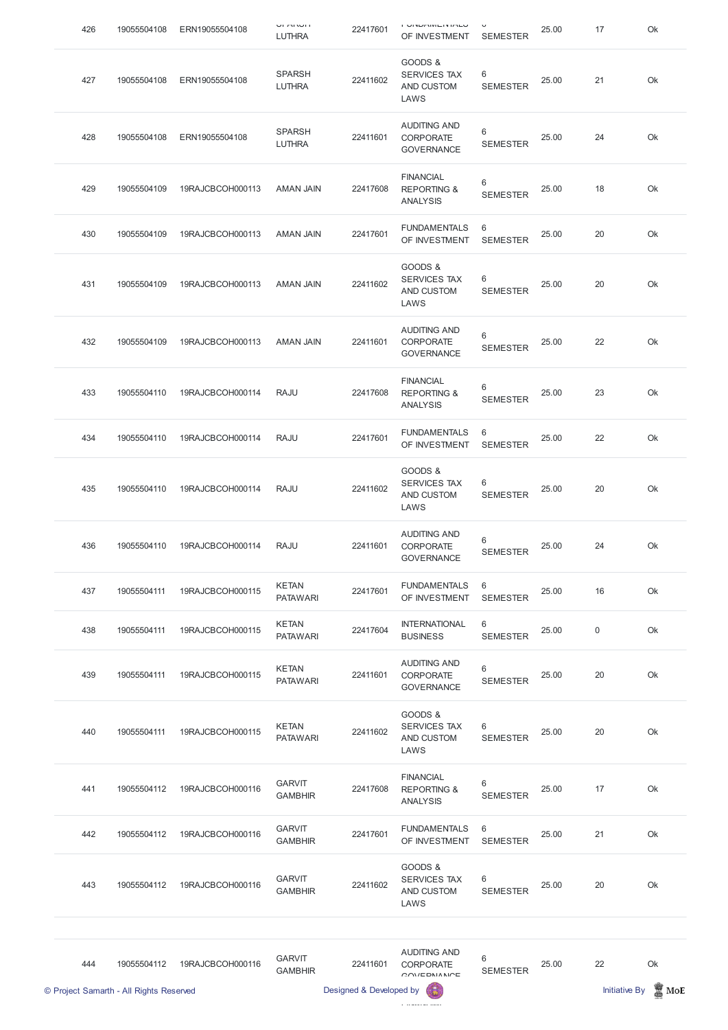| 426 | 19055504108 | ERN19055504108 | SPARSH LUTHRA | 22417601 | FUNDAMENTALS OF INVESTMENT | 6 SEMESTER | 25.00 | 17 | Ok |
|---|---|---|---|---|---|---|---|---|---|
| 427 | 19055504108 | ERN19055504108 | SPARSH LUTHRA | 22411602 | GOODS & SERVICES TAX AND CUSTOM LAWS | 6 SEMESTER | 25.00 | 21 | Ok |
| 428 | 19055504108 | ERN19055504108 | SPARSH LUTHRA | 22411601 | AUDITING AND CORPORATE GOVERNANCE | 6 SEMESTER | 25.00 | 24 | Ok |
| 429 | 19055504109 | 19RAJCBCOH000113 | AMAN JAIN | 22417608 | FINANCIAL REPORTING & ANALYSIS | 6 SEMESTER | 25.00 | 18 | Ok |
| 430 | 19055504109 | 19RAJCBCOH000113 | AMAN JAIN | 22417601 | FUNDAMENTALS OF INVESTMENT | 6 SEMESTER | 25.00 | 20 | Ok |
| 431 | 19055504109 | 19RAJCBCOH000113 | AMAN JAIN | 22411602 | GOODS & SERVICES TAX AND CUSTOM LAWS | 6 SEMESTER | 25.00 | 20 | Ok |
| 432 | 19055504109 | 19RAJCBCOH000113 | AMAN JAIN | 22411601 | AUDITING AND CORPORATE GOVERNANCE | 6 SEMESTER | 25.00 | 22 | Ok |
| 433 | 19055504110 | 19RAJCBCOH000114 | RAJU | 22417608 | FINANCIAL REPORTING & ANALYSIS | 6 SEMESTER | 25.00 | 23 | Ok |
| 434 | 19055504110 | 19RAJCBCOH000114 | RAJU | 22417601 | FUNDAMENTALS OF INVESTMENT | 6 SEMESTER | 25.00 | 22 | Ok |
| 435 | 19055504110 | 19RAJCBCOH000114 | RAJU | 22411602 | GOODS & SERVICES TAX AND CUSTOM LAWS | 6 SEMESTER | 25.00 | 20 | Ok |
| 436 | 19055504110 | 19RAJCBCOH000114 | RAJU | 22411601 | AUDITING AND CORPORATE GOVERNANCE | 6 SEMESTER | 25.00 | 24 | Ok |
| 437 | 19055504111 | 19RAJCBCOH000115 | KETAN PATAWARI | 22417601 | FUNDAMENTALS OF INVESTMENT | 6 SEMESTER | 25.00 | 16 | Ok |
| 438 | 19055504111 | 19RAJCBCOH000115 | KETAN PATAWARI | 22417604 | INTERNATIONAL BUSINESS | 6 SEMESTER | 25.00 | 0 | Ok |
| 439 | 19055504111 | 19RAJCBCOH000115 | KETAN PATAWARI | 22411601 | AUDITING AND CORPORATE GOVERNANCE | 6 SEMESTER | 25.00 | 20 | Ok |
| 440 | 19055504111 | 19RAJCBCOH000115 | KETAN PATAWARI | 22411602 | GOODS & SERVICES TAX AND CUSTOM LAWS | 6 SEMESTER | 25.00 | 20 | Ok |
| 441 | 19055504112 | 19RAJCBCOH000116 | GARVIT GAMBHIR | 22417608 | FINANCIAL REPORTING & ANALYSIS | 6 SEMESTER | 25.00 | 17 | Ok |
| 442 | 19055504112 | 19RAJCBCOH000116 | GARVIT GAMBHIR | 22417601 | FUNDAMENTALS OF INVESTMENT | 6 SEMESTER | 25.00 | 21 | Ok |
| 443 | 19055504112 | 19RAJCBCOH000116 | GARVIT GAMBHIR | 22411602 | GOODS & SERVICES TAX AND CUSTOM LAWS | 6 SEMESTER | 25.00 | 20 | Ok |
| 444 | 19055504112 | 19RAJCBCOH000116 | GARVIT GAMBHIR | 22411601 | AUDITING AND CORPORATE GOVERNANCE | 6 SEMESTER | 25.00 | 22 | Ok |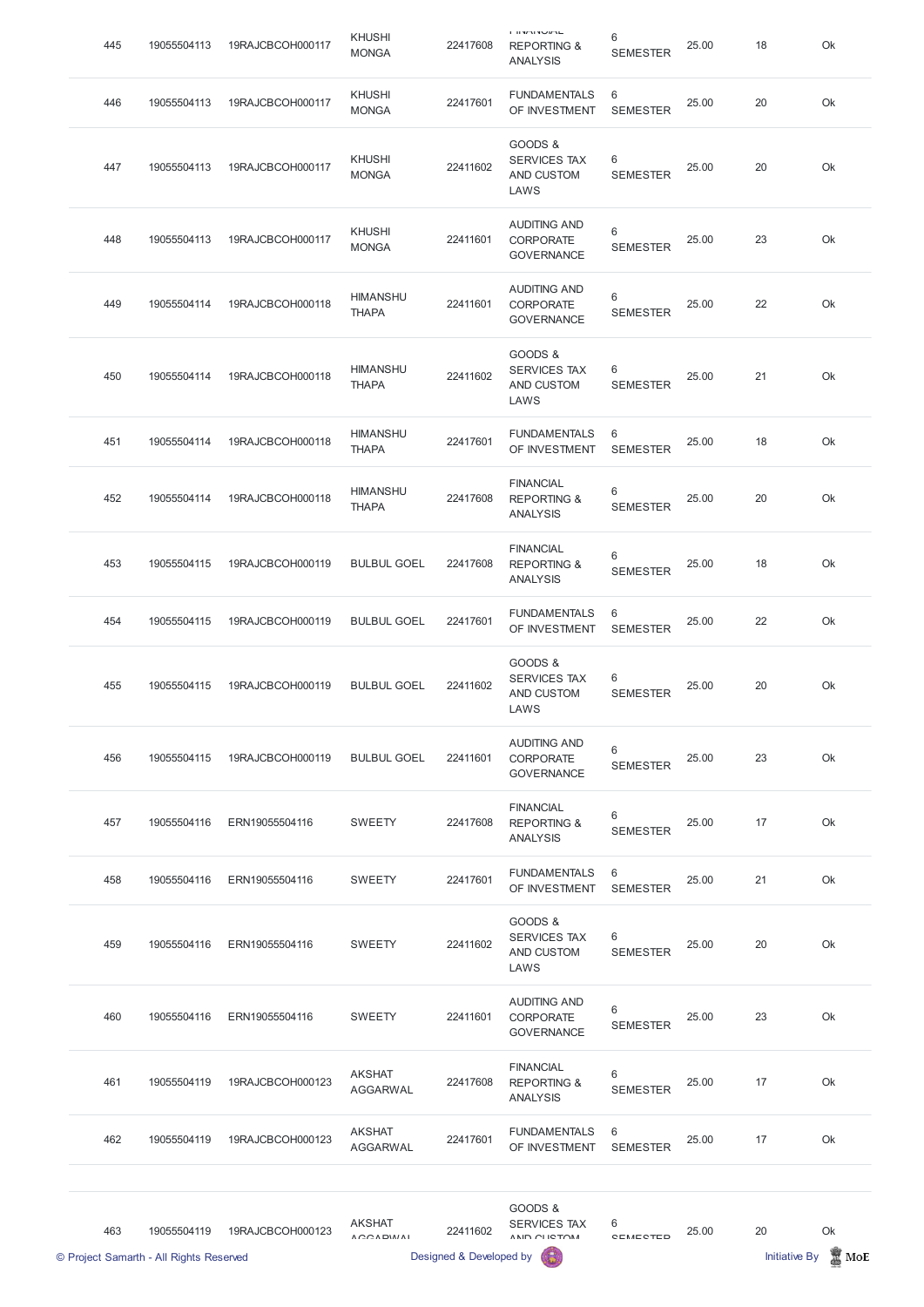| 445 | 19055504113 | 19RAJCBCOH000117 | KHUSHI MONGA | 22417608 | FINANCIAL REPORTING & ANALYSIS | 6 SEMESTER | 25.00 | 18 | Ok |
|---|---|---|---|---|---|---|---|---|---|
| 446 | 19055504113 | 19RAJCBCOH000117 | KHUSHI MONGA | 22417601 | FUNDAMENTALS OF INVESTMENT | 6 SEMESTER | 25.00 | 20 | Ok |
| 447 | 19055504113 | 19RAJCBCOH000117 | KHUSHI MONGA | 22411602 | GOODS & SERVICES TAX AND CUSTOM LAWS | 6 SEMESTER | 25.00 | 20 | Ok |
| 448 | 19055504113 | 19RAJCBCOH000117 | KHUSHI MONGA | 22411601 | AUDITING AND CORPORATE GOVERNANCE | 6 SEMESTER | 25.00 | 23 | Ok |
| 449 | 19055504114 | 19RAJCBCOH000118 | HIMANSHU THAPA | 22411601 | AUDITING AND CORPORATE GOVERNANCE | 6 SEMESTER | 25.00 | 22 | Ok |
| 450 | 19055504114 | 19RAJCBCOH000118 | HIMANSHU THAPA | 22411602 | GOODS & SERVICES TAX AND CUSTOM LAWS | 6 SEMESTER | 25.00 | 21 | Ok |
| 451 | 19055504114 | 19RAJCBCOH000118 | HIMANSHU THAPA | 22417601 | FUNDAMENTALS OF INVESTMENT | 6 SEMESTER | 25.00 | 18 | Ok |
| 452 | 19055504114 | 19RAJCBCOH000118 | HIMANSHU THAPA | 22417608 | FINANCIAL REPORTING & ANALYSIS | 6 SEMESTER | 25.00 | 20 | Ok |
| 453 | 19055504115 | 19RAJCBCOH000119 | BULBUL GOEL | 22417608 | FINANCIAL REPORTING & ANALYSIS | 6 SEMESTER | 25.00 | 18 | Ok |
| 454 | 19055504115 | 19RAJCBCOH000119 | BULBUL GOEL | 22417601 | FUNDAMENTALS OF INVESTMENT | 6 SEMESTER | 25.00 | 22 | Ok |
| 455 | 19055504115 | 19RAJCBCOH000119 | BULBUL GOEL | 22411602 | GOODS & SERVICES TAX AND CUSTOM LAWS | 6 SEMESTER | 25.00 | 20 | Ok |
| 456 | 19055504115 | 19RAJCBCOH000119 | BULBUL GOEL | 22411601 | AUDITING AND CORPORATE GOVERNANCE | 6 SEMESTER | 25.00 | 23 | Ok |
| 457 | 19055504116 | ERN19055504116 | SWEETY | 22417608 | FINANCIAL REPORTING & ANALYSIS | 6 SEMESTER | 25.00 | 17 | Ok |
| 458 | 19055504116 | ERN19055504116 | SWEETY | 22417601 | FUNDAMENTALS OF INVESTMENT | 6 SEMESTER | 25.00 | 21 | Ok |
| 459 | 19055504116 | ERN19055504116 | SWEETY | 22411602 | GOODS & SERVICES TAX AND CUSTOM LAWS | 6 SEMESTER | 25.00 | 20 | Ok |
| 460 | 19055504116 | ERN19055504116 | SWEETY | 22411601 | AUDITING AND CORPORATE GOVERNANCE | 6 SEMESTER | 25.00 | 23 | Ok |
| 461 | 19055504119 | 19RAJCBCOH000123 | AKSHAT AGGARWAL | 22417608 | FINANCIAL REPORTING & ANALYSIS | 6 SEMESTER | 25.00 | 17 | Ok |
| 462 | 19055504119 | 19RAJCBCOH000123 | AKSHAT AGGARWAL | 22417601 | FUNDAMENTALS OF INVESTMENT | 6 SEMESTER | 25.00 | 17 | Ok |
| 463 | 19055504119 | 19RAJCBCOH000123 | AKSHAT AGGARWAL | 22411602 | GOODS & SERVICES TAX AND CUSTOM | 6 SEMESTER | 25.00 | 20 | Ok |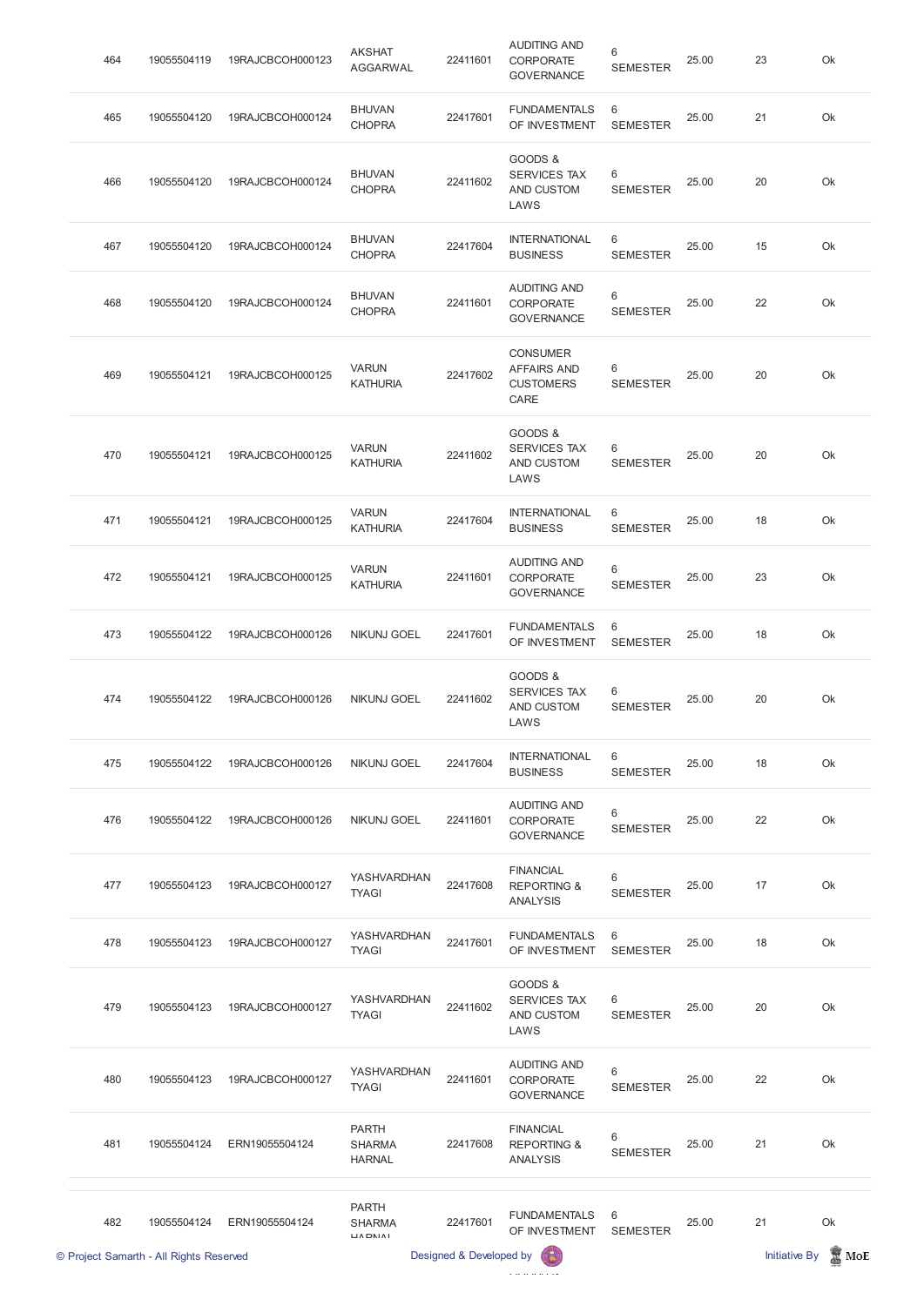| 464 | 19055504119 | 19RAJCBCOH000123 | AKSHAT AGGARWAL | 22411601 | AUDITING AND CORPORATE GOVERNANCE | 6 SEMESTER | 25.00 | 23 | Ok |
|---|---|---|---|---|---|---|---|---|---|
| 465 | 19055504120 | 19RAJCBCOH000124 | BHUVAN CHOPRA | 22417601 | FUNDAMENTALS OF INVESTMENT | 6 SEMESTER | 25.00 | 21 | Ok |
| 466 | 19055504120 | 19RAJCBCOH000124 | BHUVAN CHOPRA | 22411602 | GOODS & SERVICES TAX AND CUSTOM LAWS | 6 SEMESTER | 25.00 | 20 | Ok |
| 467 | 19055504120 | 19RAJCBCOH000124 | BHUVAN CHOPRA | 22417604 | INTERNATIONAL BUSINESS | 6 SEMESTER | 25.00 | 15 | Ok |
| 468 | 19055504120 | 19RAJCBCOH000124 | BHUVAN CHOPRA | 22411601 | AUDITING AND CORPORATE GOVERNANCE | 6 SEMESTER | 25.00 | 22 | Ok |
| 469 | 19055504121 | 19RAJCBCOH000125 | VARUN KATHURIA | 22417602 | CONSUMER AFFAIRS AND CUSTOMERS CARE | 6 SEMESTER | 25.00 | 20 | Ok |
| 470 | 19055504121 | 19RAJCBCOH000125 | VARUN KATHURIA | 22411602 | GOODS & SERVICES TAX AND CUSTOM LAWS | 6 SEMESTER | 25.00 | 20 | Ok |
| 471 | 19055504121 | 19RAJCBCOH000125 | VARUN KATHURIA | 22417604 | INTERNATIONAL BUSINESS | 6 SEMESTER | 25.00 | 18 | Ok |
| 472 | 19055504121 | 19RAJCBCOH000125 | VARUN KATHURIA | 22411601 | AUDITING AND CORPORATE GOVERNANCE | 6 SEMESTER | 25.00 | 23 | Ok |
| 473 | 19055504122 | 19RAJCBCOH000126 | NIKUNJ GOEL | 22417601 | FUNDAMENTALS OF INVESTMENT | 6 SEMESTER | 25.00 | 18 | Ok |
| 474 | 19055504122 | 19RAJCBCOH000126 | NIKUNJ GOEL | 22411602 | GOODS & SERVICES TAX AND CUSTOM LAWS | 6 SEMESTER | 25.00 | 20 | Ok |
| 475 | 19055504122 | 19RAJCBCOH000126 | NIKUNJ GOEL | 22417604 | INTERNATIONAL BUSINESS | 6 SEMESTER | 25.00 | 18 | Ok |
| 476 | 19055504122 | 19RAJCBCOH000126 | NIKUNJ GOEL | 22411601 | AUDITING AND CORPORATE GOVERNANCE | 6 SEMESTER | 25.00 | 22 | Ok |
| 477 | 19055504123 | 19RAJCBCOH000127 | YASHVARDHAN TYAGI | 22417608 | FINANCIAL REPORTING & ANALYSIS | 6 SEMESTER | 25.00 | 17 | Ok |
| 478 | 19055504123 | 19RAJCBCOH000127 | YASHVARDHAN TYAGI | 22417601 | FUNDAMENTALS OF INVESTMENT | 6 SEMESTER | 25.00 | 18 | Ok |
| 479 | 19055504123 | 19RAJCBCOH000127 | YASHVARDHAN TYAGI | 22411602 | GOODS & SERVICES TAX AND CUSTOM LAWS | 6 SEMESTER | 25.00 | 20 | Ok |
| 480 | 19055504123 | 19RAJCBCOH000127 | YASHVARDHAN TYAGI | 22411601 | AUDITING AND CORPORATE GOVERNANCE | 6 SEMESTER | 25.00 | 22 | Ok |
| 481 | 19055504124 | ERN19055504124 | PARTH SHARMA HARNAL | 22417608 | FINANCIAL REPORTING & ANALYSIS | 6 SEMESTER | 25.00 | 21 | Ok |
| 482 | 19055504124 | ERN19055504124 | PARTH SHARMA HARNAL | 22417601 | FUNDAMENTALS OF INVESTMENT | 6 SEMESTER | 25.00 | 21 | Ok |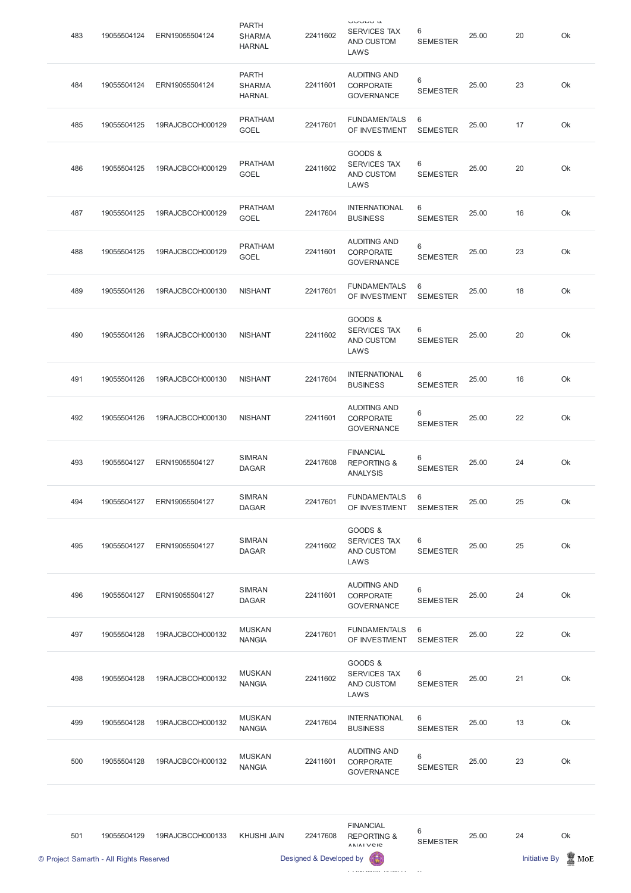| 483 | 19055504124 | ERN19055504124 | PARTH SHARMA HARNAL | 22411602 | GOODS & SERVICES TAX AND CUSTOM LAWS | 6 SEMESTER | 25.00 | 20 | Ok |
|---|---|---|---|---|---|---|---|---|---|
| 484 | 19055504124 | ERN19055504124 | PARTH SHARMA HARNAL | 22411601 | AUDITING AND CORPORATE GOVERNANCE | 6 SEMESTER | 25.00 | 23 | Ok |
| 485 | 19055504125 | 19RAJCBCOH000129 | PRATHAM GOEL | 22417601 | FUNDAMENTALS OF INVESTMENT | 6 SEMESTER | 25.00 | 17 | Ok |
| 486 | 19055504125 | 19RAJCBCOH000129 | PRATHAM GOEL | 22411602 | GOODS & SERVICES TAX AND CUSTOM LAWS | 6 SEMESTER | 25.00 | 20 | Ok |
| 487 | 19055504125 | 19RAJCBCOH000129 | PRATHAM GOEL | 22417604 | INTERNATIONAL BUSINESS | 6 SEMESTER | 25.00 | 16 | Ok |
| 488 | 19055504125 | 19RAJCBCOH000129 | PRATHAM GOEL | 22411601 | AUDITING AND CORPORATE GOVERNANCE | 6 SEMESTER | 25.00 | 23 | Ok |
| 489 | 19055504126 | 19RAJCBCOH000130 | NISHANT | 22417601 | FUNDAMENTALS OF INVESTMENT | 6 SEMESTER | 25.00 | 18 | Ok |
| 490 | 19055504126 | 19RAJCBCOH000130 | NISHANT | 22411602 | GOODS & SERVICES TAX AND CUSTOM LAWS | 6 SEMESTER | 25.00 | 20 | Ok |
| 491 | 19055504126 | 19RAJCBCOH000130 | NISHANT | 22417604 | INTERNATIONAL BUSINESS | 6 SEMESTER | 25.00 | 16 | Ok |
| 492 | 19055504126 | 19RAJCBCOH000130 | NISHANT | 22411601 | AUDITING AND CORPORATE GOVERNANCE | 6 SEMESTER | 25.00 | 22 | Ok |
| 493 | 19055504127 | ERN19055504127 | SIMRAN DAGAR | 22417608 | FINANCIAL REPORTING & ANALYSIS | 6 SEMESTER | 25.00 | 24 | Ok |
| 494 | 19055504127 | ERN19055504127 | SIMRAN DAGAR | 22417601 | FUNDAMENTALS OF INVESTMENT | 6 SEMESTER | 25.00 | 25 | Ok |
| 495 | 19055504127 | ERN19055504127 | SIMRAN DAGAR | 22411602 | GOODS & SERVICES TAX AND CUSTOM LAWS | 6 SEMESTER | 25.00 | 25 | Ok |
| 496 | 19055504127 | ERN19055504127 | SIMRAN DAGAR | 22411601 | AUDITING AND CORPORATE GOVERNANCE | 6 SEMESTER | 25.00 | 24 | Ok |
| 497 | 19055504128 | 19RAJCBCOH000132 | MUSKAN NANGIA | 22417601 | FUNDAMENTALS OF INVESTMENT | 6 SEMESTER | 25.00 | 22 | Ok |
| 498 | 19055504128 | 19RAJCBCOH000132 | MUSKAN NANGIA | 22411602 | GOODS & SERVICES TAX AND CUSTOM LAWS | 6 SEMESTER | 25.00 | 21 | Ok |
| 499 | 19055504128 | 19RAJCBCOH000132 | MUSKAN NANGIA | 22417604 | INTERNATIONAL BUSINESS | 6 SEMESTER | 25.00 | 13 | Ok |
| 500 | 19055504128 | 19RAJCBCOH000132 | MUSKAN NANGIA | 22411601 | AUDITING AND CORPORATE GOVERNANCE | 6 SEMESTER | 25.00 | 23 | Ok |
| 501 | 19055504129 | 19RAJCBCOH000133 | KHUSHI JAIN | 22417608 | FINANCIAL REPORTING & ANALYSIS | 6 SEMESTER | 25.00 | 24 | Ok |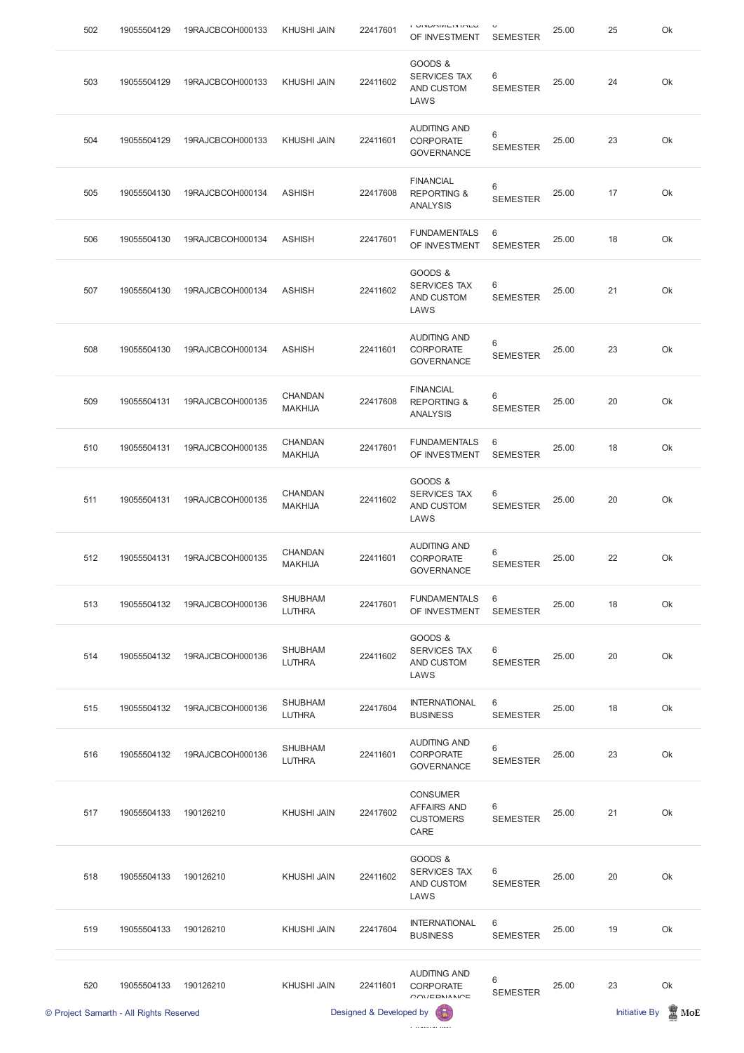| 502 | 19055504129 | 19RAJCBCOH000133 | KHUSHI JAIN | 22417601 | FUNDAMENTALS OF INVESTMENT | 6 SEMESTER | 25.00 | 25 | Ok |
|---|---|---|---|---|---|---|---|---|---|
| 503 | 19055504129 | 19RAJCBCOH000133 | KHUSHI JAIN | 22411602 | GOODS & SERVICES TAX AND CUSTOM LAWS | 6 SEMESTER | 25.00 | 24 | Ok |
| 504 | 19055504129 | 19RAJCBCOH000133 | KHUSHI JAIN | 22411601 | AUDITING AND CORPORATE GOVERNANCE | 6 SEMESTER | 25.00 | 23 | Ok |
| 505 | 19055504130 | 19RAJCBCOH000134 | ASHISH | 22417608 | FINANCIAL REPORTING & ANALYSIS | 6 SEMESTER | 25.00 | 17 | Ok |
| 506 | 19055504130 | 19RAJCBCOH000134 | ASHISH | 22417601 | FUNDAMENTALS OF INVESTMENT | 6 SEMESTER | 25.00 | 18 | Ok |
| 507 | 19055504130 | 19RAJCBCOH000134 | ASHISH | 22411602 | GOODS & SERVICES TAX AND CUSTOM LAWS | 6 SEMESTER | 25.00 | 21 | Ok |
| 508 | 19055504130 | 19RAJCBCOH000134 | ASHISH | 22411601 | AUDITING AND CORPORATE GOVERNANCE | 6 SEMESTER | 25.00 | 23 | Ok |
| 509 | 19055504131 | 19RAJCBCOH000135 | CHANDAN MAKHIJA | 22417608 | FINANCIAL REPORTING & ANALYSIS | 6 SEMESTER | 25.00 | 20 | Ok |
| 510 | 19055504131 | 19RAJCBCOH000135 | CHANDAN MAKHIJA | 22417601 | FUNDAMENTALS OF INVESTMENT | 6 SEMESTER | 25.00 | 18 | Ok |
| 511 | 19055504131 | 19RAJCBCOH000135 | CHANDAN MAKHIJA | 22411602 | GOODS & SERVICES TAX AND CUSTOM LAWS | 6 SEMESTER | 25.00 | 20 | Ok |
| 512 | 19055504131 | 19RAJCBCOH000135 | CHANDAN MAKHIJA | 22411601 | AUDITING AND CORPORATE GOVERNANCE | 6 SEMESTER | 25.00 | 22 | Ok |
| 513 | 19055504132 | 19RAJCBCOH000136 | SHUBHAM LUTHRA | 22417601 | FUNDAMENTALS OF INVESTMENT | 6 SEMESTER | 25.00 | 18 | Ok |
| 514 | 19055504132 | 19RAJCBCOH000136 | SHUBHAM LUTHRA | 22411602 | GOODS & SERVICES TAX AND CUSTOM LAWS | 6 SEMESTER | 25.00 | 20 | Ok |
| 515 | 19055504132 | 19RAJCBCOH000136 | SHUBHAM LUTHRA | 22417604 | INTERNATIONAL BUSINESS | 6 SEMESTER | 25.00 | 18 | Ok |
| 516 | 19055504132 | 19RAJCBCOH000136 | SHUBHAM LUTHRA | 22411601 | AUDITING AND CORPORATE GOVERNANCE | 6 SEMESTER | 25.00 | 23 | Ok |
| 517 | 19055504133 | 190126210 | KHUSHI JAIN | 22417602 | CONSUMER AFFAIRS AND CUSTOMERS CARE | 6 SEMESTER | 25.00 | 21 | Ok |
| 518 | 19055504133 | 190126210 | KHUSHI JAIN | 22411602 | GOODS & SERVICES TAX AND CUSTOM LAWS | 6 SEMESTER | 25.00 | 20 | Ok |
| 519 | 19055504133 | 190126210 | KHUSHI JAIN | 22417604 | INTERNATIONAL BUSINESS | 6 SEMESTER | 25.00 | 19 | Ok |
| 520 | 19055504133 | 190126210 | KHUSHI JAIN | 22411601 | AUDITING AND CORPORATE GOVERNANCE | 6 SEMESTER | 25.00 | 23 | Ok |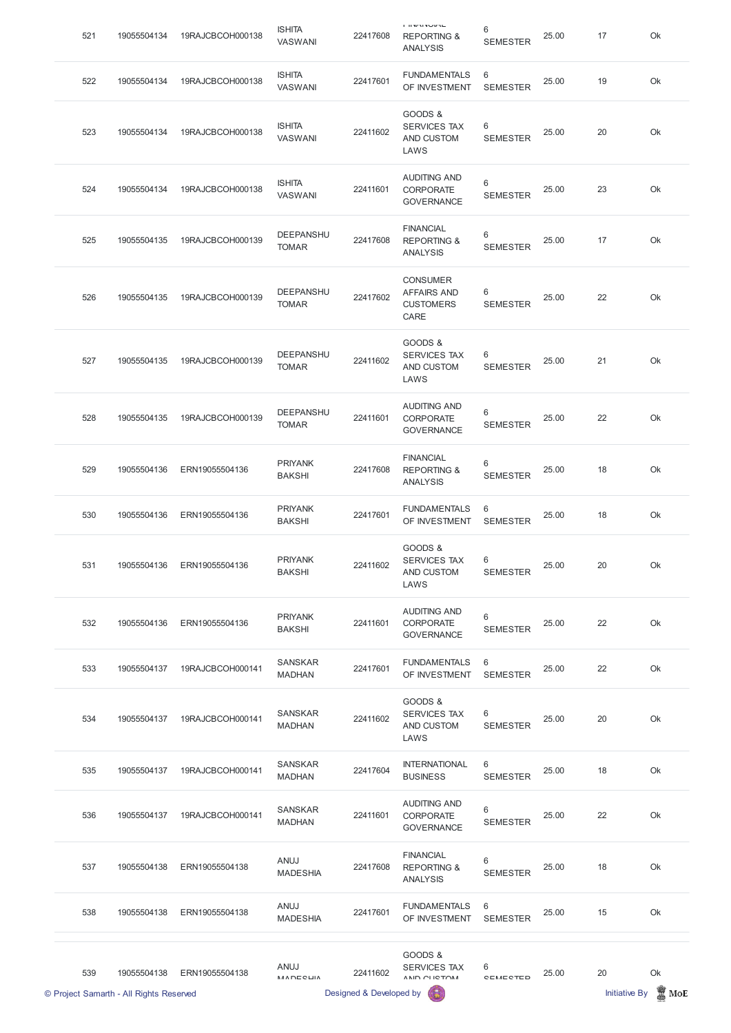| 521 | 19055504134 | 19RAJCBCOH000138 | ISHITA VASWANI | 22417608 | FINANCIAL REPORTING & ANALYSIS | 6 SEMESTER | 25.00 | 17 | Ok |
|---|---|---|---|---|---|---|---|---|---|
| 522 | 19055504134 | 19RAJCBCOH000138 | ISHITA VASWANI | 22417601 | FUNDAMENTALS OF INVESTMENT | 6 SEMESTER | 25.00 | 19 | Ok |
| 523 | 19055504134 | 19RAJCBCOH000138 | ISHITA VASWANI | 22411602 | GOODS & SERVICES TAX AND CUSTOM LAWS | 6 SEMESTER | 25.00 | 20 | Ok |
| 524 | 19055504134 | 19RAJCBCOH000138 | ISHITA VASWANI | 22411601 | AUDITING AND CORPORATE GOVERNANCE | 6 SEMESTER | 25.00 | 23 | Ok |
| 525 | 19055504135 | 19RAJCBCOH000139 | DEEPANSHU TOMAR | 22417608 | FINANCIAL REPORTING & ANALYSIS | 6 SEMESTER | 25.00 | 17 | Ok |
| 526 | 19055504135 | 19RAJCBCOH000139 | DEEPANSHU TOMAR | 22417602 | CONSUMER AFFAIRS AND CUSTOMERS CARE | 6 SEMESTER | 25.00 | 22 | Ok |
| 527 | 19055504135 | 19RAJCBCOH000139 | DEEPANSHU TOMAR | 22411602 | GOODS & SERVICES TAX AND CUSTOM LAWS | 6 SEMESTER | 25.00 | 21 | Ok |
| 528 | 19055504135 | 19RAJCBCOH000139 | DEEPANSHU TOMAR | 22411601 | AUDITING AND CORPORATE GOVERNANCE | 6 SEMESTER | 25.00 | 22 | Ok |
| 529 | 19055504136 | ERN19055504136 | PRIYANK BAKSHI | 22417608 | FINANCIAL REPORTING & ANALYSIS | 6 SEMESTER | 25.00 | 18 | Ok |
| 530 | 19055504136 | ERN19055504136 | PRIYANK BAKSHI | 22417601 | FUNDAMENTALS OF INVESTMENT | 6 SEMESTER | 25.00 | 18 | Ok |
| 531 | 19055504136 | ERN19055504136 | PRIYANK BAKSHI | 22411602 | GOODS & SERVICES TAX AND CUSTOM LAWS | 6 SEMESTER | 25.00 | 20 | Ok |
| 532 | 19055504136 | ERN19055504136 | PRIYANK BAKSHI | 22411601 | AUDITING AND CORPORATE GOVERNANCE | 6 SEMESTER | 25.00 | 22 | Ok |
| 533 | 19055504137 | 19RAJCBCOH000141 | SANSKAR MADHAN | 22417601 | FUNDAMENTALS OF INVESTMENT | 6 SEMESTER | 25.00 | 22 | Ok |
| 534 | 19055504137 | 19RAJCBCOH000141 | SANSKAR MADHAN | 22411602 | GOODS & SERVICES TAX AND CUSTOM LAWS | 6 SEMESTER | 25.00 | 20 | Ok |
| 535 | 19055504137 | 19RAJCBCOH000141 | SANSKAR MADHAN | 22417604 | INTERNATIONAL BUSINESS | 6 SEMESTER | 25.00 | 18 | Ok |
| 536 | 19055504137 | 19RAJCBCOH000141 | SANSKAR MADHAN | 22411601 | AUDITING AND CORPORATE GOVERNANCE | 6 SEMESTER | 25.00 | 22 | Ok |
| 537 | 19055504138 | ERN19055504138 | ANUJ MADESHIA | 22417608 | FINANCIAL REPORTING & ANALYSIS | 6 SEMESTER | 25.00 | 18 | Ok |
| 538 | 19055504138 | ERN19055504138 | ANUJ MADESHIA | 22417601 | FUNDAMENTALS OF INVESTMENT | 6 SEMESTER | 25.00 | 15 | Ok |
| 539 | 19055504138 | ERN19055504138 | ANUJ MADESHIA | 22411602 | GOODS & SERVICES TAX AND CUSTOM | 6 SEMESTER | 25.00 | 20 | Ok |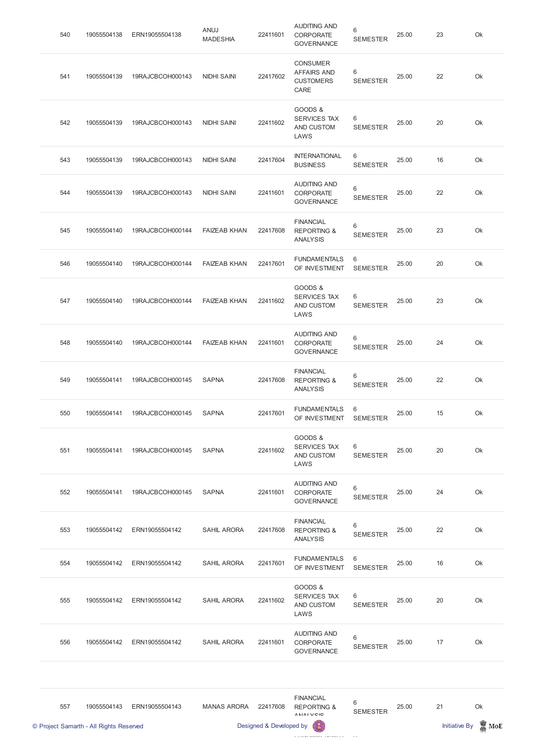| 540 | 19055504138 | ERN19055504138 | ANUJ MADESHIA | 22411601 | AUDITING AND CORPORATE GOVERNANCE | 6 SEMESTER | 25.00 | 23 | Ok |
|---|---|---|---|---|---|---|---|---|---|
| 541 | 19055504139 | 19RAJCBCOH000143 | NIDHI SAINI | 22417602 | CONSUMER AFFAIRS AND CUSTOMERS CARE | 6 SEMESTER | 25.00 | 22 | Ok |
| 542 | 19055504139 | 19RAJCBCOH000143 | NIDHI SAINI | 22411602 | GOODS & SERVICES TAX AND CUSTOM LAWS | 6 SEMESTER | 25.00 | 20 | Ok |
| 543 | 19055504139 | 19RAJCBCOH000143 | NIDHI SAINI | 22417604 | INTERNATIONAL BUSINESS | 6 SEMESTER | 25.00 | 16 | Ok |
| 544 | 19055504139 | 19RAJCBCOH000143 | NIDHI SAINI | 22411601 | AUDITING AND CORPORATE GOVERNANCE | 6 SEMESTER | 25.00 | 22 | Ok |
| 545 | 19055504140 | 19RAJCBCOH000144 | FAIZEAB KHAN | 22417608 | FINANCIAL REPORTING & ANALYSIS | 6 SEMESTER | 25.00 | 23 | Ok |
| 546 | 19055504140 | 19RAJCBCOH000144 | FAIZEAB KHAN | 22417601 | FUNDAMENTALS OF INVESTMENT | 6 SEMESTER | 25.00 | 20 | Ok |
| 547 | 19055504140 | 19RAJCBCOH000144 | FAIZEAB KHAN | 22411602 | GOODS & SERVICES TAX AND CUSTOM LAWS | 6 SEMESTER | 25.00 | 23 | Ok |
| 548 | 19055504140 | 19RAJCBCOH000144 | FAIZEAB KHAN | 22411601 | AUDITING AND CORPORATE GOVERNANCE | 6 SEMESTER | 25.00 | 24 | Ok |
| 549 | 19055504141 | 19RAJCBCOH000145 | SAPNA | 22417608 | FINANCIAL REPORTING & ANALYSIS | 6 SEMESTER | 25.00 | 22 | Ok |
| 550 | 19055504141 | 19RAJCBCOH000145 | SAPNA | 22417601 | FUNDAMENTALS OF INVESTMENT | 6 SEMESTER | 25.00 | 15 | Ok |
| 551 | 19055504141 | 19RAJCBCOH000145 | SAPNA | 22411602 | GOODS & SERVICES TAX AND CUSTOM LAWS | 6 SEMESTER | 25.00 | 20 | Ok |
| 552 | 19055504141 | 19RAJCBCOH000145 | SAPNA | 22411601 | AUDITING AND CORPORATE GOVERNANCE | 6 SEMESTER | 25.00 | 24 | Ok |
| 553 | 19055504142 | ERN19055504142 | SAHIL ARORA | 22417608 | FINANCIAL REPORTING & ANALYSIS | 6 SEMESTER | 25.00 | 22 | Ok |
| 554 | 19055504142 | ERN19055504142 | SAHIL ARORA | 22417601 | FUNDAMENTALS OF INVESTMENT | 6 SEMESTER | 25.00 | 16 | Ok |
| 555 | 19055504142 | ERN19055504142 | SAHIL ARORA | 22411602 | GOODS & SERVICES TAX AND CUSTOM LAWS | 6 SEMESTER | 25.00 | 20 | Ok |
| 556 | 19055504142 | ERN19055504142 | SAHIL ARORA | 22411601 | AUDITING AND CORPORATE GOVERNANCE | 6 SEMESTER | 25.00 | 17 | Ok |
| 557 | 19055504143 | ERN19055504143 | MANAS ARORA | 22417608 | FINANCIAL REPORTING & ANALYSIS | 6 SEMESTER | 25.00 | 21 | Ok |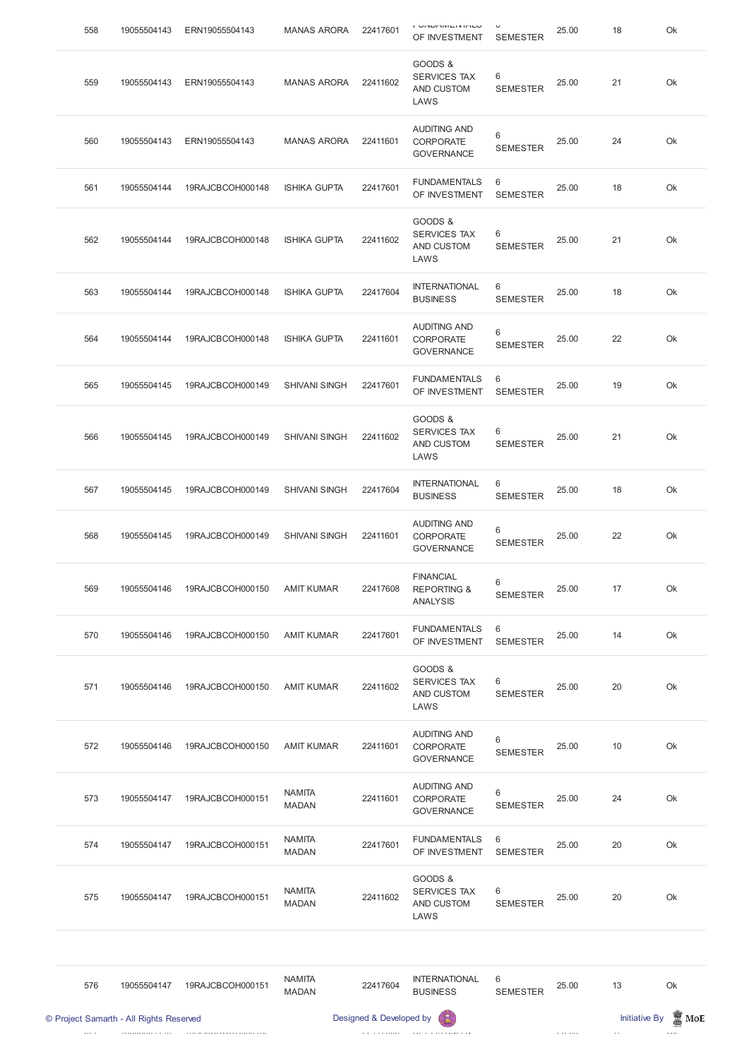| 558 | 19055504143 | ERN19055504143 | MANAS ARORA | 22417601 | FUNDAMENTALS OF INVESTMENT | 6 SEMESTER | 25.00 | 18 | Ok |
|---|---|---|---|---|---|---|---|---|---|
| 559 | 19055504143 | ERN19055504143 | MANAS ARORA | 22411602 | GOODS & SERVICES TAX AND CUSTOM LAWS | 6 SEMESTER | 25.00 | 21 | Ok |
| 560 | 19055504143 | ERN19055504143 | MANAS ARORA | 22411601 | AUDITING AND CORPORATE GOVERNANCE | 6 SEMESTER | 25.00 | 24 | Ok |
| 561 | 19055504144 | 19RAJCBCOH000148 | ISHIKA GUPTA | 22417601 | FUNDAMENTALS OF INVESTMENT | 6 SEMESTER | 25.00 | 18 | Ok |
| 562 | 19055504144 | 19RAJCBCOH000148 | ISHIKA GUPTA | 22411602 | GOODS & SERVICES TAX AND CUSTOM LAWS | 6 SEMESTER | 25.00 | 21 | Ok |
| 563 | 19055504144 | 19RAJCBCOH000148 | ISHIKA GUPTA | 22417604 | INTERNATIONAL BUSINESS | 6 SEMESTER | 25.00 | 18 | Ok |
| 564 | 19055504144 | 19RAJCBCOH000148 | ISHIKA GUPTA | 22411601 | AUDITING AND CORPORATE GOVERNANCE | 6 SEMESTER | 25.00 | 22 | Ok |
| 565 | 19055504145 | 19RAJCBCOH000149 | SHIVANI SINGH | 22417601 | FUNDAMENTALS OF INVESTMENT | 6 SEMESTER | 25.00 | 19 | Ok |
| 566 | 19055504145 | 19RAJCBCOH000149 | SHIVANI SINGH | 22411602 | GOODS & SERVICES TAX AND CUSTOM LAWS | 6 SEMESTER | 25.00 | 21 | Ok |
| 567 | 19055504145 | 19RAJCBCOH000149 | SHIVANI SINGH | 22417604 | INTERNATIONAL BUSINESS | 6 SEMESTER | 25.00 | 18 | Ok |
| 568 | 19055504145 | 19RAJCBCOH000149 | SHIVANI SINGH | 22411601 | AUDITING AND CORPORATE GOVERNANCE | 6 SEMESTER | 25.00 | 22 | Ok |
| 569 | 19055504146 | 19RAJCBCOH000150 | AMIT KUMAR | 22417608 | FINANCIAL REPORTING & ANALYSIS | 6 SEMESTER | 25.00 | 17 | Ok |
| 570 | 19055504146 | 19RAJCBCOH000150 | AMIT KUMAR | 22417601 | FUNDAMENTALS OF INVESTMENT | 6 SEMESTER | 25.00 | 14 | Ok |
| 571 | 19055504146 | 19RAJCBCOH000150 | AMIT KUMAR | 22411602 | GOODS & SERVICES TAX AND CUSTOM LAWS | 6 SEMESTER | 25.00 | 20 | Ok |
| 572 | 19055504146 | 19RAJCBCOH000150 | AMIT KUMAR | 22411601 | AUDITING AND CORPORATE GOVERNANCE | 6 SEMESTER | 25.00 | 10 | Ok |
| 573 | 19055504147 | 19RAJCBCOH000151 | NAMITA MADAN | 22411601 | AUDITING AND CORPORATE GOVERNANCE | 6 SEMESTER | 25.00 | 24 | Ok |
| 574 | 19055504147 | 19RAJCBCOH000151 | NAMITA MADAN | 22417601 | FUNDAMENTALS OF INVESTMENT | 6 SEMESTER | 25.00 | 20 | Ok |
| 575 | 19055504147 | 19RAJCBCOH000151 | NAMITA MADAN | 22411602 | GOODS & SERVICES TAX AND CUSTOM LAWS | 6 SEMESTER | 25.00 | 20 | Ok |
| 576 | 19055504147 | 19RAJCBCOH000151 | NAMITA MADAN | 22417604 | INTERNATIONAL BUSINESS | 6 SEMESTER | 25.00 | 13 | Ok |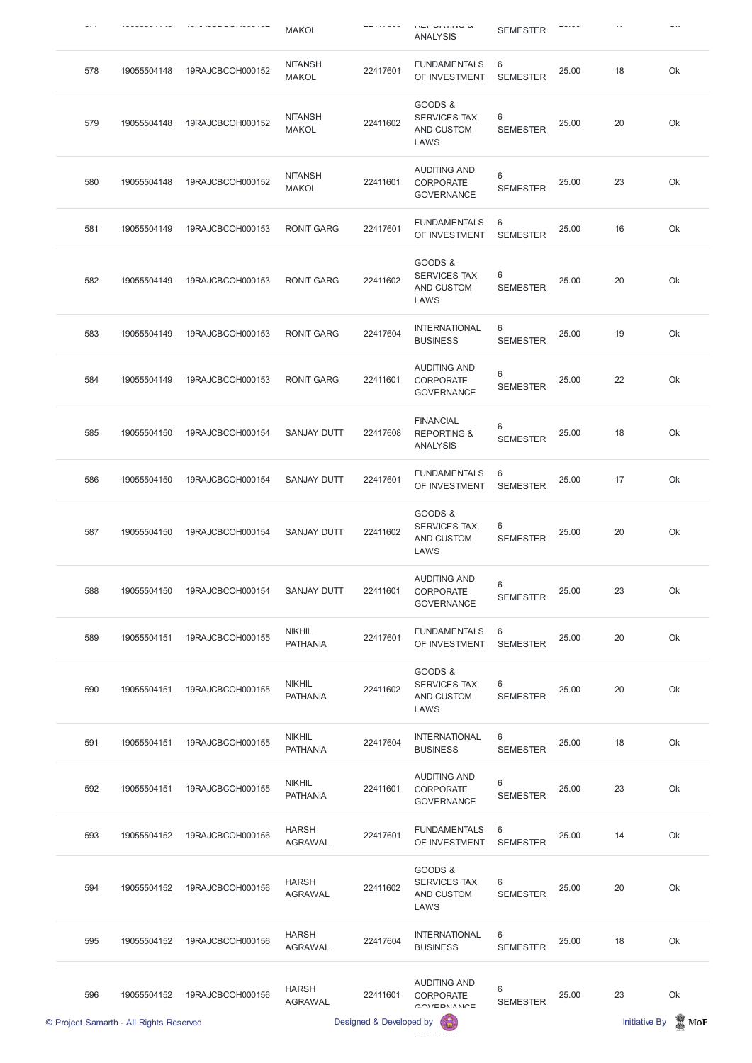| | | | | | | | | | |
|---|---|---|---|---|---|---|---|---|---|
| 577 | 19055504147 | 19RAJCBCOH000152 | MAKOL | 22417608 | FINANCIAL REPORTING & ANALYSIS | SEMESTER | 25.00 | 17 | Ok |
| 578 | 19055504148 | 19RAJCBCOH000152 | NITANSH MAKOL | 22417601 | FUNDAMENTALS OF INVESTMENT | 6 SEMESTER | 25.00 | 18 | Ok |
| 579 | 19055504148 | 19RAJCBCOH000152 | NITANSH MAKOL | 22411602 | GOODS & SERVICES TAX AND CUSTOM LAWS | 6 SEMESTER | 25.00 | 20 | Ok |
| 580 | 19055504148 | 19RAJCBCOH000152 | NITANSH MAKOL | 22411601 | AUDITING AND CORPORATE GOVERNANCE | 6 SEMESTER | 25.00 | 23 | Ok |
| 581 | 19055504149 | 19RAJCBCOH000153 | RONIT GARG | 22417601 | FUNDAMENTALS OF INVESTMENT | 6 SEMESTER | 25.00 | 16 | Ok |
| 582 | 19055504149 | 19RAJCBCOH000153 | RONIT GARG | 22411602 | GOODS & SERVICES TAX AND CUSTOM LAWS | 6 SEMESTER | 25.00 | 20 | Ok |
| 583 | 19055504149 | 19RAJCBCOH000153 | RONIT GARG | 22417604 | INTERNATIONAL BUSINESS | 6 SEMESTER | 25.00 | 19 | Ok |
| 584 | 19055504149 | 19RAJCBCOH000153 | RONIT GARG | 22411601 | AUDITING AND CORPORATE GOVERNANCE | 6 SEMESTER | 25.00 | 22 | Ok |
| 585 | 19055504150 | 19RAJCBCOH000154 | SANJAY DUTT | 22417608 | FINANCIAL REPORTING & ANALYSIS | 6 SEMESTER | 25.00 | 18 | Ok |
| 586 | 19055504150 | 19RAJCBCOH000154 | SANJAY DUTT | 22417601 | FUNDAMENTALS OF INVESTMENT | 6 SEMESTER | 25.00 | 17 | Ok |
| 587 | 19055504150 | 19RAJCBCOH000154 | SANJAY DUTT | 22411602 | GOODS & SERVICES TAX AND CUSTOM LAWS | 6 SEMESTER | 25.00 | 20 | Ok |
| 588 | 19055504150 | 19RAJCBCOH000154 | SANJAY DUTT | 22411601 | AUDITING AND CORPORATE GOVERNANCE | 6 SEMESTER | 25.00 | 23 | Ok |
| 589 | 19055504151 | 19RAJCBCOH000155 | NIKHIL PATHANIA | 22417601 | FUNDAMENTALS OF INVESTMENT | 6 SEMESTER | 25.00 | 20 | Ok |
| 590 | 19055504151 | 19RAJCBCOH000155 | NIKHIL PATHANIA | 22411602 | GOODS & SERVICES TAX AND CUSTOM LAWS | 6 SEMESTER | 25.00 | 20 | Ok |
| 591 | 19055504151 | 19RAJCBCOH000155 | NIKHIL PATHANIA | 22417604 | INTERNATIONAL BUSINESS | 6 SEMESTER | 25.00 | 18 | Ok |
| 592 | 19055504151 | 19RAJCBCOH000155 | NIKHIL PATHANIA | 22411601 | AUDITING AND CORPORATE GOVERNANCE | 6 SEMESTER | 25.00 | 23 | Ok |
| 593 | 19055504152 | 19RAJCBCOH000156 | HARSH AGRAWAL | 22417601 | FUNDAMENTALS OF INVESTMENT | 6 SEMESTER | 25.00 | 14 | Ok |
| 594 | 19055504152 | 19RAJCBCOH000156 | HARSH AGRAWAL | 22411602 | GOODS & SERVICES TAX AND CUSTOM LAWS | 6 SEMESTER | 25.00 | 20 | Ok |
| 595 | 19055504152 | 19RAJCBCOH000156 | HARSH AGRAWAL | 22417604 | INTERNATIONAL BUSINESS | 6 SEMESTER | 25.00 | 18 | Ok |
| 596 | 19055504152 | 19RAJCBCOH000156 | HARSH AGRAWAL | 22411601 | AUDITING AND CORPORATE GOVERNANCE | 6 SEMESTER | 25.00 | 23 | Ok |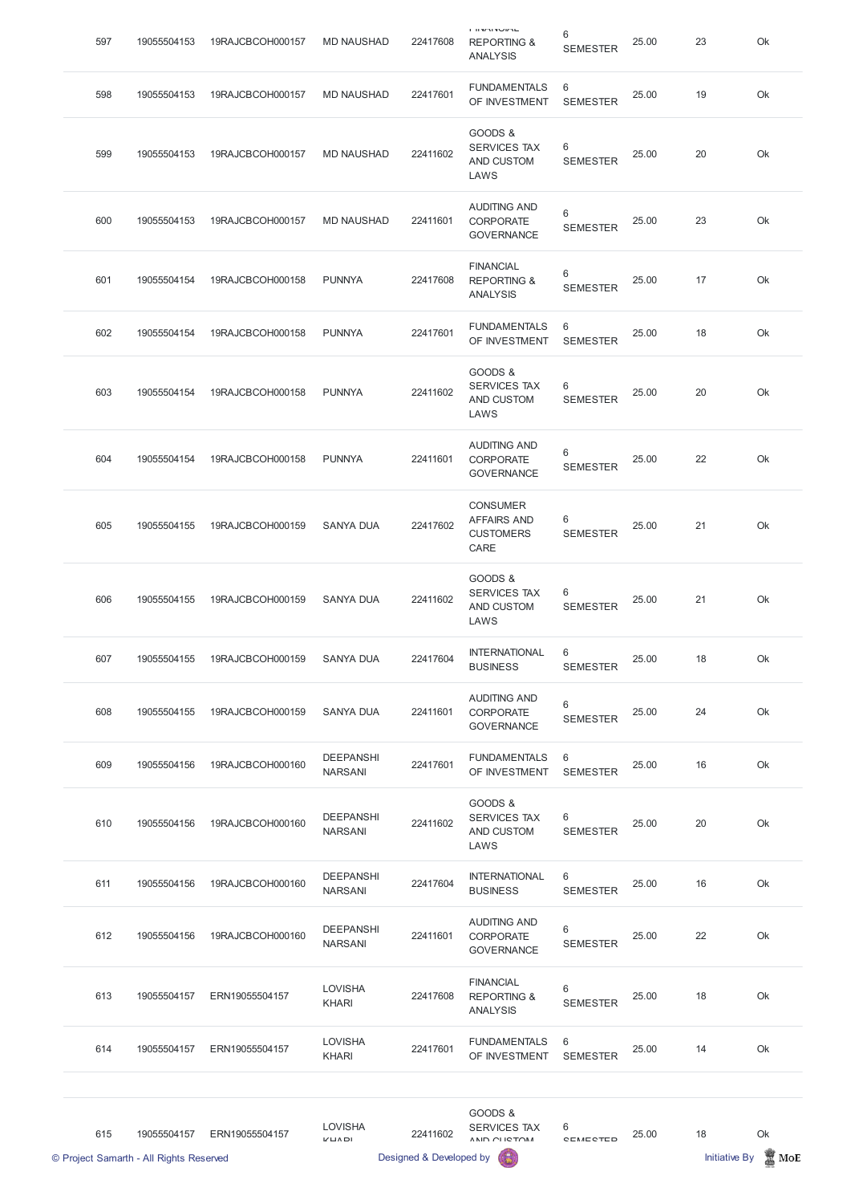| | | | | | | | | | |
|---|---|---|---|---|---|---|---|---|---|
| 597 | 19055504153 | 19RAJCBCOH000157 | MD NAUSHAD | 22417608 | FINANCIAL REPORTING & ANALYSIS | 6 SEMESTER | 25.00 | 23 | Ok |
| 598 | 19055504153 | 19RAJCBCOH000157 | MD NAUSHAD | 22417601 | FUNDAMENTALS OF INVESTMENT | 6 SEMESTER | 25.00 | 19 | Ok |
| 599 | 19055504153 | 19RAJCBCOH000157 | MD NAUSHAD | 22411602 | GOODS & SERVICES TAX AND CUSTOM LAWS | 6 SEMESTER | 25.00 | 20 | Ok |
| 600 | 19055504153 | 19RAJCBCOH000157 | MD NAUSHAD | 22411601 | AUDITING AND CORPORATE GOVERNANCE | 6 SEMESTER | 25.00 | 23 | Ok |
| 601 | 19055504154 | 19RAJCBCOH000158 | PUNNYA | 22417608 | FINANCIAL REPORTING & ANALYSIS | 6 SEMESTER | 25.00 | 17 | Ok |
| 602 | 19055504154 | 19RAJCBCOH000158 | PUNNYA | 22417601 | FUNDAMENTALS OF INVESTMENT | 6 SEMESTER | 25.00 | 18 | Ok |
| 603 | 19055504154 | 19RAJCBCOH000158 | PUNNYA | 22411602 | GOODS & SERVICES TAX AND CUSTOM LAWS | 6 SEMESTER | 25.00 | 20 | Ok |
| 604 | 19055504154 | 19RAJCBCOH000158 | PUNNYA | 22411601 | AUDITING AND CORPORATE GOVERNANCE | 6 SEMESTER | 25.00 | 22 | Ok |
| 605 | 19055504155 | 19RAJCBCOH000159 | SANYA DUA | 22417602 | CONSUMER AFFAIRS AND CUSTOMERS CARE | 6 SEMESTER | 25.00 | 21 | Ok |
| 606 | 19055504155 | 19RAJCBCOH000159 | SANYA DUA | 22411602 | GOODS & SERVICES TAX AND CUSTOM LAWS | 6 SEMESTER | 25.00 | 21 | Ok |
| 607 | 19055504155 | 19RAJCBCOH000159 | SANYA DUA | 22417604 | INTERNATIONAL BUSINESS | 6 SEMESTER | 25.00 | 18 | Ok |
| 608 | 19055504155 | 19RAJCBCOH000159 | SANYA DUA | 22411601 | AUDITING AND CORPORATE GOVERNANCE | 6 SEMESTER | 25.00 | 24 | Ok |
| 609 | 19055504156 | 19RAJCBCOH000160 | DEEPANSHI NARSANI | 22417601 | FUNDAMENTALS OF INVESTMENT | 6 SEMESTER | 25.00 | 16 | Ok |
| 610 | 19055504156 | 19RAJCBCOH000160 | DEEPANSHI NARSANI | 22411602 | GOODS & SERVICES TAX AND CUSTOM LAWS | 6 SEMESTER | 25.00 | 20 | Ok |
| 611 | 19055504156 | 19RAJCBCOH000160 | DEEPANSHI NARSANI | 22417604 | INTERNATIONAL BUSINESS | 6 SEMESTER | 25.00 | 16 | Ok |
| 612 | 19055504156 | 19RAJCBCOH000160 | DEEPANSHI NARSANI | 22411601 | AUDITING AND CORPORATE GOVERNANCE | 6 SEMESTER | 25.00 | 22 | Ok |
| 613 | 19055504157 | ERN19055504157 | LOVISHA KHARI | 22417608 | FINANCIAL REPORTING & ANALYSIS | 6 SEMESTER | 25.00 | 18 | Ok |
| 614 | 19055504157 | ERN19055504157 | LOVISHA KHARI | 22417601 | FUNDAMENTALS OF INVESTMENT | 6 SEMESTER | 25.00 | 14 | Ok |
| 615 | 19055504157 | ERN19055504157 | LOVISHA KHARI | 22411602 | GOODS & SERVICES TAX AND CUSTOM | 6 SEMESTER | 25.00 | 18 | Ok |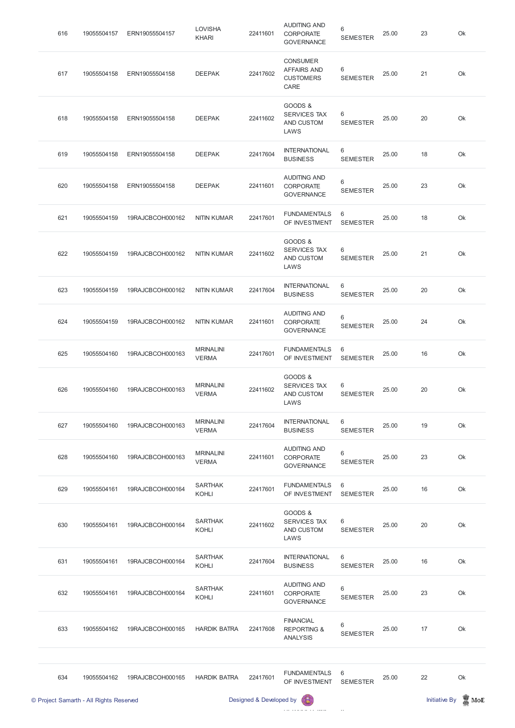| 616 | 19055504157 | ERN19055504157 | LOVISHA KHARI | 22411601 | AUDITING AND CORPORATE GOVERNANCE | 6 SEMESTER | 25.00 | 23 | Ok |
|---|---|---|---|---|---|---|---|---|---|
| 617 | 19055504158 | ERN19055504158 | DEEPAK | 22417602 | CONSUMER AFFAIRS AND CUSTOMERS CARE | 6 SEMESTER | 25.00 | 21 | Ok |
| 618 | 19055504158 | ERN19055504158 | DEEPAK | 22411602 | GOODS & SERVICES TAX AND CUSTOM LAWS | 6 SEMESTER | 25.00 | 20 | Ok |
| 619 | 19055504158 | ERN19055504158 | DEEPAK | 22417604 | INTERNATIONAL BUSINESS | 6 SEMESTER | 25.00 | 18 | Ok |
| 620 | 19055504158 | ERN19055504158 | DEEPAK | 22411601 | AUDITING AND CORPORATE GOVERNANCE | 6 SEMESTER | 25.00 | 23 | Ok |
| 621 | 19055504159 | 19RAJCBCOH000162 | NITIN KUMAR | 22417601 | FUNDAMENTALS OF INVESTMENT | 6 SEMESTER | 25.00 | 18 | Ok |
| 622 | 19055504159 | 19RAJCBCOH000162 | NITIN KUMAR | 22411602 | GOODS & SERVICES TAX AND CUSTOM LAWS | 6 SEMESTER | 25.00 | 21 | Ok |
| 623 | 19055504159 | 19RAJCBCOH000162 | NITIN KUMAR | 22417604 | INTERNATIONAL BUSINESS | 6 SEMESTER | 25.00 | 20 | Ok |
| 624 | 19055504159 | 19RAJCBCOH000162 | NITIN KUMAR | 22411601 | AUDITING AND CORPORATE GOVERNANCE | 6 SEMESTER | 25.00 | 24 | Ok |
| 625 | 19055504160 | 19RAJCBCOH000163 | MRINALINI VERMA | 22417601 | FUNDAMENTALS OF INVESTMENT | 6 SEMESTER | 25.00 | 16 | Ok |
| 626 | 19055504160 | 19RAJCBCOH000163 | MRINALINI VERMA | 22411602 | GOODS & SERVICES TAX AND CUSTOM LAWS | 6 SEMESTER | 25.00 | 20 | Ok |
| 627 | 19055504160 | 19RAJCBCOH000163 | MRINALINI VERMA | 22417604 | INTERNATIONAL BUSINESS | 6 SEMESTER | 25.00 | 19 | Ok |
| 628 | 19055504160 | 19RAJCBCOH000163 | MRINALINI VERMA | 22411601 | AUDITING AND CORPORATE GOVERNANCE | 6 SEMESTER | 25.00 | 23 | Ok |
| 629 | 19055504161 | 19RAJCBCOH000164 | SARTHAK KOHLI | 22417601 | FUNDAMENTALS OF INVESTMENT | 6 SEMESTER | 25.00 | 16 | Ok |
| 630 | 19055504161 | 19RAJCBCOH000164 | SARTHAK KOHLI | 22411602 | GOODS & SERVICES TAX AND CUSTOM LAWS | 6 SEMESTER | 25.00 | 20 | Ok |
| 631 | 19055504161 | 19RAJCBCOH000164 | SARTHAK KOHLI | 22417604 | INTERNATIONAL BUSINESS | 6 SEMESTER | 25.00 | 16 | Ok |
| 632 | 19055504161 | 19RAJCBCOH000164 | SARTHAK KOHLI | 22411601 | AUDITING AND CORPORATE GOVERNANCE | 6 SEMESTER | 25.00 | 23 | Ok |
| 633 | 19055504162 | 19RAJCBCOH000165 | HARDIK BATRA | 22417608 | FINANCIAL REPORTING & ANALYSIS | 6 SEMESTER | 25.00 | 17 | Ok |
| 634 | 19055504162 | 19RAJCBCOH000165 | HARDIK BATRA | 22417601 | FUNDAMENTALS OF INVESTMENT | 6 SEMESTER | 25.00 | 22 | Ok |

© Project Samarth - All Rights Reserved | Designed & Developed by | Initiative By MoE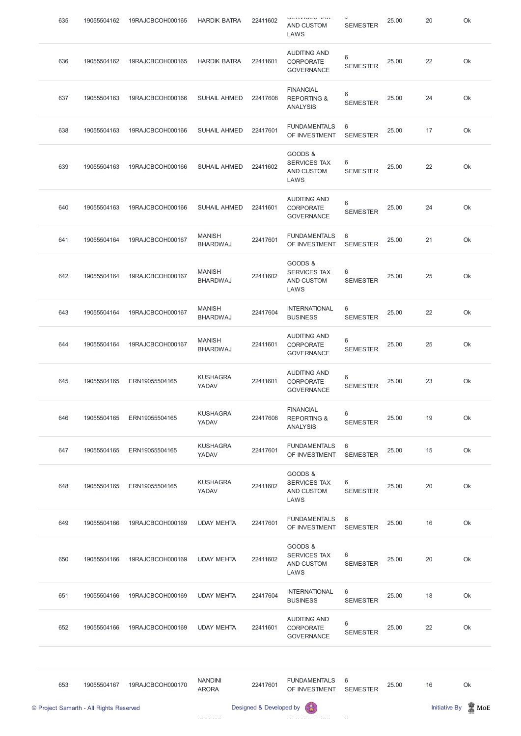| 635 | 19055504162 | 19RAJCBCOH000165 | HARDIK BATRA | 22411602 | SERVICES TAX AND CUSTOM LAWS | 6 SEMESTER | 25.00 | 20 | Ok |
|---|---|---|---|---|---|---|---|---|---|
| 636 | 19055504162 | 19RAJCBCOH000165 | HARDIK BATRA | 22411601 | AUDITING AND CORPORATE GOVERNANCE | 6 SEMESTER | 25.00 | 22 | Ok |
| 637 | 19055504163 | 19RAJCBCOH000166 | SUHAIL AHMED | 22417608 | FINANCIAL REPORTING & ANALYSIS | 6 SEMESTER | 25.00 | 24 | Ok |
| 638 | 19055504163 | 19RAJCBCOH000166 | SUHAIL AHMED | 22417601 | FUNDAMENTALS OF INVESTMENT | 6 SEMESTER | 25.00 | 17 | Ok |
| 639 | 19055504163 | 19RAJCBCOH000166 | SUHAIL AHMED | 22411602 | GOODS & SERVICES TAX AND CUSTOM LAWS | 6 SEMESTER | 25.00 | 22 | Ok |
| 640 | 19055504163 | 19RAJCBCOH000166 | SUHAIL AHMED | 22411601 | AUDITING AND CORPORATE GOVERNANCE | 6 SEMESTER | 25.00 | 24 | Ok |
| 641 | 19055504164 | 19RAJCBCOH000167 | MANISH BHARDWAJ | 22417601 | FUNDAMENTALS OF INVESTMENT | 6 SEMESTER | 25.00 | 21 | Ok |
| 642 | 19055504164 | 19RAJCBCOH000167 | MANISH BHARDWAJ | 22411602 | GOODS & SERVICES TAX AND CUSTOM LAWS | 6 SEMESTER | 25.00 | 25 | Ok |
| 643 | 19055504164 | 19RAJCBCOH000167 | MANISH BHARDWAJ | 22417604 | INTERNATIONAL BUSINESS | 6 SEMESTER | 25.00 | 22 | Ok |
| 644 | 19055504164 | 19RAJCBCOH000167 | MANISH BHARDWAJ | 22411601 | AUDITING AND CORPORATE GOVERNANCE | 6 SEMESTER | 25.00 | 25 | Ok |
| 645 | 19055504165 | ERN19055504165 | KUSHAGRA YADAV | 22411601 | AUDITING AND CORPORATE GOVERNANCE | 6 SEMESTER | 25.00 | 23 | Ok |
| 646 | 19055504165 | ERN19055504165 | KUSHAGRA YADAV | 22417608 | FINANCIAL REPORTING & ANALYSIS | 6 SEMESTER | 25.00 | 19 | Ok |
| 647 | 19055504165 | ERN19055504165 | KUSHAGRA YADAV | 22417601 | FUNDAMENTALS OF INVESTMENT | 6 SEMESTER | 25.00 | 15 | Ok |
| 648 | 19055504165 | ERN19055504165 | KUSHAGRA YADAV | 22411602 | GOODS & SERVICES TAX AND CUSTOM LAWS | 6 SEMESTER | 25.00 | 20 | Ok |
| 649 | 19055504166 | 19RAJCBCOH000169 | UDAY MEHTA | 22417601 | FUNDAMENTALS OF INVESTMENT | 6 SEMESTER | 25.00 | 16 | Ok |
| 650 | 19055504166 | 19RAJCBCOH000169 | UDAY MEHTA | 22411602 | GOODS & SERVICES TAX AND CUSTOM LAWS | 6 SEMESTER | 25.00 | 20 | Ok |
| 651 | 19055504166 | 19RAJCBCOH000169 | UDAY MEHTA | 22417604 | INTERNATIONAL BUSINESS | 6 SEMESTER | 25.00 | 18 | Ok |
| 652 | 19055504166 | 19RAJCBCOH000169 | UDAY MEHTA | 22411601 | AUDITING AND CORPORATE GOVERNANCE | 6 SEMESTER | 25.00 | 22 | Ok |
| 653 | 19055504167 | 19RAJCBCOH000170 | NANDINI ARORA | 22417601 | FUNDAMENTALS OF INVESTMENT | 6 SEMESTER | 25.00 | 16 | Ok |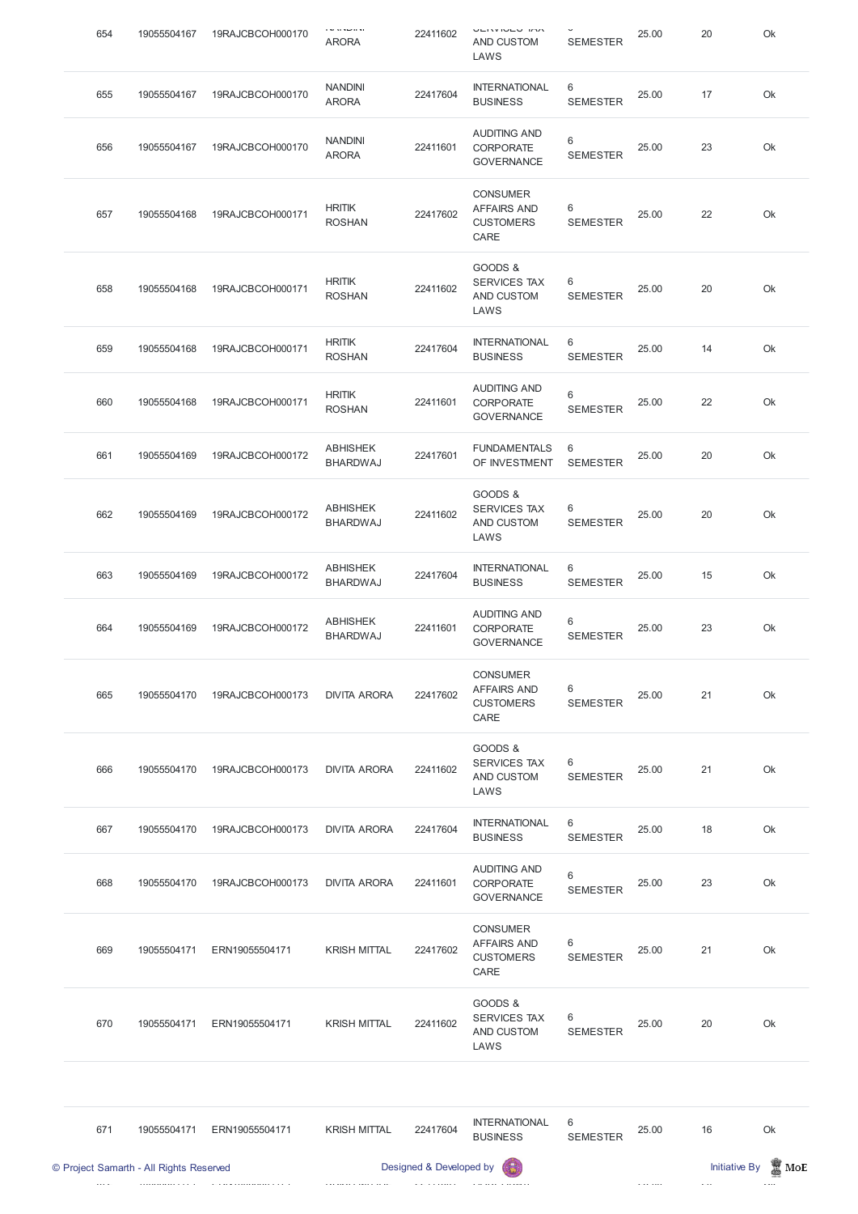| 654 | 19055504167 | 19RAJCBCOH000170 | NANDINI ARORA | 22411602 | SERVICES TAX AND CUSTOM LAWS | 6 SEMESTER | 25.00 | 20 | Ok |
|---|---|---|---|---|---|---|---|---|---|
| 655 | 19055504167 | 19RAJCBCOH000170 | NANDINI ARORA | 22417604 | INTERNATIONAL BUSINESS | 6 SEMESTER | 25.00 | 17 | Ok |
| 656 | 19055504167 | 19RAJCBCOH000170 | NANDINI ARORA | 22411601 | AUDITING AND CORPORATE GOVERNANCE | 6 SEMESTER | 25.00 | 23 | Ok |
| 657 | 19055504168 | 19RAJCBCOH000171 | HRITIK ROSHAN | 22417602 | CONSUMER AFFAIRS AND CUSTOMERS CARE | 6 SEMESTER | 25.00 | 22 | Ok |
| 658 | 19055504168 | 19RAJCBCOH000171 | HRITIK ROSHAN | 22411602 | GOODS & SERVICES TAX AND CUSTOM LAWS | 6 SEMESTER | 25.00 | 20 | Ok |
| 659 | 19055504168 | 19RAJCBCOH000171 | HRITIK ROSHAN | 22417604 | INTERNATIONAL BUSINESS | 6 SEMESTER | 25.00 | 14 | Ok |
| 660 | 19055504168 | 19RAJCBCOH000171 | HRITIK ROSHAN | 22411601 | AUDITING AND CORPORATE GOVERNANCE | 6 SEMESTER | 25.00 | 22 | Ok |
| 661 | 19055504169 | 19RAJCBCOH000172 | ABHISHEK BHARDWAJ | 22417601 | FUNDAMENTALS OF INVESTMENT | 6 SEMESTER | 25.00 | 20 | Ok |
| 662 | 19055504169 | 19RAJCBCOH000172 | ABHISHEK BHARDWAJ | 22411602 | GOODS & SERVICES TAX AND CUSTOM LAWS | 6 SEMESTER | 25.00 | 20 | Ok |
| 663 | 19055504169 | 19RAJCBCOH000172 | ABHISHEK BHARDWAJ | 22417604 | INTERNATIONAL BUSINESS | 6 SEMESTER | 25.00 | 15 | Ok |
| 664 | 19055504169 | 19RAJCBCOH000172 | ABHISHEK BHARDWAJ | 22411601 | AUDITING AND CORPORATE GOVERNANCE | 6 SEMESTER | 25.00 | 23 | Ok |
| 665 | 19055504170 | 19RAJCBCOH000173 | DIVITA ARORA | 22417602 | CONSUMER AFFAIRS AND CUSTOMERS CARE | 6 SEMESTER | 25.00 | 21 | Ok |
| 666 | 19055504170 | 19RAJCBCOH000173 | DIVITA ARORA | 22411602 | GOODS & SERVICES TAX AND CUSTOM LAWS | 6 SEMESTER | 25.00 | 21 | Ok |
| 667 | 19055504170 | 19RAJCBCOH000173 | DIVITA ARORA | 22417604 | INTERNATIONAL BUSINESS | 6 SEMESTER | 25.00 | 18 | Ok |
| 668 | 19055504170 | 19RAJCBCOH000173 | DIVITA ARORA | 22411601 | AUDITING AND CORPORATE GOVERNANCE | 6 SEMESTER | 25.00 | 23 | Ok |
| 669 | 19055504171 | ERN19055504171 | KRISH MITTAL | 22417602 | CONSUMER AFFAIRS AND CUSTOMERS CARE | 6 SEMESTER | 25.00 | 21 | Ok |
| 670 | 19055504171 | ERN19055504171 | KRISH MITTAL | 22411602 | GOODS & SERVICES TAX AND CUSTOM LAWS | 6 SEMESTER | 25.00 | 20 | Ok |
| 671 | 19055504171 | ERN19055504171 | KRISH MITTAL | 22417604 | INTERNATIONAL BUSINESS | 6 SEMESTER | 25.00 | 16 | Ok |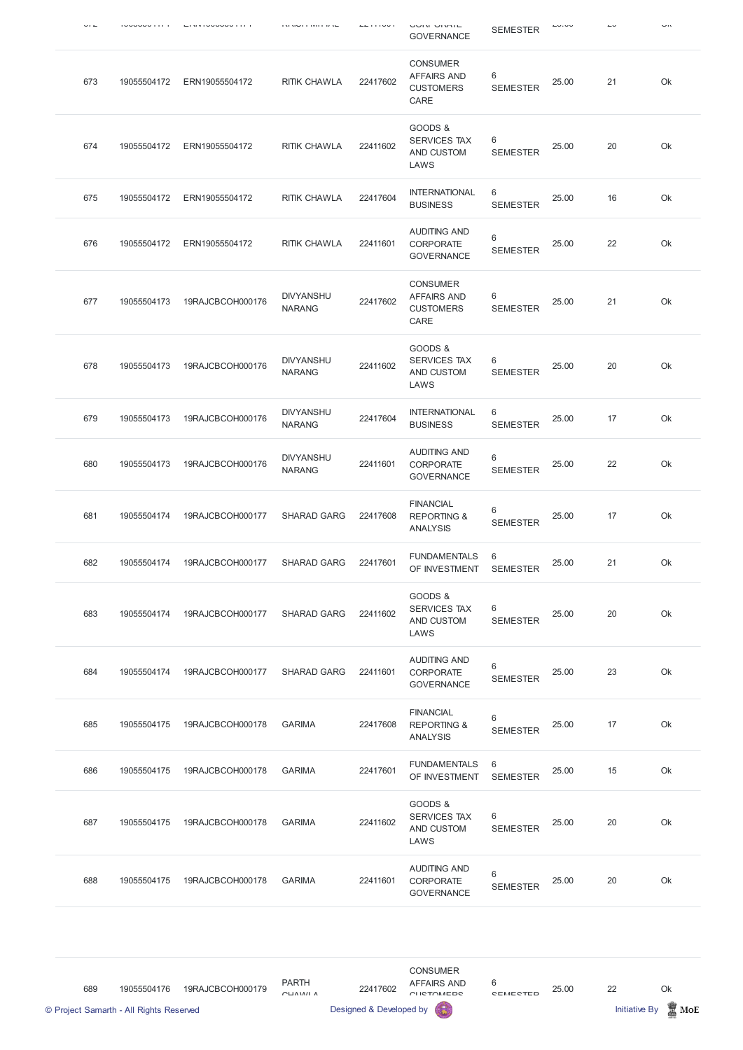| | | | | | | | | | |
|---|---|---|---|---|---|---|---|---|---|
| 672 | | | | | CORPORATE GOVERNANCE | SEMESTER | | | |
| 673 | 19055504172 | ERN19055504172 | RITIK CHAWLA | 22417602 | CONSUMER AFFAIRS AND CUSTOMERS CARE | 6 SEMESTER | 25.00 | 21 | Ok |
| 674 | 19055504172 | ERN19055504172 | RITIK CHAWLA | 22411602 | GOODS & SERVICES TAX AND CUSTOM LAWS | 6 SEMESTER | 25.00 | 20 | Ok |
| 675 | 19055504172 | ERN19055504172 | RITIK CHAWLA | 22417604 | INTERNATIONAL BUSINESS | 6 SEMESTER | 25.00 | 16 | Ok |
| 676 | 19055504172 | ERN19055504172 | RITIK CHAWLA | 22411601 | AUDITING AND CORPORATE GOVERNANCE | 6 SEMESTER | 25.00 | 22 | Ok |
| 677 | 19055504173 | 19RAJCBCOH000176 | DIVYANSHU NARANG | 22417602 | CONSUMER AFFAIRS AND CUSTOMERS CARE | 6 SEMESTER | 25.00 | 21 | Ok |
| 678 | 19055504173 | 19RAJCBCOH000176 | DIVYANSHU NARANG | 22411602 | GOODS & SERVICES TAX AND CUSTOM LAWS | 6 SEMESTER | 25.00 | 20 | Ok |
| 679 | 19055504173 | 19RAJCBCOH000176 | DIVYANSHU NARANG | 22417604 | INTERNATIONAL BUSINESS | 6 SEMESTER | 25.00 | 17 | Ok |
| 680 | 19055504173 | 19RAJCBCOH000176 | DIVYANSHU NARANG | 22411601 | AUDITING AND CORPORATE GOVERNANCE | 6 SEMESTER | 25.00 | 22 | Ok |
| 681 | 19055504174 | 19RAJCBCOH000177 | SHARAD GARG | 22417608 | FINANCIAL REPORTING & ANALYSIS | 6 SEMESTER | 25.00 | 17 | Ok |
| 682 | 19055504174 | 19RAJCBCOH000177 | SHARAD GARG | 22417601 | FUNDAMENTALS OF INVESTMENT | 6 SEMESTER | 25.00 | 21 | Ok |
| 683 | 19055504174 | 19RAJCBCOH000177 | SHARAD GARG | 22411602 | GOODS & SERVICES TAX AND CUSTOM LAWS | 6 SEMESTER | 25.00 | 20 | Ok |
| 684 | 19055504174 | 19RAJCBCOH000177 | SHARAD GARG | 22411601 | AUDITING AND CORPORATE GOVERNANCE | 6 SEMESTER | 25.00 | 23 | Ok |
| 685 | 19055504175 | 19RAJCBCOH000178 | GARIMA | 22417608 | FINANCIAL REPORTING & ANALYSIS | 6 SEMESTER | 25.00 | 17 | Ok |
| 686 | 19055504175 | 19RAJCBCOH000178 | GARIMA | 22417601 | FUNDAMENTALS OF INVESTMENT | 6 SEMESTER | 25.00 | 15 | Ok |
| 687 | 19055504175 | 19RAJCBCOH000178 | GARIMA | 22411602 | GOODS & SERVICES TAX AND CUSTOM LAWS | 6 SEMESTER | 25.00 | 20 | Ok |
| 688 | 19055504175 | 19RAJCBCOH000178 | GARIMA | 22411601 | AUDITING AND CORPORATE GOVERNANCE | 6 SEMESTER | 25.00 | 20 | Ok |
| 689 | 19055504176 | 19RAJCBCOH000179 | PARTH CHAWLA | 22417602 | CONSUMER AFFAIRS AND CUSTOMERS | 6 SEMESTER | 25.00 | 22 | Ok |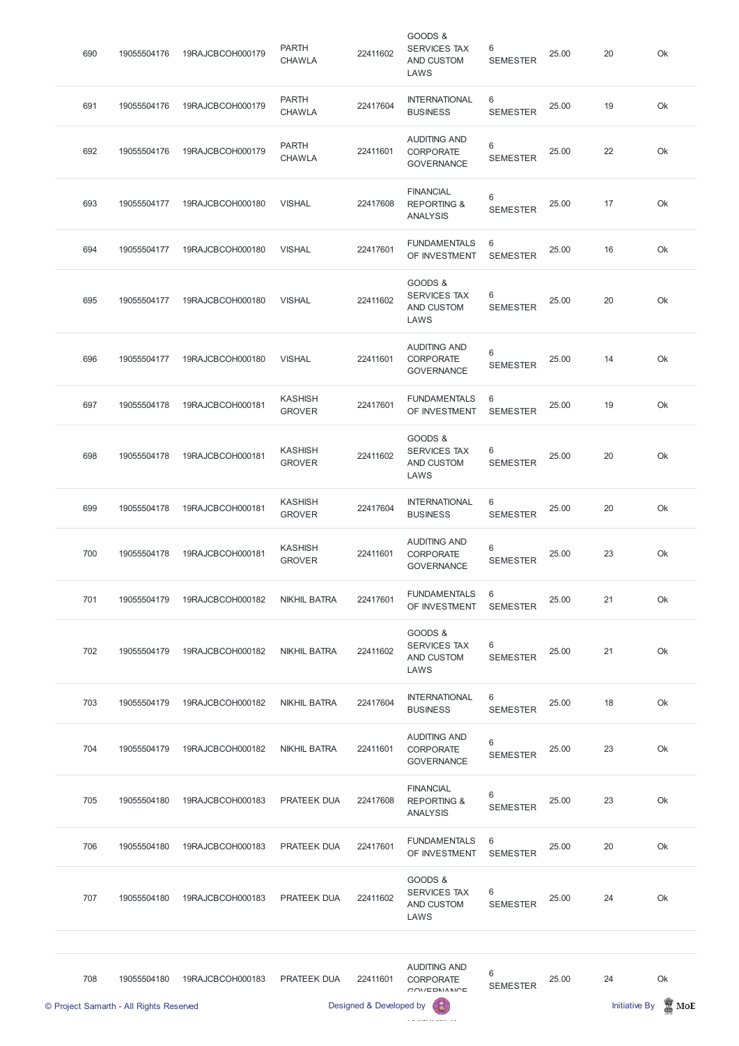| | | | | | | | | | |
|---|---|---|---|---|---|---|---|---|---|
| 690 | 19055504176 | 19RAJCBCOH000179 | PARTH CHAWLA | 22411602 | GOODS & SERVICES TAX AND CUSTOM LAWS | 6 SEMESTER | 25.00 | 20 | Ok |
| 691 | 19055504176 | 19RAJCBCOH000179 | PARTH CHAWLA | 22417604 | INTERNATIONAL BUSINESS | 6 SEMESTER | 25.00 | 19 | Ok |
| 692 | 19055504176 | 19RAJCBCOH000179 | PARTH CHAWLA | 22411601 | AUDITING AND CORPORATE GOVERNANCE | 6 SEMESTER | 25.00 | 22 | Ok |
| 693 | 19055504177 | 19RAJCBCOH000180 | VISHAL | 22417608 | FINANCIAL REPORTING & ANALYSIS | 6 SEMESTER | 25.00 | 17 | Ok |
| 694 | 19055504177 | 19RAJCBCOH000180 | VISHAL | 22417601 | FUNDAMENTALS OF INVESTMENT | 6 SEMESTER | 25.00 | 16 | Ok |
| 695 | 19055504177 | 19RAJCBCOH000180 | VISHAL | 22411602 | GOODS & SERVICES TAX AND CUSTOM LAWS | 6 SEMESTER | 25.00 | 20 | Ok |
| 696 | 19055504177 | 19RAJCBCOH000180 | VISHAL | 22411601 | AUDITING AND CORPORATE GOVERNANCE | 6 SEMESTER | 25.00 | 14 | Ok |
| 697 | 19055504178 | 19RAJCBCOH000181 | KASHISH GROVER | 22417601 | FUNDAMENTALS OF INVESTMENT | 6 SEMESTER | 25.00 | 19 | Ok |
| 698 | 19055504178 | 19RAJCBCOH000181 | KASHISH GROVER | 22411602 | GOODS & SERVICES TAX AND CUSTOM LAWS | 6 SEMESTER | 25.00 | 20 | Ok |
| 699 | 19055504178 | 19RAJCBCOH000181 | KASHISH GROVER | 22417604 | INTERNATIONAL BUSINESS | 6 SEMESTER | 25.00 | 20 | Ok |
| 700 | 19055504178 | 19RAJCBCOH000181 | KASHISH GROVER | 22411601 | AUDITING AND CORPORATE GOVERNANCE | 6 SEMESTER | 25.00 | 23 | Ok |
| 701 | 19055504179 | 19RAJCBCOH000182 | NIKHIL BATRA | 22417601 | FUNDAMENTALS OF INVESTMENT | 6 SEMESTER | 25.00 | 21 | Ok |
| 702 | 19055504179 | 19RAJCBCOH000182 | NIKHIL BATRA | 22411602 | GOODS & SERVICES TAX AND CUSTOM LAWS | 6 SEMESTER | 25.00 | 21 | Ok |
| 703 | 19055504179 | 19RAJCBCOH000182 | NIKHIL BATRA | 22417604 | INTERNATIONAL BUSINESS | 6 SEMESTER | 25.00 | 18 | Ok |
| 704 | 19055504179 | 19RAJCBCOH000182 | NIKHIL BATRA | 22411601 | AUDITING AND CORPORATE GOVERNANCE | 6 SEMESTER | 25.00 | 23 | Ok |
| 705 | 19055504180 | 19RAJCBCOH000183 | PRATEEK DUA | 22417608 | FINANCIAL REPORTING & ANALYSIS | 6 SEMESTER | 25.00 | 23 | Ok |
| 706 | 19055504180 | 19RAJCBCOH000183 | PRATEEK DUA | 22417601 | FUNDAMENTALS OF INVESTMENT | 6 SEMESTER | 25.00 | 20 | Ok |
| 707 | 19055504180 | 19RAJCBCOH000183 | PRATEEK DUA | 22411602 | GOODS & SERVICES TAX AND CUSTOM LAWS | 6 SEMESTER | 25.00 | 24 | Ok |
| 708 | 19055504180 | 19RAJCBCOH000183 | PRATEEK DUA | 22411601 | AUDITING AND CORPORATE GOVERNANCE | 6 SEMESTER | 25.00 | 24 | Ok |

© Project Samarth - All Rights Reserved Designed & Developed by Initiative By MoE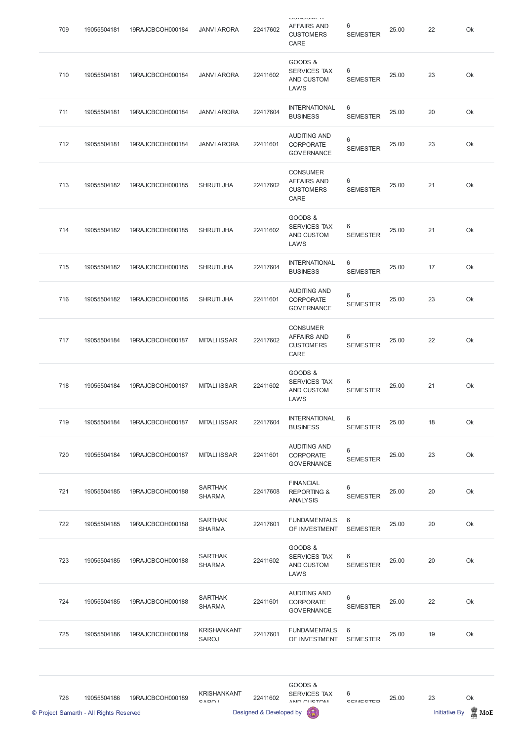| | | | | | | | | | |
|---|---|---|---|---|---|---|---|---|---|
| 709 | 19055504181 | 19RAJCBCOH000184 | JANVI ARORA | 22417602 | CONSUMER AFFAIRS AND CUSTOMERS CARE | 6 SEMESTER | 25.00 | 22 | Ok |
| 710 | 19055504181 | 19RAJCBCOH000184 | JANVI ARORA | 22411602 | GOODS & SERVICES TAX AND CUSTOM LAWS | 6 SEMESTER | 25.00 | 23 | Ok |
| 711 | 19055504181 | 19RAJCBCOH000184 | JANVI ARORA | 22417604 | INTERNATIONAL BUSINESS | 6 SEMESTER | 25.00 | 20 | Ok |
| 712 | 19055504181 | 19RAJCBCOH000184 | JANVI ARORA | 22411601 | AUDITING AND CORPORATE GOVERNANCE | 6 SEMESTER | 25.00 | 23 | Ok |
| 713 | 19055504182 | 19RAJCBCOH000185 | SHRUTI JHA | 22417602 | CONSUMER AFFAIRS AND CUSTOMERS CARE | 6 SEMESTER | 25.00 | 21 | Ok |
| 714 | 19055504182 | 19RAJCBCOH000185 | SHRUTI JHA | 22411602 | GOODS & SERVICES TAX AND CUSTOM LAWS | 6 SEMESTER | 25.00 | 21 | Ok |
| 715 | 19055504182 | 19RAJCBCOH000185 | SHRUTI JHA | 22417604 | INTERNATIONAL BUSINESS | 6 SEMESTER | 25.00 | 17 | Ok |
| 716 | 19055504182 | 19RAJCBCOH000185 | SHRUTI JHA | 22411601 | AUDITING AND CORPORATE GOVERNANCE | 6 SEMESTER | 25.00 | 23 | Ok |
| 717 | 19055504184 | 19RAJCBCOH000187 | MITALI ISSAR | 22417602 | CONSUMER AFFAIRS AND CUSTOMERS CARE | 6 SEMESTER | 25.00 | 22 | Ok |
| 718 | 19055504184 | 19RAJCBCOH000187 | MITALI ISSAR | 22411602 | GOODS & SERVICES TAX AND CUSTOM LAWS | 6 SEMESTER | 25.00 | 21 | Ok |
| 719 | 19055504184 | 19RAJCBCOH000187 | MITALI ISSAR | 22417604 | INTERNATIONAL BUSINESS | 6 SEMESTER | 25.00 | 18 | Ok |
| 720 | 19055504184 | 19RAJCBCOH000187 | MITALI ISSAR | 22411601 | AUDITING AND CORPORATE GOVERNANCE | 6 SEMESTER | 25.00 | 23 | Ok |
| 721 | 19055504185 | 19RAJCBCOH000188 | SARTHAK SHARMA | 22417608 | FINANCIAL REPORTING & ANALYSIS | 6 SEMESTER | 25.00 | 20 | Ok |
| 722 | 19055504185 | 19RAJCBCOH000188 | SARTHAK SHARMA | 22417601 | FUNDAMENTALS OF INVESTMENT | 6 SEMESTER | 25.00 | 20 | Ok |
| 723 | 19055504185 | 19RAJCBCOH000188 | SARTHAK SHARMA | 22411602 | GOODS & SERVICES TAX AND CUSTOM LAWS | 6 SEMESTER | 25.00 | 20 | Ok |
| 724 | 19055504185 | 19RAJCBCOH000188 | SARTHAK SHARMA | 22411601 | AUDITING AND CORPORATE GOVERNANCE | 6 SEMESTER | 25.00 | 22 | Ok |
| 725 | 19055504186 | 19RAJCBCOH000189 | KRISHANKANT SAROJ | 22417601 | FUNDAMENTALS OF INVESTMENT | 6 SEMESTER | 25.00 | 19 | Ok |
| 726 | 19055504186 | 19RAJCBCOH000189 | KRISHANKANT SAROJ | 22411602 | GOODS & SERVICES TAX AND CUSTOM LAWS | 6 SEMESTER | 25.00 | 23 | Ok |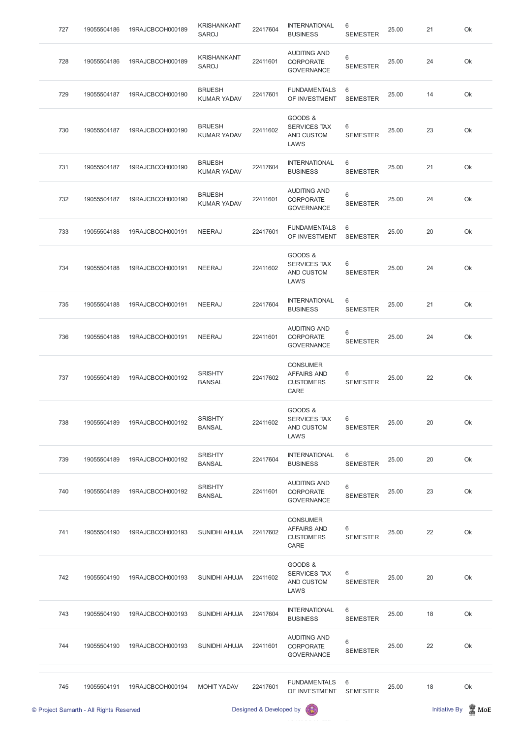| 727 | 19055504186 | 19RAJCBCOH000189 | KRISHANKANT SAROJ | 22417604 | INTERNATIONAL BUSINESS | 6 SEMESTER | 25.00 | 21 | Ok |
|---|---|---|---|---|---|---|---|---|---|
| 728 | 19055504186 | 19RAJCBCOH000189 | KRISHANKANT SAROJ | 22411601 | AUDITING AND CORPORATE GOVERNANCE | 6 SEMESTER | 25.00 | 24 | Ok |
| 729 | 19055504187 | 19RAJCBCOH000190 | BRIJESH KUMAR YADAV | 22417601 | FUNDAMENTALS OF INVESTMENT | 6 SEMESTER | 25.00 | 14 | Ok |
| 730 | 19055504187 | 19RAJCBCOH000190 | BRIJESH KUMAR YADAV | 22411602 | GOODS & SERVICES TAX AND CUSTOM LAWS | 6 SEMESTER | 25.00 | 23 | Ok |
| 731 | 19055504187 | 19RAJCBCOH000190 | BRIJESH KUMAR YADAV | 22417604 | INTERNATIONAL BUSINESS | 6 SEMESTER | 25.00 | 21 | Ok |
| 732 | 19055504187 | 19RAJCBCOH000190 | BRIJESH KUMAR YADAV | 22411601 | AUDITING AND CORPORATE GOVERNANCE | 6 SEMESTER | 25.00 | 24 | Ok |
| 733 | 19055504188 | 19RAJCBCOH000191 | NEERAJ | 22417601 | FUNDAMENTALS OF INVESTMENT | 6 SEMESTER | 25.00 | 20 | Ok |
| 734 | 19055504188 | 19RAJCBCOH000191 | NEERAJ | 22411602 | GOODS & SERVICES TAX AND CUSTOM LAWS | 6 SEMESTER | 25.00 | 24 | Ok |
| 735 | 19055504188 | 19RAJCBCOH000191 | NEERAJ | 22417604 | INTERNATIONAL BUSINESS | 6 SEMESTER | 25.00 | 21 | Ok |
| 736 | 19055504188 | 19RAJCBCOH000191 | NEERAJ | 22411601 | AUDITING AND CORPORATE GOVERNANCE | 6 SEMESTER | 25.00 | 24 | Ok |
| 737 | 19055504189 | 19RAJCBCOH000192 | SRISHTY BANSAL | 22417602 | CONSUMER AFFAIRS AND CUSTOMERS CARE | 6 SEMESTER | 25.00 | 22 | Ok |
| 738 | 19055504189 | 19RAJCBCOH000192 | SRISHTY BANSAL | 22411602 | GOODS & SERVICES TAX AND CUSTOM LAWS | 6 SEMESTER | 25.00 | 20 | Ok |
| 739 | 19055504189 | 19RAJCBCOH000192 | SRISHTY BANSAL | 22417604 | INTERNATIONAL BUSINESS | 6 SEMESTER | 25.00 | 20 | Ok |
| 740 | 19055504189 | 19RAJCBCOH000192 | SRISHTY BANSAL | 22411601 | AUDITING AND CORPORATE GOVERNANCE | 6 SEMESTER | 25.00 | 23 | Ok |
| 741 | 19055504190 | 19RAJCBCOH000193 | SUNIDHI AHUJA | 22417602 | CONSUMER AFFAIRS AND CUSTOMERS CARE | 6 SEMESTER | 25.00 | 22 | Ok |
| 742 | 19055504190 | 19RAJCBCOH000193 | SUNIDHI AHUJA | 22411602 | GOODS & SERVICES TAX AND CUSTOM LAWS | 6 SEMESTER | 25.00 | 20 | Ok |
| 743 | 19055504190 | 19RAJCBCOH000193 | SUNIDHI AHUJA | 22417604 | INTERNATIONAL BUSINESS | 6 SEMESTER | 25.00 | 18 | Ok |
| 744 | 19055504190 | 19RAJCBCOH000193 | SUNIDHI AHUJA | 22411601 | AUDITING AND CORPORATE GOVERNANCE | 6 SEMESTER | 25.00 | 22 | Ok |
| 745 | 19055504191 | 19RAJCBCOH000194 | MOHIT YADAV | 22417601 | FUNDAMENTALS OF INVESTMENT | 6 SEMESTER | 25.00 | 18 | Ok |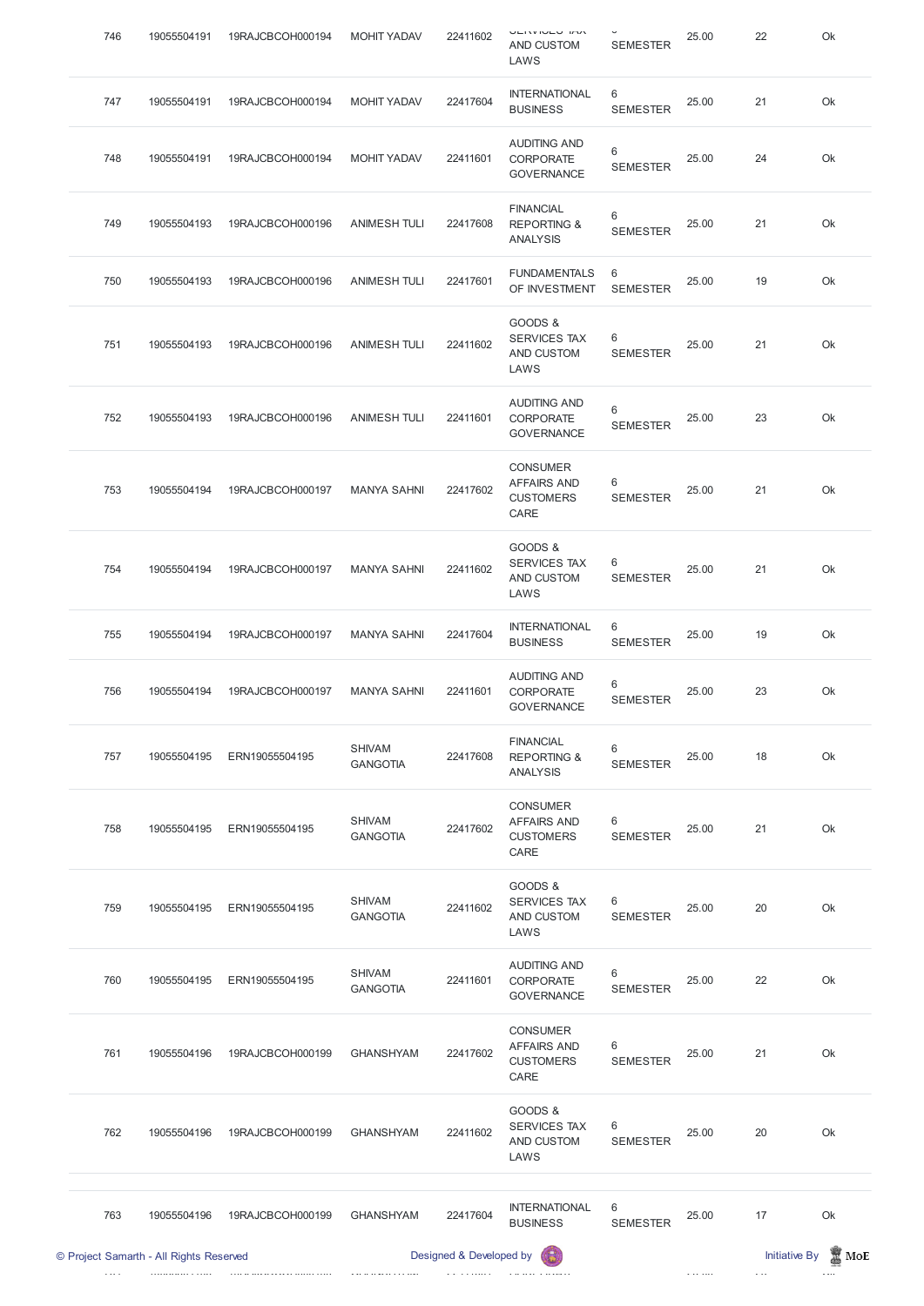| 746 | 19055504191 | 19RAJCBCOH000194 | MOHIT YADAV | 22411602 | SERVICES TAX AND CUSTOM LAWS | 6 SEMESTER | 25.00 | 22 | Ok |
|---|---|---|---|---|---|---|---|---|---|
| 747 | 19055504191 | 19RAJCBCOH000194 | MOHIT YADAV | 22417604 | INTERNATIONAL BUSINESS | 6 SEMESTER | 25.00 | 21 | Ok |
| 748 | 19055504191 | 19RAJCBCOH000194 | MOHIT YADAV | 22411601 | AUDITING AND CORPORATE GOVERNANCE | 6 SEMESTER | 25.00 | 24 | Ok |
| 749 | 19055504193 | 19RAJCBCOH000196 | ANIMESH TULI | 22417608 | FINANCIAL REPORTING & ANALYSIS | 6 SEMESTER | 25.00 | 21 | Ok |
| 750 | 19055504193 | 19RAJCBCOH000196 | ANIMESH TULI | 22417601 | FUNDAMENTALS OF INVESTMENT | 6 SEMESTER | 25.00 | 19 | Ok |
| 751 | 19055504193 | 19RAJCBCOH000196 | ANIMESH TULI | 22411602 | GOODS & SERVICES TAX AND CUSTOM LAWS | 6 SEMESTER | 25.00 | 21 | Ok |
| 752 | 19055504193 | 19RAJCBCOH000196 | ANIMESH TULI | 22411601 | AUDITING AND CORPORATE GOVERNANCE | 6 SEMESTER | 25.00 | 23 | Ok |
| 753 | 19055504194 | 19RAJCBCOH000197 | MANYA SAHNI | 22417602 | CONSUMER AFFAIRS AND CUSTOMERS CARE | 6 SEMESTER | 25.00 | 21 | Ok |
| 754 | 19055504194 | 19RAJCBCOH000197 | MANYA SAHNI | 22411602 | GOODS & SERVICES TAX AND CUSTOM LAWS | 6 SEMESTER | 25.00 | 21 | Ok |
| 755 | 19055504194 | 19RAJCBCOH000197 | MANYA SAHNI | 22417604 | INTERNATIONAL BUSINESS | 6 SEMESTER | 25.00 | 19 | Ok |
| 756 | 19055504194 | 19RAJCBCOH000197 | MANYA SAHNI | 22411601 | AUDITING AND CORPORATE GOVERNANCE | 6 SEMESTER | 25.00 | 23 | Ok |
| 757 | 19055504195 | ERN19055504195 | SHIVAM GANGOTIA | 22417608 | FINANCIAL REPORTING & ANALYSIS | 6 SEMESTER | 25.00 | 18 | Ok |
| 758 | 19055504195 | ERN19055504195 | SHIVAM GANGOTIA | 22417602 | CONSUMER AFFAIRS AND CUSTOMERS CARE | 6 SEMESTER | 25.00 | 21 | Ok |
| 759 | 19055504195 | ERN19055504195 | SHIVAM GANGOTIA | 22411602 | GOODS & SERVICES TAX AND CUSTOM LAWS | 6 SEMESTER | 25.00 | 20 | Ok |
| 760 | 19055504195 | ERN19055504195 | SHIVAM GANGOTIA | 22411601 | AUDITING AND CORPORATE GOVERNANCE | 6 SEMESTER | 25.00 | 22 | Ok |
| 761 | 19055504196 | 19RAJCBCOH000199 | GHANSHYAM | 22417602 | CONSUMER AFFAIRS AND CUSTOMERS CARE | 6 SEMESTER | 25.00 | 21 | Ok |
| 762 | 19055504196 | 19RAJCBCOH000199 | GHANSHYAM | 22411602 | GOODS & SERVICES TAX AND CUSTOM LAWS | 6 SEMESTER | 25.00 | 20 | Ok |
| 763 | 19055504196 | 19RAJCBCOH000199 | GHANSHYAM | 22417604 | INTERNATIONAL BUSINESS | 6 SEMESTER | 25.00 | 17 | Ok |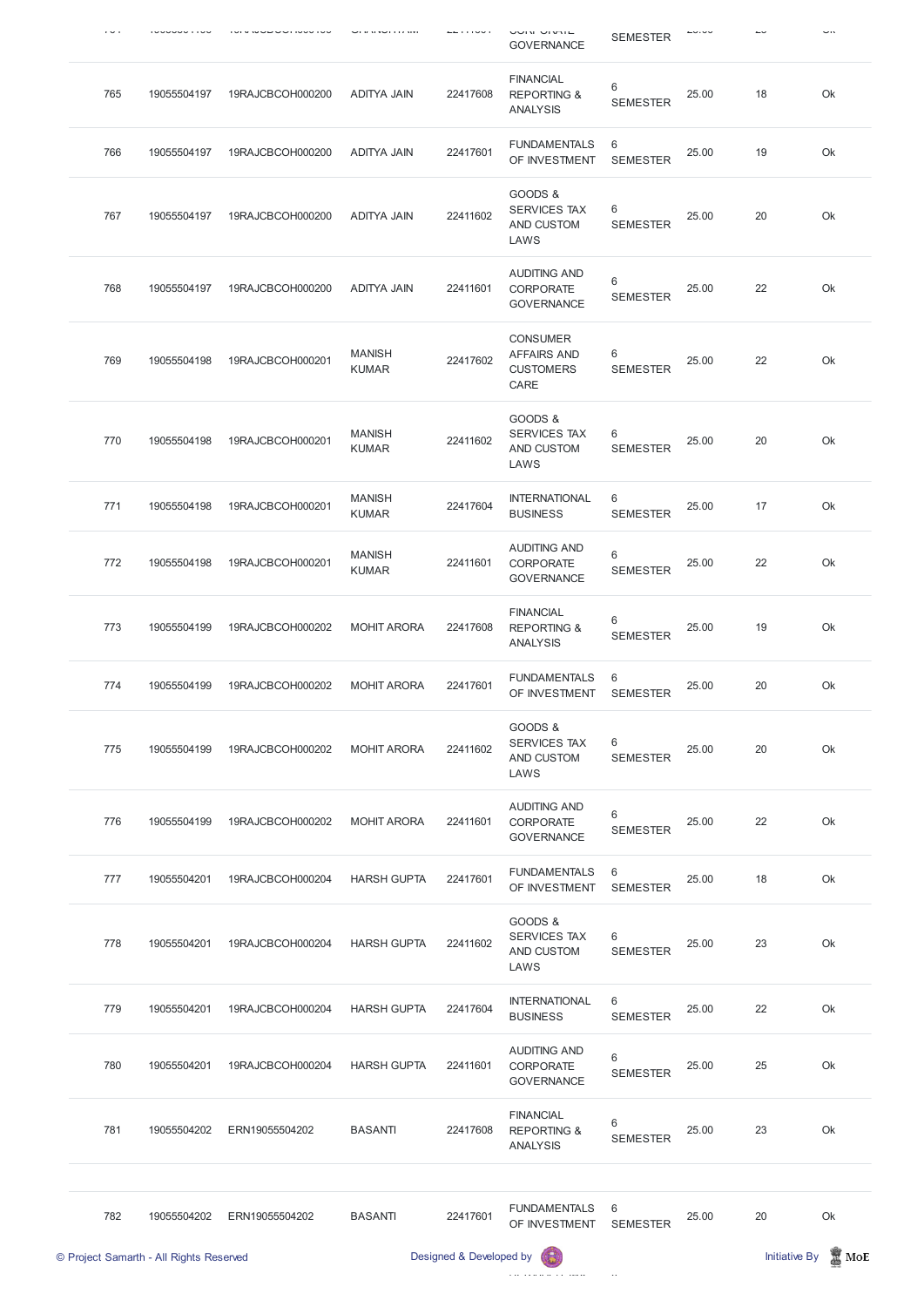| | | | | | | | | |
|---|---|---|---|---|---|---|---|---|
| 765 | 19055504197 | 19RAJCBCOH000200 | ADITYA JAIN | 22417608 | FINANCIAL REPORTING & ANALYSIS | 6 SEMESTER | 25.00 | 18 | Ok |
| 766 | 19055504197 | 19RAJCBCOH000200 | ADITYA JAIN | 22417601 | FUNDAMENTALS OF INVESTMENT | 6 SEMESTER | 25.00 | 19 | Ok |
| 767 | 19055504197 | 19RAJCBCOH000200 | ADITYA JAIN | 22411602 | GOODS & SERVICES TAX AND CUSTOM LAWS | 6 SEMESTER | 25.00 | 20 | Ok |
| 768 | 19055504197 | 19RAJCBCOH000200 | ADITYA JAIN | 22411601 | AUDITING AND CORPORATE GOVERNANCE | 6 SEMESTER | 25.00 | 22 | Ok |
| 769 | 19055504198 | 19RAJCBCOH000201 | MANISH KUMAR | 22417602 | CONSUMER AFFAIRS AND CUSTOMERS CARE | 6 SEMESTER | 25.00 | 22 | Ok |
| 770 | 19055504198 | 19RAJCBCOH000201 | MANISH KUMAR | 22411602 | GOODS & SERVICES TAX AND CUSTOM LAWS | 6 SEMESTER | 25.00 | 20 | Ok |
| 771 | 19055504198 | 19RAJCBCOH000201 | MANISH KUMAR | 22417604 | INTERNATIONAL BUSINESS | 6 SEMESTER | 25.00 | 17 | Ok |
| 772 | 19055504198 | 19RAJCBCOH000201 | MANISH KUMAR | 22411601 | AUDITING AND CORPORATE GOVERNANCE | 6 SEMESTER | 25.00 | 22 | Ok |
| 773 | 19055504199 | 19RAJCBCOH000202 | MOHIT ARORA | 22417608 | FINANCIAL REPORTING & ANALYSIS | 6 SEMESTER | 25.00 | 19 | Ok |
| 774 | 19055504199 | 19RAJCBCOH000202 | MOHIT ARORA | 22417601 | FUNDAMENTALS OF INVESTMENT | 6 SEMESTER | 25.00 | 20 | Ok |
| 775 | 19055504199 | 19RAJCBCOH000202 | MOHIT ARORA | 22411602 | GOODS & SERVICES TAX AND CUSTOM LAWS | 6 SEMESTER | 25.00 | 20 | Ok |
| 776 | 19055504199 | 19RAJCBCOH000202 | MOHIT ARORA | 22411601 | AUDITING AND CORPORATE GOVERNANCE | 6 SEMESTER | 25.00 | 22 | Ok |
| 777 | 19055504201 | 19RAJCBCOH000204 | HARSH GUPTA | 22417601 | FUNDAMENTALS OF INVESTMENT | 6 SEMESTER | 25.00 | 18 | Ok |
| 778 | 19055504201 | 19RAJCBCOH000204 | HARSH GUPTA | 22411602 | GOODS & SERVICES TAX AND CUSTOM LAWS | 6 SEMESTER | 25.00 | 23 | Ok |
| 779 | 19055504201 | 19RAJCBCOH000204 | HARSH GUPTA | 22417604 | INTERNATIONAL BUSINESS | 6 SEMESTER | 25.00 | 22 | Ok |
| 780 | 19055504201 | 19RAJCBCOH000204 | HARSH GUPTA | 22411601 | AUDITING AND CORPORATE GOVERNANCE | 6 SEMESTER | 25.00 | 25 | Ok |
| 781 | 19055504202 | ERN19055504202 | BASANTI | 22417608 | FINANCIAL REPORTING & ANALYSIS | 6 SEMESTER | 25.00 | 23 | Ok |
| 782 | 19055504202 | ERN19055504202 | BASANTI | 22417601 | FUNDAMENTALS OF INVESTMENT | 6 SEMESTER | 25.00 | 20 | Ok |

© Project Samarth - All Rights Reserved    Designed & Developed by    Initiative By MoE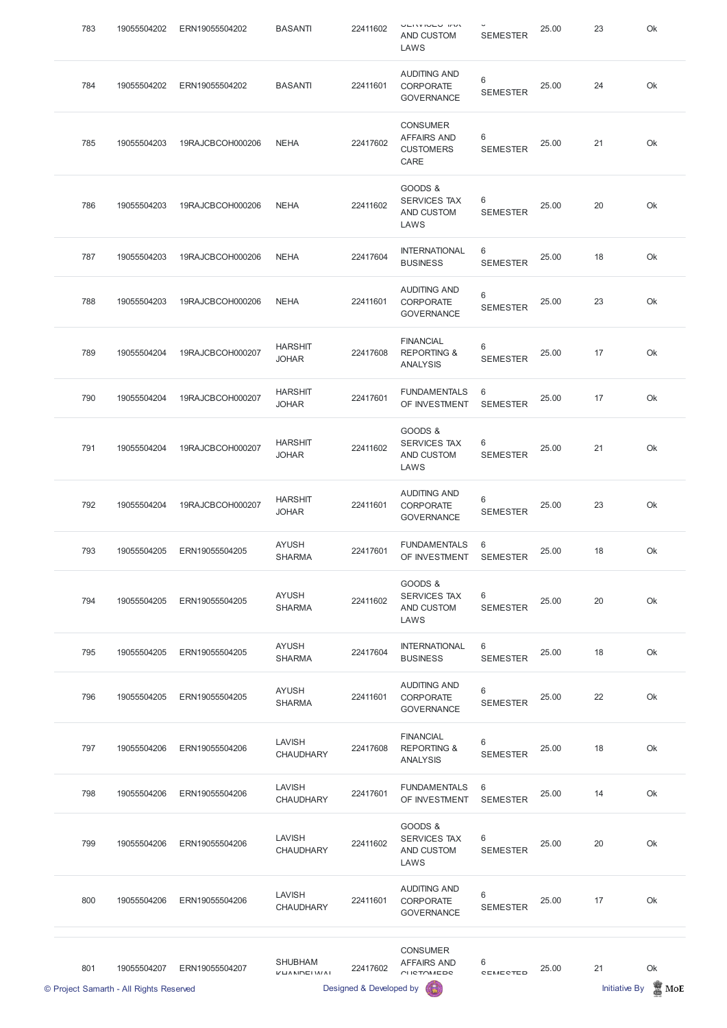| 783 | 19055504202 | ERN19055504202 | BASANTI | 22411602 | SERVICES TAX AND CUSTOM LAWS | 6 SEMESTER | 25.00 | 23 | Ok |
|---|---|---|---|---|---|---|---|---|---|
| 784 | 19055504202 | ERN19055504202 | BASANTI | 22411601 | AUDITING AND CORPORATE GOVERNANCE | 6 SEMESTER | 25.00 | 24 | Ok |
| 785 | 19055504203 | 19RAJCBCOH000206 | NEHA | 22417602 | CONSUMER AFFAIRS AND CUSTOMERS CARE | 6 SEMESTER | 25.00 | 21 | Ok |
| 786 | 19055504203 | 19RAJCBCOH000206 | NEHA | 22411602 | GOODS & SERVICES TAX AND CUSTOM LAWS | 6 SEMESTER | 25.00 | 20 | Ok |
| 787 | 19055504203 | 19RAJCBCOH000206 | NEHA | 22417604 | INTERNATIONAL BUSINESS | 6 SEMESTER | 25.00 | 18 | Ok |
| 788 | 19055504203 | 19RAJCBCOH000206 | NEHA | 22411601 | AUDITING AND CORPORATE GOVERNANCE | 6 SEMESTER | 25.00 | 23 | Ok |
| 789 | 19055504204 | 19RAJCBCOH000207 | HARSHIT JOHAR | 22417608 | FINANCIAL REPORTING & ANALYSIS | 6 SEMESTER | 25.00 | 17 | Ok |
| 790 | 19055504204 | 19RAJCBCOH000207 | HARSHIT JOHAR | 22417601 | FUNDAMENTALS OF INVESTMENT | 6 SEMESTER | 25.00 | 17 | Ok |
| 791 | 19055504204 | 19RAJCBCOH000207 | HARSHIT JOHAR | 22411602 | GOODS & SERVICES TAX AND CUSTOM LAWS | 6 SEMESTER | 25.00 | 21 | Ok |
| 792 | 19055504204 | 19RAJCBCOH000207 | HARSHIT JOHAR | 22411601 | AUDITING AND CORPORATE GOVERNANCE | 6 SEMESTER | 25.00 | 23 | Ok |
| 793 | 19055504205 | ERN19055504205 | AYUSH SHARMA | 22417601 | FUNDAMENTALS OF INVESTMENT | 6 SEMESTER | 25.00 | 18 | Ok |
| 794 | 19055504205 | ERN19055504205 | AYUSH SHARMA | 22411602 | GOODS & SERVICES TAX AND CUSTOM LAWS | 6 SEMESTER | 25.00 | 20 | Ok |
| 795 | 19055504205 | ERN19055504205 | AYUSH SHARMA | 22417604 | INTERNATIONAL BUSINESS | 6 SEMESTER | 25.00 | 18 | Ok |
| 796 | 19055504205 | ERN19055504205 | AYUSH SHARMA | 22411601 | AUDITING AND CORPORATE GOVERNANCE | 6 SEMESTER | 25.00 | 22 | Ok |
| 797 | 19055504206 | ERN19055504206 | LAVISH CHAUDHARY | 22417608 | FINANCIAL REPORTING & ANALYSIS | 6 SEMESTER | 25.00 | 18 | Ok |
| 798 | 19055504206 | ERN19055504206 | LAVISH CHAUDHARY | 22417601 | FUNDAMENTALS OF INVESTMENT | 6 SEMESTER | 25.00 | 14 | Ok |
| 799 | 19055504206 | ERN19055504206 | LAVISH CHAUDHARY | 22411602 | GOODS & SERVICES TAX AND CUSTOM LAWS | 6 SEMESTER | 25.00 | 20 | Ok |
| 800 | 19055504206 | ERN19055504206 | LAVISH CHAUDHARY | 22411601 | AUDITING AND CORPORATE GOVERNANCE | 6 SEMESTER | 25.00 | 17 | Ok |
| 801 | 19055504207 | ERN19055504207 | SHUBHAM KHANDELWAL | 22417602 | CONSUMER AFFAIRS AND CUSTOMERS | 6 SEMESTER | 25.00 | 21 | Ok |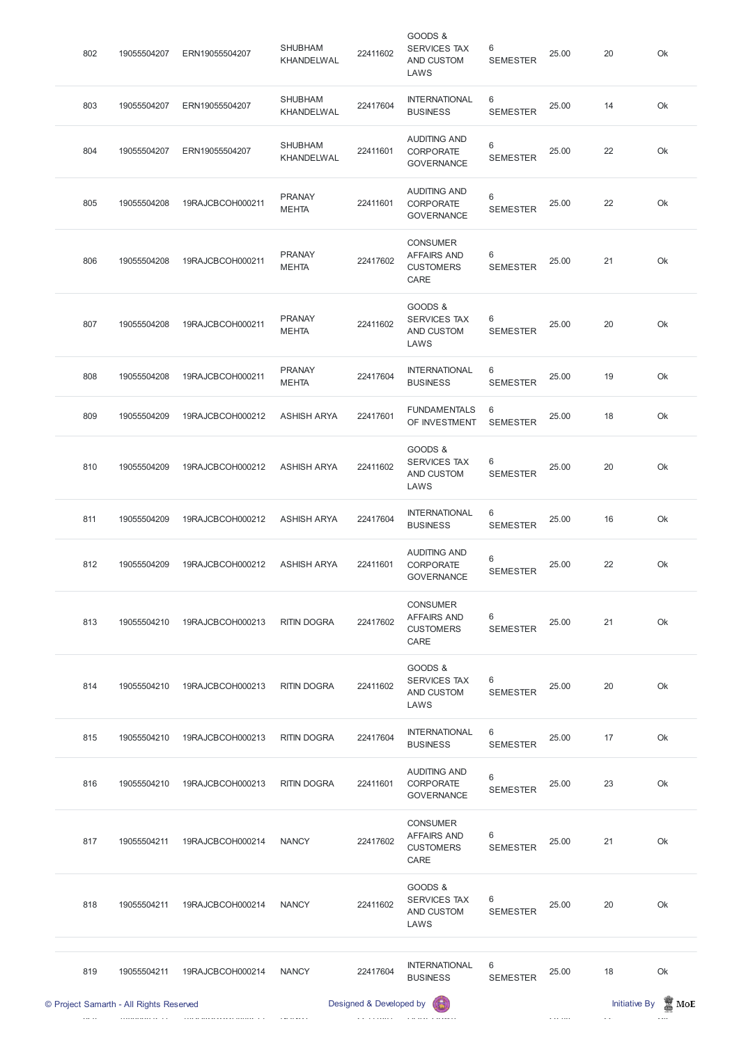| 802 | 19055504207 | ERN19055504207 | SHUBHAM KHANDELWAL | 22411602 | GOODS & SERVICES TAX AND CUSTOM LAWS | 6 SEMESTER | 25.00 | 20 | Ok |
|---|---|---|---|---|---|---|---|---|---|
| 803 | 19055504207 | ERN19055504207 | SHUBHAM KHANDELWAL | 22417604 | INTERNATIONAL BUSINESS | 6 SEMESTER | 25.00 | 14 | Ok |
| 804 | 19055504207 | ERN19055504207 | SHUBHAM KHANDELWAL | 22411601 | AUDITING AND CORPORATE GOVERNANCE | 6 SEMESTER | 25.00 | 22 | Ok |
| 805 | 19055504208 | 19RAJCBCOH000211 | PRANAY MEHTA | 22411601 | AUDITING AND CORPORATE GOVERNANCE | 6 SEMESTER | 25.00 | 22 | Ok |
| 806 | 19055504208 | 19RAJCBCOH000211 | PRANAY MEHTA | 22417602 | CONSUMER AFFAIRS AND CUSTOMERS CARE | 6 SEMESTER | 25.00 | 21 | Ok |
| 807 | 19055504208 | 19RAJCBCOH000211 | PRANAY MEHTA | 22411602 | GOODS & SERVICES TAX AND CUSTOM LAWS | 6 SEMESTER | 25.00 | 20 | Ok |
| 808 | 19055504208 | 19RAJCBCOH000211 | PRANAY MEHTA | 22417604 | INTERNATIONAL BUSINESS | 6 SEMESTER | 25.00 | 19 | Ok |
| 809 | 19055504209 | 19RAJCBCOH000212 | ASHISH ARYA | 22417601 | FUNDAMENTALS OF INVESTMENT | 6 SEMESTER | 25.00 | 18 | Ok |
| 810 | 19055504209 | 19RAJCBCOH000212 | ASHISH ARYA | 22411602 | GOODS & SERVICES TAX AND CUSTOM LAWS | 6 SEMESTER | 25.00 | 20 | Ok |
| 811 | 19055504209 | 19RAJCBCOH000212 | ASHISH ARYA | 22417604 | INTERNATIONAL BUSINESS | 6 SEMESTER | 25.00 | 16 | Ok |
| 812 | 19055504209 | 19RAJCBCOH000212 | ASHISH ARYA | 22411601 | AUDITING AND CORPORATE GOVERNANCE | 6 SEMESTER | 25.00 | 22 | Ok |
| 813 | 19055504210 | 19RAJCBCOH000213 | RITIN DOGRA | 22417602 | CONSUMER AFFAIRS AND CUSTOMERS CARE | 6 SEMESTER | 25.00 | 21 | Ok |
| 814 | 19055504210 | 19RAJCBCOH000213 | RITIN DOGRA | 22411602 | GOODS & SERVICES TAX AND CUSTOM LAWS | 6 SEMESTER | 25.00 | 20 | Ok |
| 815 | 19055504210 | 19RAJCBCOH000213 | RITIN DOGRA | 22417604 | INTERNATIONAL BUSINESS | 6 SEMESTER | 25.00 | 17 | Ok |
| 816 | 19055504210 | 19RAJCBCOH000213 | RITIN DOGRA | 22411601 | AUDITING AND CORPORATE GOVERNANCE | 6 SEMESTER | 25.00 | 23 | Ok |
| 817 | 19055504211 | 19RAJCBCOH000214 | NANCY | 22417602 | CONSUMER AFFAIRS AND CUSTOMERS CARE | 6 SEMESTER | 25.00 | 21 | Ok |
| 818 | 19055504211 | 19RAJCBCOH000214 | NANCY | 22411602 | GOODS & SERVICES TAX AND CUSTOM LAWS | 6 SEMESTER | 25.00 | 20 | Ok |
| 819 | 19055504211 | 19RAJCBCOH000214 | NANCY | 22417604 | INTERNATIONAL BUSINESS | 6 SEMESTER | 25.00 | 18 | Ok |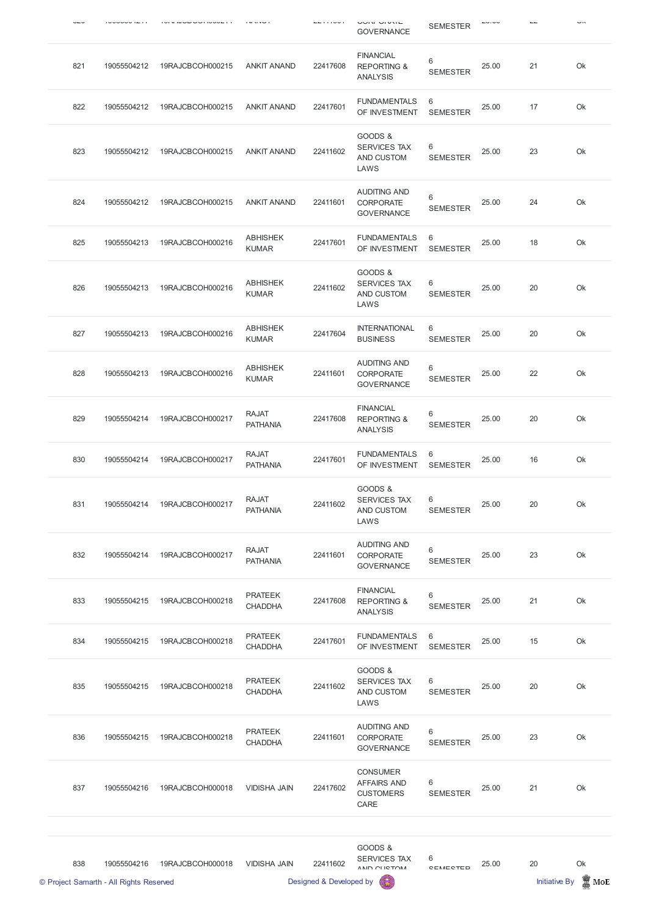| | | | | | CORPORATE GOVERNANCE | SEMESTER | | | |
|---|---|---|---|---|---|---|---|---|---|
| 821 | 19055504212 | 19RAJCBCOH000215 | ANKIT ANAND | 22417608 | FINANCIAL REPORTING & ANALYSIS | 6 SEMESTER | 25.00 | 21 | Ok |
| 822 | 19055504212 | 19RAJCBCOH000215 | ANKIT ANAND | 22417601 | FUNDAMENTALS OF INVESTMENT | 6 SEMESTER | 25.00 | 17 | Ok |
| 823 | 19055504212 | 19RAJCBCOH000215 | ANKIT ANAND | 22411602 | GOODS & SERVICES TAX AND CUSTOM LAWS | 6 SEMESTER | 25.00 | 23 | Ok |
| 824 | 19055504212 | 19RAJCBCOH000215 | ANKIT ANAND | 22411601 | AUDITING AND CORPORATE GOVERNANCE | 6 SEMESTER | 25.00 | 24 | Ok |
| 825 | 19055504213 | 19RAJCBCOH000216 | ABHISHEK KUMAR | 22417601 | FUNDAMENTALS OF INVESTMENT | 6 SEMESTER | 25.00 | 18 | Ok |
| 826 | 19055504213 | 19RAJCBCOH000216 | ABHISHEK KUMAR | 22411602 | GOODS & SERVICES TAX AND CUSTOM LAWS | 6 SEMESTER | 25.00 | 20 | Ok |
| 827 | 19055504213 | 19RAJCBCOH000216 | ABHISHEK KUMAR | 22417604 | INTERNATIONAL BUSINESS | 6 SEMESTER | 25.00 | 20 | Ok |
| 828 | 19055504213 | 19RAJCBCOH000216 | ABHISHEK KUMAR | 22411601 | AUDITING AND CORPORATE GOVERNANCE | 6 SEMESTER | 25.00 | 22 | Ok |
| 829 | 19055504214 | 19RAJCBCOH000217 | RAJAT PATHANIA | 22417608 | FINANCIAL REPORTING & ANALYSIS | 6 SEMESTER | 25.00 | 20 | Ok |
| 830 | 19055504214 | 19RAJCBCOH000217 | RAJAT PATHANIA | 22417601 | FUNDAMENTALS OF INVESTMENT | 6 SEMESTER | 25.00 | 16 | Ok |
| 831 | 19055504214 | 19RAJCBCOH000217 | RAJAT PATHANIA | 22411602 | GOODS & SERVICES TAX AND CUSTOM LAWS | 6 SEMESTER | 25.00 | 20 | Ok |
| 832 | 19055504214 | 19RAJCBCOH000217 | RAJAT PATHANIA | 22411601 | AUDITING AND CORPORATE GOVERNANCE | 6 SEMESTER | 25.00 | 23 | Ok |
| 833 | 19055504215 | 19RAJCBCOH000218 | PRATEEK CHADDHA | 22417608 | FINANCIAL REPORTING & ANALYSIS | 6 SEMESTER | 25.00 | 21 | Ok |
| 834 | 19055504215 | 19RAJCBCOH000218 | PRATEEK CHADDHA | 22417601 | FUNDAMENTALS OF INVESTMENT | 6 SEMESTER | 25.00 | 15 | Ok |
| 835 | 19055504215 | 19RAJCBCOH000218 | PRATEEK CHADDHA | 22411602 | GOODS & SERVICES TAX AND CUSTOM LAWS | 6 SEMESTER | 25.00 | 20 | Ok |
| 836 | 19055504215 | 19RAJCBCOH000218 | PRATEEK CHADDHA | 22411601 | AUDITING AND CORPORATE GOVERNANCE | 6 SEMESTER | 25.00 | 23 | Ok |
| 837 | 19055504216 | 19RAJCBCOH000018 | VIDISHA JAIN | 22417602 | CONSUMER AFFAIRS AND CUSTOMERS CARE | 6 SEMESTER | 25.00 | 21 | Ok |
| 838 | 19055504216 | 19RAJCBCOH000018 | VIDISHA JAIN | 22411602 | GOODS & SERVICES TAX AND CUSTOM | 6 SEMESTER | 25.00 | 20 | Ok |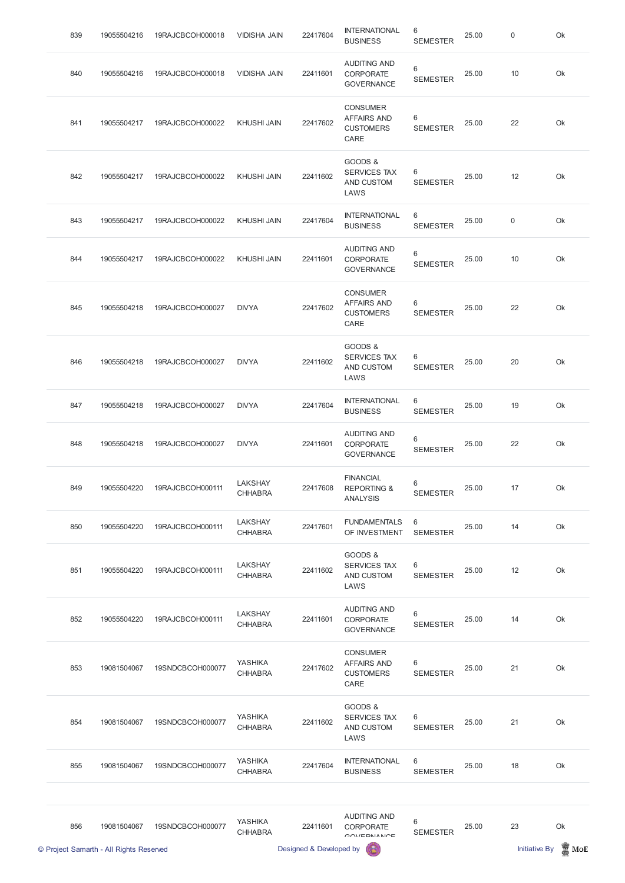| 839 | 19055504216 | 19RAJCBCOH000018 | VIDISHA JAIN | 22417604 | INTERNATIONAL BUSINESS | 6 SEMESTER | 25.00 | 0 | Ok |
|---|---|---|---|---|---|---|---|---|---|
| 840 | 19055504216 | 19RAJCBCOH000018 | VIDISHA JAIN | 22411601 | AUDITING AND CORPORATE GOVERNANCE | 6 SEMESTER | 25.00 | 10 | Ok |
| 841 | 19055504217 | 19RAJCBCOH000022 | KHUSHI JAIN | 22417602 | CONSUMER AFFAIRS AND CUSTOMERS CARE | 6 SEMESTER | 25.00 | 22 | Ok |
| 842 | 19055504217 | 19RAJCBCOH000022 | KHUSHI JAIN | 22411602 | GOODS & SERVICES TAX AND CUSTOM LAWS | 6 SEMESTER | 25.00 | 12 | Ok |
| 843 | 19055504217 | 19RAJCBCOH000022 | KHUSHI JAIN | 22417604 | INTERNATIONAL BUSINESS | 6 SEMESTER | 25.00 | 0 | Ok |
| 844 | 19055504217 | 19RAJCBCOH000022 | KHUSHI JAIN | 22411601 | AUDITING AND CORPORATE GOVERNANCE | 6 SEMESTER | 25.00 | 10 | Ok |
| 845 | 19055504218 | 19RAJCBCOH000027 | DIVYA | 22417602 | CONSUMER AFFAIRS AND CUSTOMERS CARE | 6 SEMESTER | 25.00 | 22 | Ok |
| 846 | 19055504218 | 19RAJCBCOH000027 | DIVYA | 22411602 | GOODS & SERVICES TAX AND CUSTOM LAWS | 6 SEMESTER | 25.00 | 20 | Ok |
| 847 | 19055504218 | 19RAJCBCOH000027 | DIVYA | 22417604 | INTERNATIONAL BUSINESS | 6 SEMESTER | 25.00 | 19 | Ok |
| 848 | 19055504218 | 19RAJCBCOH000027 | DIVYA | 22411601 | AUDITING AND CORPORATE GOVERNANCE | 6 SEMESTER | 25.00 | 22 | Ok |
| 849 | 19055504220 | 19RAJCBCOH000111 | LAKSHAY CHHABRA | 22417608 | FINANCIAL REPORTING & ANALYSIS | 6 SEMESTER | 25.00 | 17 | Ok |
| 850 | 19055504220 | 19RAJCBCOH000111 | LAKSHAY CHHABRA | 22417601 | FUNDAMENTALS OF INVESTMENT | 6 SEMESTER | 25.00 | 14 | Ok |
| 851 | 19055504220 | 19RAJCBCOH000111 | LAKSHAY CHHABRA | 22411602 | GOODS & SERVICES TAX AND CUSTOM LAWS | 6 SEMESTER | 25.00 | 12 | Ok |
| 852 | 19055504220 | 19RAJCBCOH000111 | LAKSHAY CHHABRA | 22411601 | AUDITING AND CORPORATE GOVERNANCE | 6 SEMESTER | 25.00 | 14 | Ok |
| 853 | 19081504067 | 19SNDCBCOH000077 | YASHIKA CHHABRA | 22417602 | CONSUMER AFFAIRS AND CUSTOMERS CARE | 6 SEMESTER | 25.00 | 21 | Ok |
| 854 | 19081504067 | 19SNDCBCOH000077 | YASHIKA CHHABRA | 22411602 | GOODS & SERVICES TAX AND CUSTOM LAWS | 6 SEMESTER | 25.00 | 21 | Ok |
| 855 | 19081504067 | 19SNDCBCOH000077 | YASHIKA CHHABRA | 22417604 | INTERNATIONAL BUSINESS | 6 SEMESTER | 25.00 | 18 | Ok |
| 856 | 19081504067 | 19SNDCBCOH000077 | YASHIKA CHHABRA | 22411601 | AUDITING AND CORPORATE GOVERNANCE | 6 SEMESTER | 25.00 | 23 | Ok |